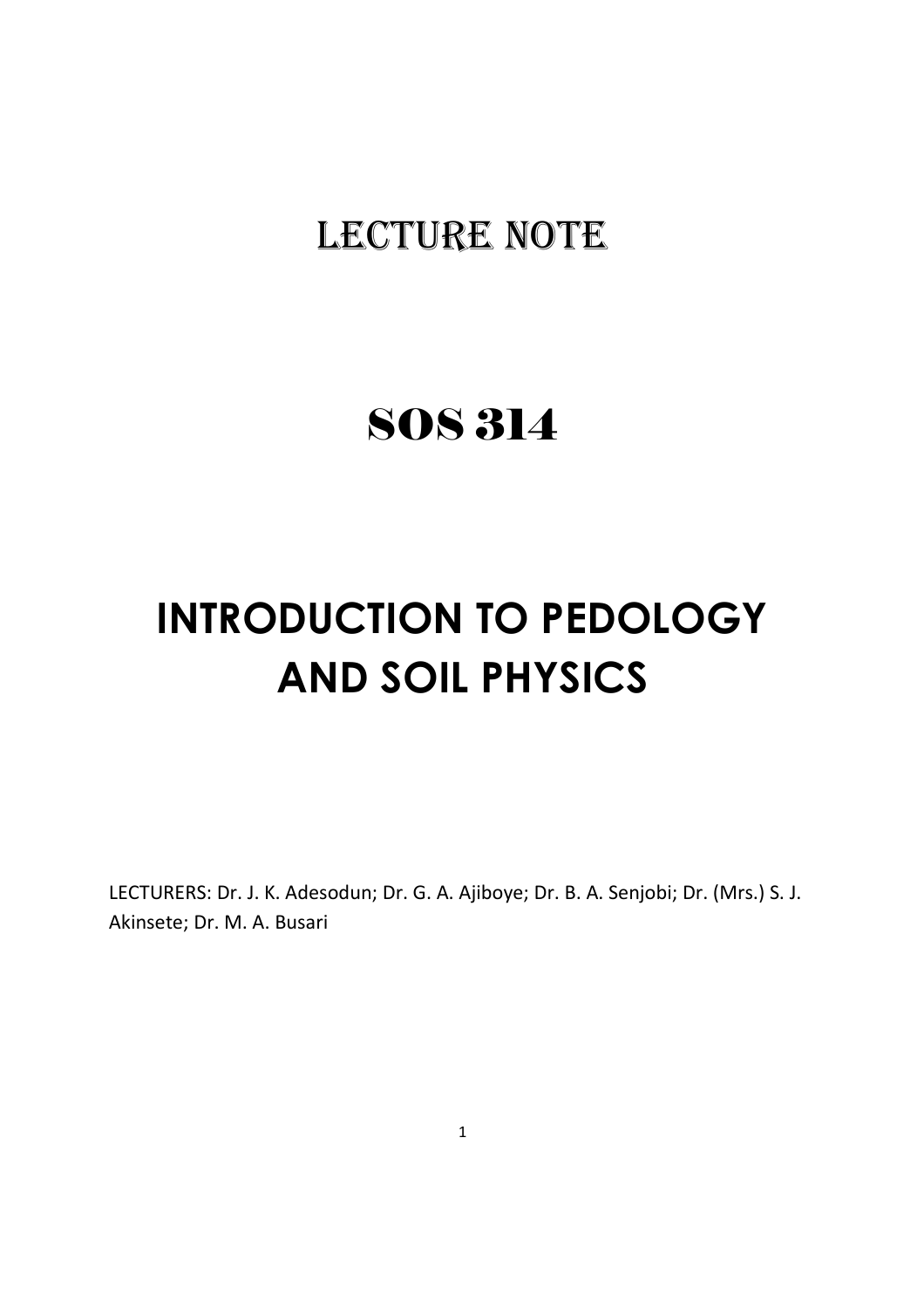# LECTURE NOTE

# SOS 314

# INTRODUCTION TO PEDOLOGY AND SOIL PHYSICS

LECTURERS: Dr. J. K. Adesodun; Dr. G. A. Ajiboye; Dr. B. A. Senjobi; Dr. (Mrs.) S. J. Akinsete; Dr. M. A. Busari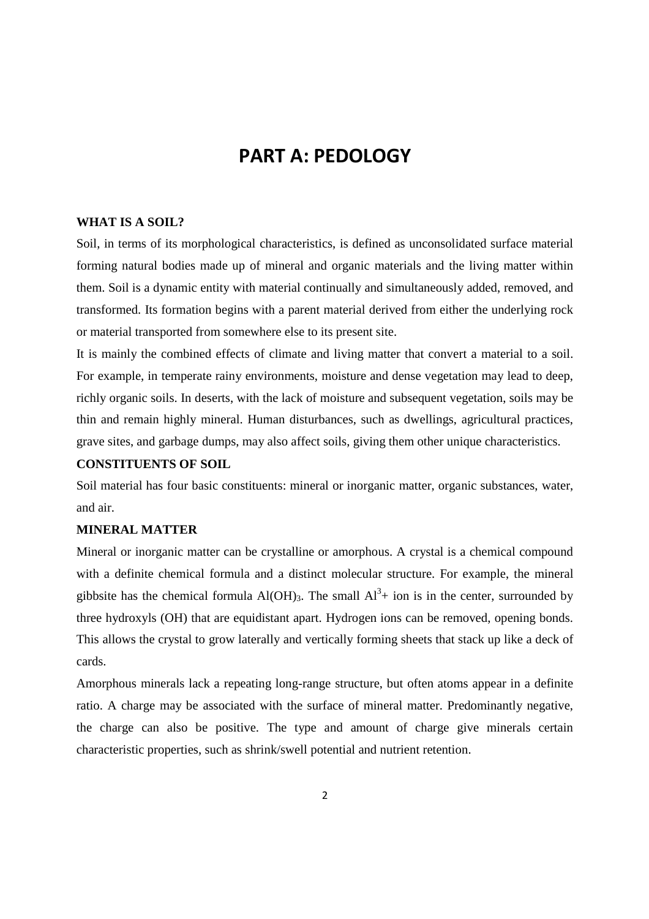# PART A: PEDOLOGY

## WHAT IS A SOIL?

Soil, in terms of its morphological characteristics, is defined as unconsolidated surface material forming natural bodies made up of mineral and organic materials and the living matter within them. Soil is a dynamic entity with material continually and simultaneously added, removed, and transformed. Its formation begins with a parent material derived from either the underlying rock or material transported from somewhere else to its present site.

It is mainly the combined effects of climate and living matter that convert a material to a soil. For example, in temperate rainy environments, moisture and dense vegetation may lead to deep, richly organic soils. In deserts, with the lack of moisture and subsequent vegetation, soils may be thin and remain highly mineral. Human disturbances, such as dwellings, agricultural practices, grave sites, and garbage dumps, may also affect soils, giving them other unique characteristics.

## CONSTITUENTS OF SOIL

Soil material has four basic constituents: mineral or inorganic matter, organic substances, water, and air.

## MINERAL MATTER

Mineral or inorganic matter can be crystalline or amorphous. A crystal is a chemical compound with a definite chemical formula and a distinct molecular structure. For example, the mineral gibbsite has the chemical formula $Al(OH)_3$. The small $Al^{3+}$ ion is in the center, surrounded by three hydroxyls (OH) that are equidistant apart. Hydrogen ions can be removed, opening bonds. This allows the crystal to grow laterally and vertically forming sheets that stack up like a deck of cards.

Amorphous minerals lack a repeating long-range structure, but often atoms appear in a definite ratio. A charge may be associated with the surface of mineral matter. Predominantly negative, the charge can also be positive. The type and amount of charge give minerals certain characteristic properties, such as shrink/swell potential and nutrient retention.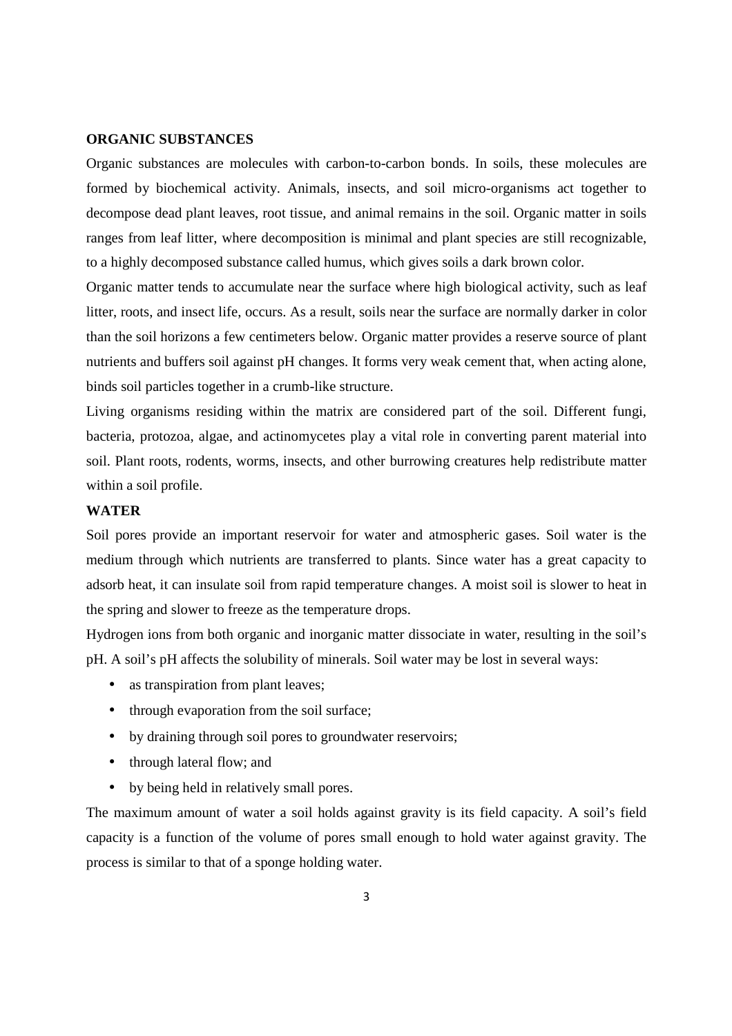**ORGANIC SUBSTANCES**

Organic substances are molecules with carbon-to-carbon bonds. In soils, these molecules are formed by biochemical activity. Animals, insects, and soil micro-organisms act together to decompose dead plant leaves, root tissue, and animal remains in the soil. Organic matter in soils ranges from leaf litter, where decomposition is minimal and plant species are still recognizable, to a highly decomposed substance called humus, which gives soils a dark brown color.

Organic matter tends to accumulate near the surface where high biological activity, such as leaf litter, roots, and insect life, occurs. As a result, soils near the surface are normally darker in color than the soil horizons a few centimeters below. Organic matter provides a reserve source of plant nutrients and buffers soil against pH changes. It forms very weak cement that, when acting alone, binds soil particles together in a crumb-like structure.

Living organisms residing within the matrix are considered part of the soil. Different fungi, bacteria, protozoa, algae, and actinomycetes play a vital role in converting parent material into soil. Plant roots, rodents, worms, insects, and other burrowing creatures help redistribute matter within a soil profile.

**WATER**

Soil pores provide an important reservoir for water and atmospheric gases. Soil water is the medium through which nutrients are transferred to plants. Since water has a great capacity to adsorb heat, it can insulate soil from rapid temperature changes. A moist soil is slower to heat in the spring and slower to freeze as the temperature drops.

Hydrogen ions from both organic and inorganic matter dissociate in water, resulting in the soil's pH. A soil's pH affects the solubility of minerals. Soil water may be lost in several ways:

- as transpiration from plant leaves;
- through evaporation from the soil surface;
- by draining through soil pores to groundwater reservoirs;
- through lateral flow; and
- by being held in relatively small pores.

The maximum amount of water a soil holds against gravity is its field capacity. A soil's field capacity is a function of the volume of pores small enough to hold water against gravity. The process is similar to that of a sponge holding water.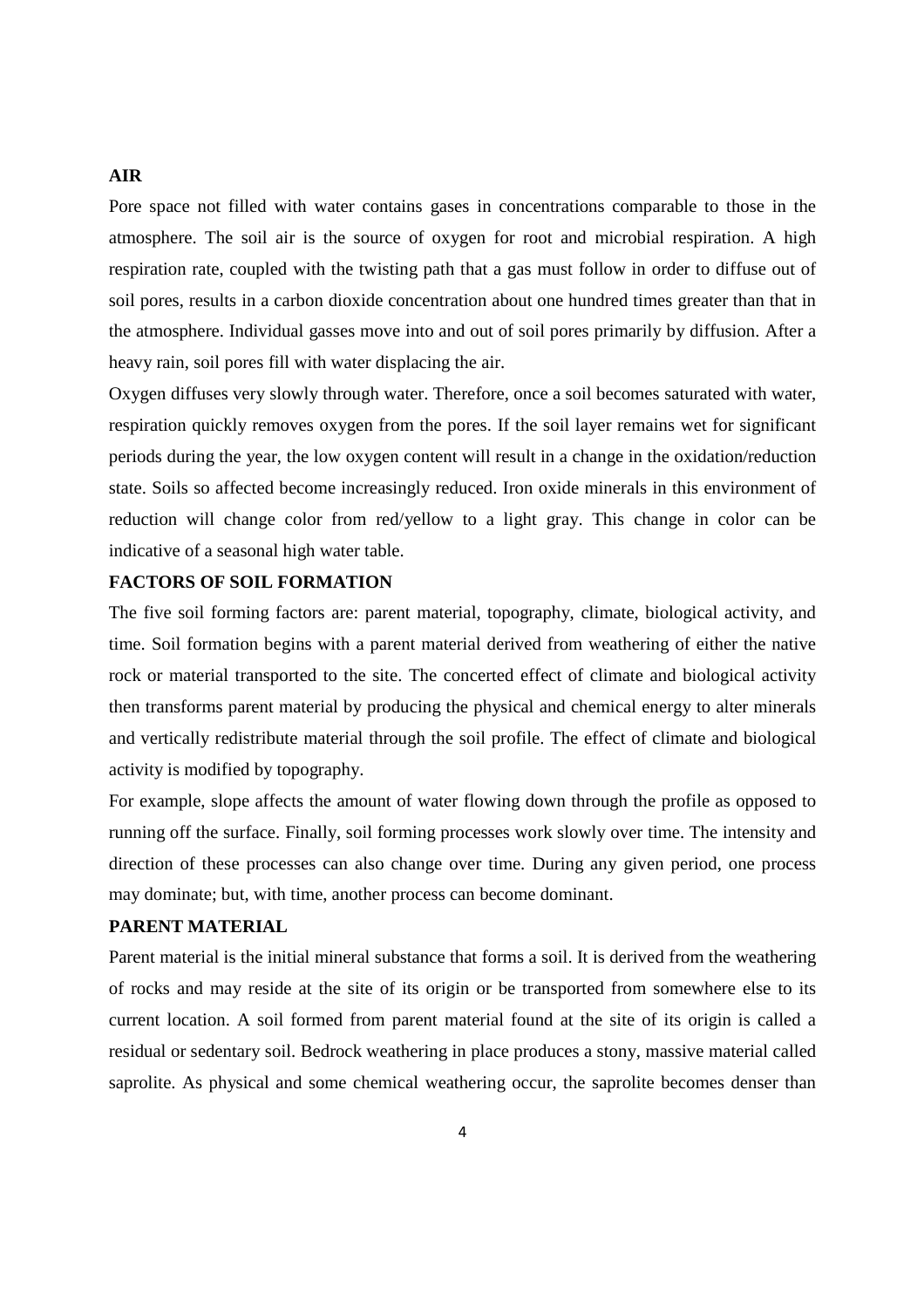**AIR**

Pore space not filled with water contains gases in concentrations comparable to those in the atmosphere. The soil air is the source of oxygen for root and microbial respiration. A high respiration rate, coupled with the twisting path that a gas must follow in order to diffuse out of soil pores, results in a carbon dioxide concentration about one hundred times greater than that in the atmosphere. Individual gasses move into and out of soil pores primarily by diffusion. After a heavy rain, soil pores fill with water displacing the air.

Oxygen diffuses very slowly through water. Therefore, once a soil becomes saturated with water, respiration quickly removes oxygen from the pores. If the soil layer remains wet for significant periods during the year, the low oxygen content will result in a change in the oxidation/reduction state. Soils so affected become increasingly reduced. Iron oxide minerals in this environment of reduction will change color from red/yellow to a light gray. This change in color can be indicative of a seasonal high water table.

**FACTORS OF SOIL FORMATION**

The five soil forming factors are: parent material, topography, climate, biological activity, and time. Soil formation begins with a parent material derived from weathering of either the native rock or material transported to the site. The concerted effect of climate and biological activity then transforms parent material by producing the physical and chemical energy to alter minerals and vertically redistribute material through the soil profile. The effect of climate and biological activity is modified by topography.

For example, slope affects the amount of water flowing down through the profile as opposed to running off the surface. Finally, soil forming processes work slowly over time. The intensity and direction of these processes can also change over time. During any given period, one process may dominate; but, with time, another process can become dominant.

**PARENT MATERIAL**

Parent material is the initial mineral substance that forms a soil. It is derived from the weathering of rocks and may reside at the site of its origin or be transported from somewhere else to its current location. A soil formed from parent material found at the site of its origin is called a residual or sedentary soil. Bedrock weathering in place produces a stony, massive material called saprolite. As physical and some chemical weathering occur, the saprolite becomes denser than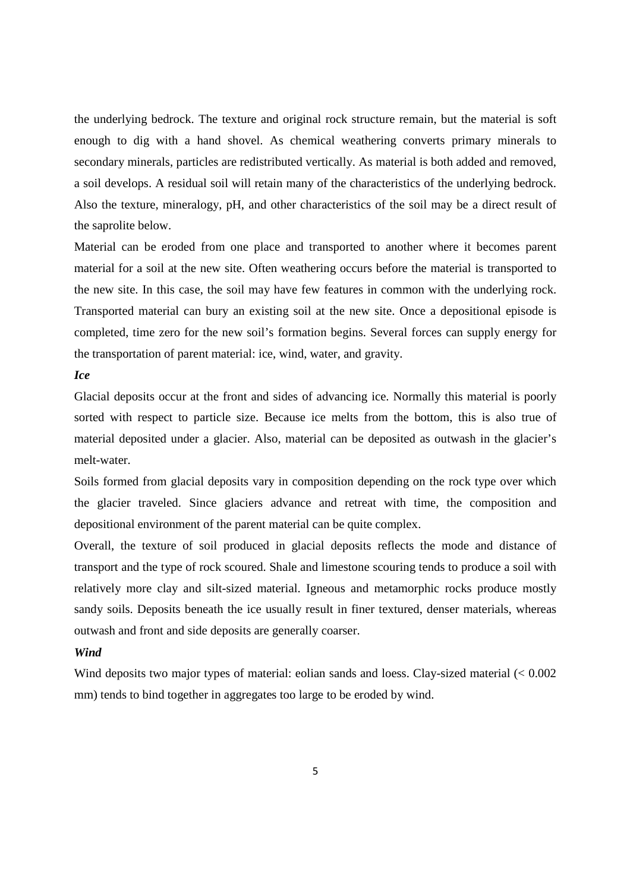the underlying bedrock. The texture and original rock structure remain, but the material is soft enough to dig with a hand shovel. As chemical weathering converts primary minerals to secondary minerals, particles are redistributed vertically. As material is both added and removed, a soil develops. A residual soil will retain many of the characteristics of the underlying bedrock. Also the texture, mineralogy, pH, and other characteristics of the soil may be a direct result of the saprolite below.

Material can be eroded from one place and transported to another where it becomes parent material for a soil at the new site. Often weathering occurs before the material is transported to the new site. In this case, the soil may have few features in common with the underlying rock. Transported material can bury an existing soil at the new site. Once a depositional episode is completed, time zero for the new soil's formation begins. Several forces can supply energy for the transportation of parent material: ice, wind, water, and gravity.

***Ice***

Glacial deposits occur at the front and sides of advancing ice. Normally this material is poorly sorted with respect to particle size. Because ice melts from the bottom, this is also true of material deposited under a glacier. Also, material can be deposited as outwash in the glacier's melt-water.

Soils formed from glacial deposits vary in composition depending on the rock type over which the glacier traveled. Since glaciers advance and retreat with time, the composition and depositional environment of the parent material can be quite complex.

Overall, the texture of soil produced in glacial deposits reflects the mode and distance of transport and the type of rock scoured. Shale and limestone scouring tends to produce a soil with relatively more clay and silt-sized material. Igneous and metamorphic rocks produce mostly sandy soils. Deposits beneath the ice usually result in finer textured, denser materials, whereas outwash and front and side deposits are generally coarser.

***Wind***

Wind deposits two major types of material: eolian sands and loess. Clay-sized material (< 0.002 mm) tends to bind together in aggregates too large to be eroded by wind.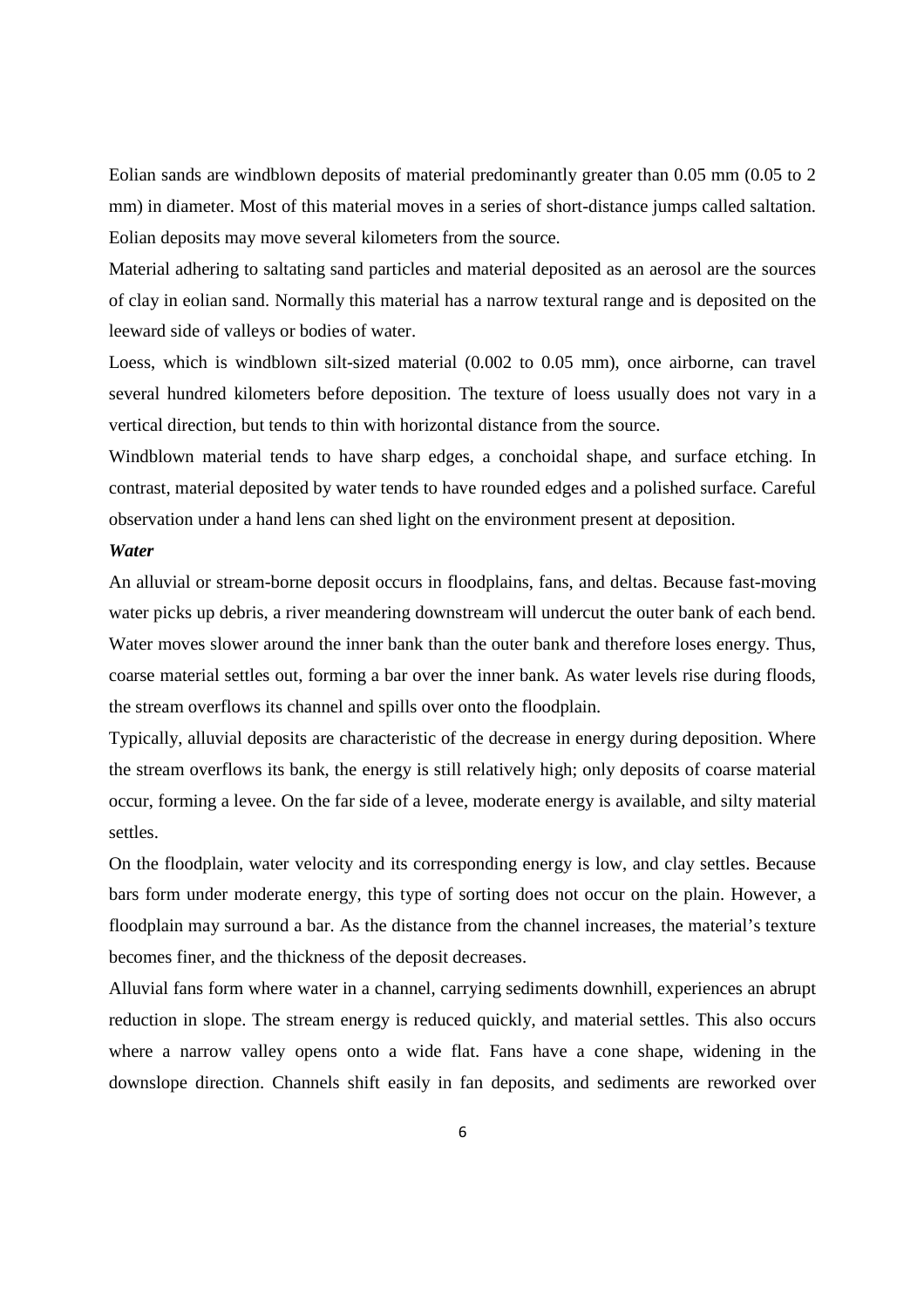Eolian sands are windblown deposits of material predominantly greater than 0.05 mm (0.05 to 2 mm) in diameter. Most of this material moves in a series of short-distance jumps called saltation. Eolian deposits may move several kilometers from the source.

Material adhering to saltating sand particles and material deposited as an aerosol are the sources of clay in eolian sand. Normally this material has a narrow textural range and is deposited on the leeward side of valleys or bodies of water.

Loess, which is windblown silt-sized material (0.002 to 0.05 mm), once airborne, can travel several hundred kilometers before deposition. The texture of loess usually does not vary in a vertical direction, but tends to thin with horizontal distance from the source.

Windblown material tends to have sharp edges, a conchoidal shape, and surface etching. In contrast, material deposited by water tends to have rounded edges and a polished surface. Careful observation under a hand lens can shed light on the environment present at deposition.

***Water***

An alluvial or stream-borne deposit occurs in floodplains, fans, and deltas. Because fast-moving water picks up debris, a river meandering downstream will undercut the outer bank of each bend. Water moves slower around the inner bank than the outer bank and therefore loses energy. Thus, coarse material settles out, forming a bar over the inner bank. As water levels rise during floods, the stream overflows its channel and spills over onto the floodplain.

Typically, alluvial deposits are characteristic of the decrease in energy during deposition. Where the stream overflows its bank, the energy is still relatively high; only deposits of coarse material occur, forming a levee. On the far side of a levee, moderate energy is available, and silty material settles.

On the floodplain, water velocity and its corresponding energy is low, and clay settles. Because bars form under moderate energy, this type of sorting does not occur on the plain. However, a floodplain may surround a bar. As the distance from the channel increases, the material's texture becomes finer, and the thickness of the deposit decreases.

Alluvial fans form where water in a channel, carrying sediments downhill, experiences an abrupt reduction in slope. The stream energy is reduced quickly, and material settles. This also occurs where a narrow valley opens onto a wide flat. Fans have a cone shape, widening in the downslope direction. Channels shift easily in fan deposits, and sediments are reworked over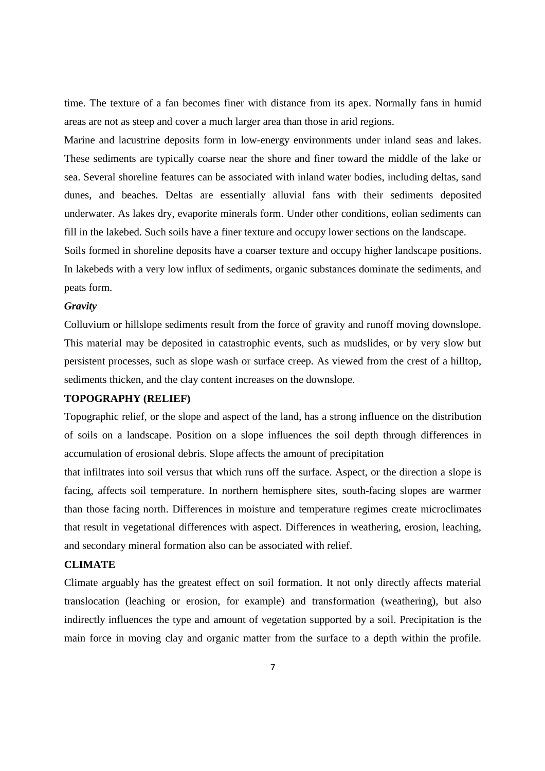time. The texture of a fan becomes finer with distance from its apex. Normally fans in humid areas are not as steep and cover a much larger area than those in arid regions.

Marine and lacustrine deposits form in low-energy environments under inland seas and lakes. These sediments are typically coarse near the shore and finer toward the middle of the lake or sea. Several shoreline features can be associated with inland water bodies, including deltas, sand dunes, and beaches. Deltas are essentially alluvial fans with their sediments deposited underwater. As lakes dry, evaporite minerals form. Under other conditions, eolian sediments can fill in the lakebed. Such soils have a finer texture and occupy lower sections on the landscape.

Soils formed in shoreline deposits have a coarser texture and occupy higher landscape positions. In lakebeds with a very low influx of sediments, organic substances dominate the sediments, and peats form.

***Gravity***

Colluvium or hillslope sediments result from the force of gravity and runoff moving downslope. This material may be deposited in catastrophic events, such as mudslides, or by very slow but persistent processes, such as slope wash or surface creep. As viewed from the crest of a hilltop, sediments thicken, and the clay content increases on the downslope.

**TOPOGRAPHY (RELIEF)**

Topographic relief, or the slope and aspect of the land, has a strong influence on the distribution of soils on a landscape. Position on a slope influences the soil depth through differences in accumulation of erosional debris. Slope affects the amount of precipitation that infiltrates into soil versus that which runs off the surface. Aspect, or the direction a slope is facing, affects soil temperature. In northern hemisphere sites, south-facing slopes are warmer than those facing north. Differences in moisture and temperature regimes create microclimates that result in vegetational differences with aspect. Differences in weathering, erosion, leaching, and secondary mineral formation also can be associated with relief.

**CLIMATE**

Climate arguably has the greatest effect on soil formation. It not only directly affects material translocation (leaching or erosion, for example) and transformation (weathering), but also indirectly influences the type and amount of vegetation supported by a soil. Precipitation is the main force in moving clay and organic matter from the surface to a depth within the profile.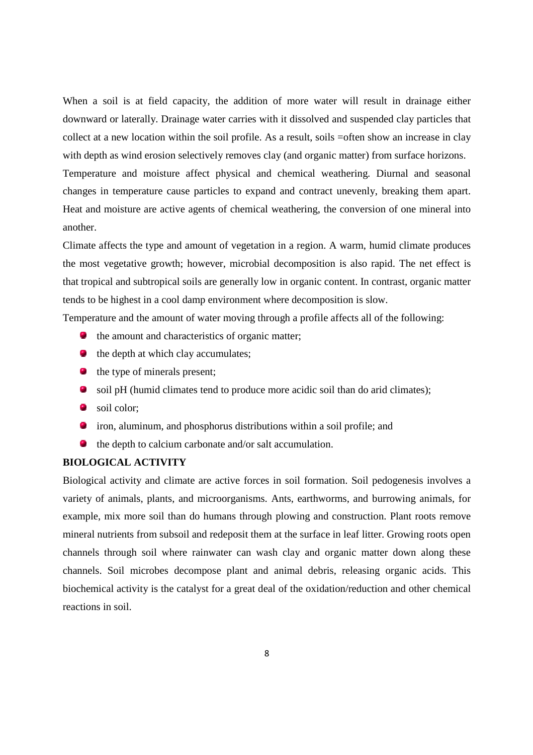When a soil is at field capacity, the addition of more water will result in drainage either downward or laterally. Drainage water carries with it dissolved and suspended clay particles that collect at a new location within the soil profile. As a result, soils =often show an increase in clay with depth as wind erosion selectively removes clay (and organic matter) from surface horizons.

Temperature and moisture affect physical and chemical weathering. Diurnal and seasonal changes in temperature cause particles to expand and contract unevenly, breaking them apart. Heat and moisture are active agents of chemical weathering, the conversion of one mineral into another.

Climate affects the type and amount of vegetation in a region. A warm, humid climate produces the most vegetative growth; however, microbial decomposition is also rapid. The net effect is that tropical and subtropical soils are generally low in organic content. In contrast, organic matter tends to be highest in a cool damp environment where decomposition is slow.

Temperature and the amount of water moving through a profile affects all of the following:

- the amount and characteristics of organic matter;
- the depth at which clay accumulates;
- the type of minerals present;
- soil pH (humid climates tend to produce more acidic soil than do arid climates);
- soil color;
- iron, aluminum, and phosphorus distributions within a soil profile; and
- the depth to calcium carbonate and/or salt accumulation.

**BIOLOGICAL ACTIVITY**

Biological activity and climate are active forces in soil formation. Soil pedogenesis involves a variety of animals, plants, and microorganisms. Ants, earthworms, and burrowing animals, for example, mix more soil than do humans through plowing and construction. Plant roots remove mineral nutrients from subsoil and redeposit them at the surface in leaf litter. Growing roots open channels through soil where rainwater can wash clay and organic matter down along these channels. Soil microbes decompose plant and animal debris, releasing organic acids. This biochemical activity is the catalyst for a great deal of the oxidation/reduction and other chemical reactions in soil.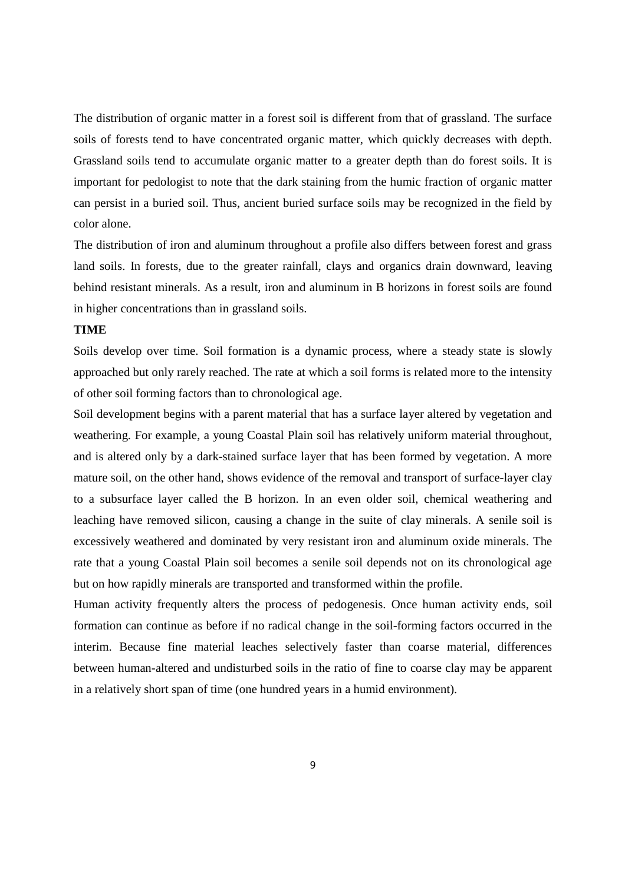The distribution of organic matter in a forest soil is different from that of grassland. The surface soils of forests tend to have concentrated organic matter, which quickly decreases with depth. Grassland soils tend to accumulate organic matter to a greater depth than do forest soils. It is important for pedologist to note that the dark staining from the humic fraction of organic matter can persist in a buried soil. Thus, ancient buried surface soils may be recognized in the field by color alone.

The distribution of iron and aluminum throughout a profile also differs between forest and grass land soils. In forests, due to the greater rainfall, clays and organics drain downward, leaving behind resistant minerals. As a result, iron and aluminum in B horizons in forest soils are found in higher concentrations than in grassland soils.

**TIME**

Soils develop over time. Soil formation is a dynamic process, where a steady state is slowly approached but only rarely reached. The rate at which a soil forms is related more to the intensity of other soil forming factors than to chronological age.

Soil development begins with a parent material that has a surface layer altered by vegetation and weathering. For example, a young Coastal Plain soil has relatively uniform material throughout, and is altered only by a dark-stained surface layer that has been formed by vegetation. A more mature soil, on the other hand, shows evidence of the removal and transport of surface-layer clay to a subsurface layer called the B horizon. In an even older soil, chemical weathering and leaching have removed silicon, causing a change in the suite of clay minerals. A senile soil is excessively weathered and dominated by very resistant iron and aluminum oxide minerals. The rate that a young Coastal Plain soil becomes a senile soil depends not on its chronological age but on how rapidly minerals are transported and transformed within the profile.

Human activity frequently alters the process of pedogenesis. Once human activity ends, soil formation can continue as before if no radical change in the soil-forming factors occurred in the interim. Because fine material leaches selectively faster than coarse material, differences between human-altered and undisturbed soils in the ratio of fine to coarse clay may be apparent in a relatively short span of time (one hundred years in a humid environment).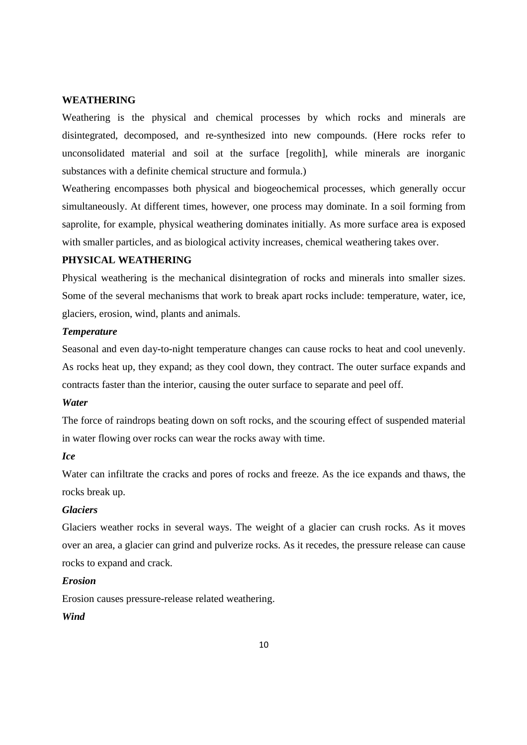## WEATHERING

Weathering is the physical and chemical processes by which rocks and minerals are disintegrated, decomposed, and re-synthesized into new compounds. (Here rocks refer to unconsolidated material and soil at the surface [regolith], while minerals are inorganic substances with a definite chemical structure and formula.)

Weathering encompasses both physical and biogeochemical processes, which generally occur simultaneously. At different times, however, one process may dominate. In a soil forming from saprolite, for example, physical weathering dominates initially. As more surface area is exposed with smaller particles, and as biological activity increases, chemical weathering takes over.

## PHYSICAL WEATHERING

Physical weathering is the mechanical disintegration of rocks and minerals into smaller sizes. Some of the several mechanisms that work to break apart rocks include: temperature, water, ice, glaciers, erosion, wind, plants and animals.

### *Temperature*

Seasonal and even day-to-night temperature changes can cause rocks to heat and cool unevenly. As rocks heat up, they expand; as they cool down, they contract. The outer surface expands and contracts faster than the interior, causing the outer surface to separate and peel off.

### *Water*

The force of raindrops beating down on soft rocks, and the scouring effect of suspended material in water flowing over rocks can wear the rocks away with time.

### *Ice*

Water can infiltrate the cracks and pores of rocks and freeze. As the ice expands and thaws, the rocks break up.

### *Glaciers*

Glaciers weather rocks in several ways. The weight of a glacier can crush rocks. As it moves over an area, a glacier can grind and pulverize rocks. As it recedes, the pressure release can cause rocks to expand and crack.

### *Erosion*

Erosion causes pressure-release related weathering.

### *Wind*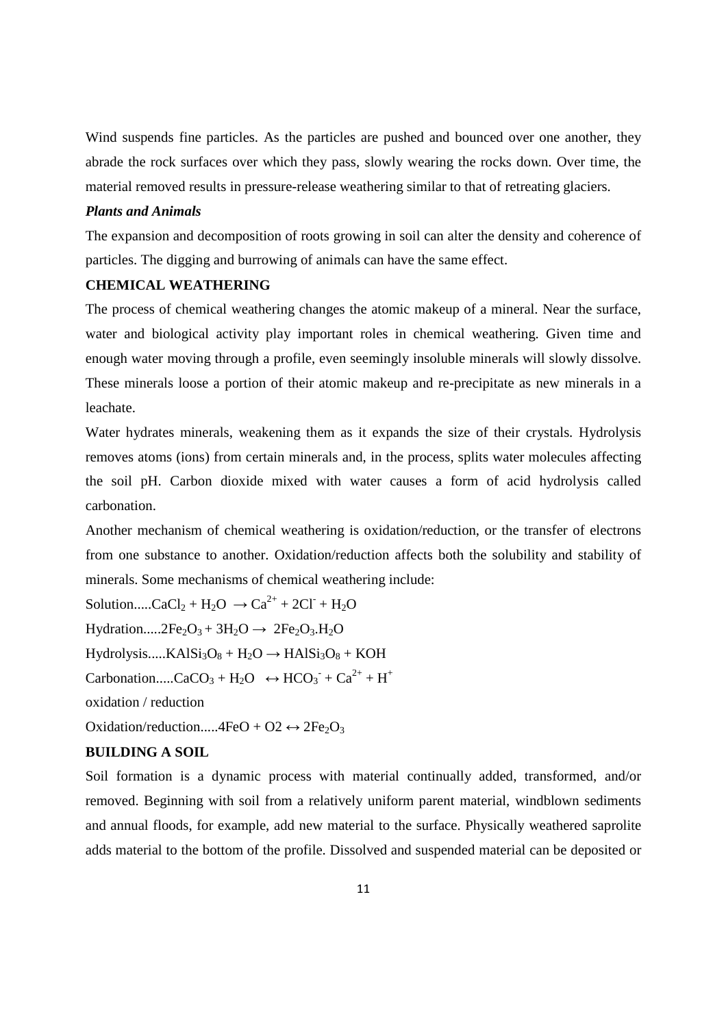Wind suspends fine particles. As the particles are pushed and bounced over one another, they abrade the rock surfaces over which they pass, slowly wearing the rocks down. Over time, the material removed results in pressure-release weathering similar to that of retreating glaciers.

***Plants and Animals***

The expansion and decomposition of roots growing in soil can alter the density and coherence of particles. The digging and burrowing of animals can have the same effect.

**CHEMICAL WEATHERING**

The process of chemical weathering changes the atomic makeup of a mineral. Near the surface, water and biological activity play important roles in chemical weathering. Given time and enough water moving through a profile, even seemingly insoluble minerals will slowly dissolve. These minerals loose a portion of their atomic makeup and re-precipitate as new minerals in a leachate.

Water hydrates minerals, weakening them as it expands the size of their crystals. Hydrolysis removes atoms (ions) from certain minerals and, in the process, splits water molecules affecting the soil pH. Carbon dioxide mixed with water causes a form of acid hydrolysis called carbonation.

Another mechanism of chemical weathering is oxidation/reduction, or the transfer of electrons from one substance to another. Oxidation/reduction affects both the solubility and stability of minerals. Some mechanisms of chemical weathering include:

Solution.....$CaCl_2 + H_2O \rightarrow Ca^{2+} + 2Cl^- + H_2O$

Hydration.....$2Fe_2O_3 + 3H_2O \rightarrow 2Fe_2O_3.H_2O$

Hydrolysis.....$KAlSi_3O_8 + H_2O \rightarrow HAlSi_3O_8 + KOH$

Carbonation.....$CaCO_3 + H_2O \leftrightarrow HCO_3^- + Ca^{2+} + H^+$

oxidation / reduction

Oxidation/reduction.....$4FeO + O2 \leftrightarrow 2Fe_2O_3$

**BUILDING A SOIL**

Soil formation is a dynamic process with material continually added, transformed, and/or removed. Beginning with soil from a relatively uniform parent material, windblown sediments and annual floods, for example, add new material to the surface. Physically weathered saprolite adds material to the bottom of the profile. Dissolved and suspended material can be deposited or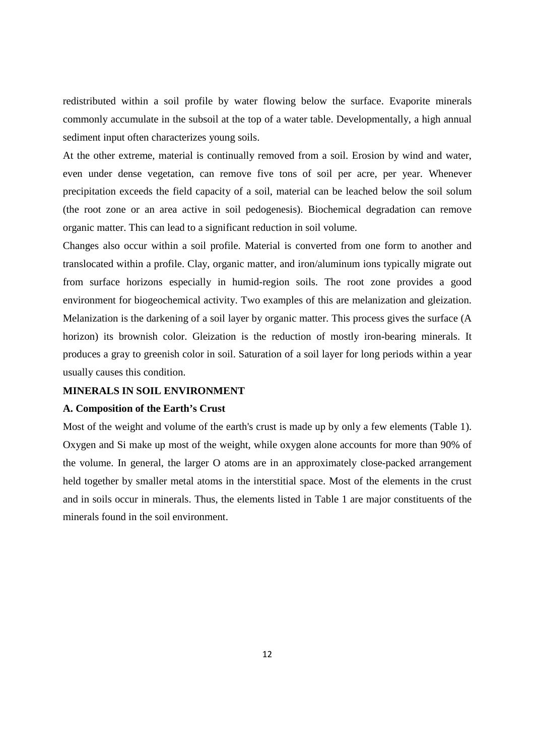redistributed within a soil profile by water flowing below the surface. Evaporite minerals commonly accumulate in the subsoil at the top of a water table. Developmentally, a high annual sediment input often characterizes young soils.

At the other extreme, material is continually removed from a soil. Erosion by wind and water, even under dense vegetation, can remove five tons of soil per acre, per year. Whenever precipitation exceeds the field capacity of a soil, material can be leached below the soil solum (the root zone or an area active in soil pedogenesis). Biochemical degradation can remove organic matter. This can lead to a significant reduction in soil volume.

Changes also occur within a soil profile. Material is converted from one form to another and translocated within a profile. Clay, organic matter, and iron/aluminum ions typically migrate out from surface horizons especially in humid-region soils. The root zone provides a good environment for biogeochemical activity. Two examples of this are melanization and gleization. Melanization is the darkening of a soil layer by organic matter. This process gives the surface (A horizon) its brownish color. Gleization is the reduction of mostly iron-bearing minerals. It produces a gray to greenish color in soil. Saturation of a soil layer for long periods within a year usually causes this condition.

## MINERALS IN SOIL ENVIRONMENT

### A. Composition of the Earth's Crust

Most of the weight and volume of the earth's crust is made up by only a few elements (Table 1). Oxygen and Si make up most of the weight, while oxygen alone accounts for more than 90% of the volume. In general, the larger O atoms are in an approximately close-packed arrangement held together by smaller metal atoms in the interstitial space. Most of the elements in the crust and in soils occur in minerals. Thus, the elements listed in Table 1 are major constituents of the minerals found in the soil environment.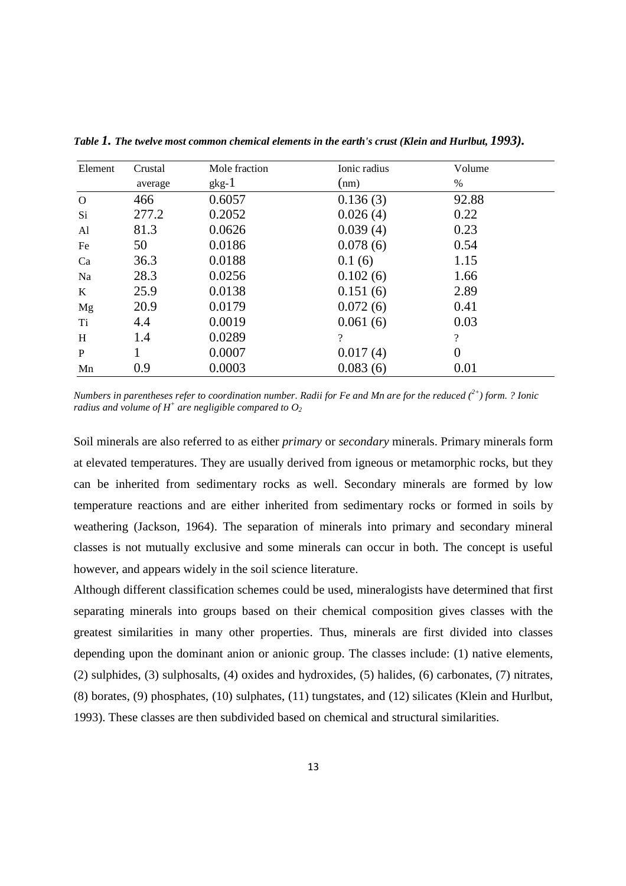*Table 1. The twelve most common chemical elements in the earth's crust (Klein and Hurlbut, 1993).*

| Element | Crustal average | Mole fraction gkg-1 | Ionic radius (nm) | Volume % |
|---|---|---|---|---|
| O | 466 | 0.6057 | 0.136 (3) | 92.88 |
| Si | 277.2 | 0.2052 | 0.026 (4) | 0.22 |
| Al | 81.3 | 0.0626 | 0.039 (4) | 0.23 |
| Fe | 50 | 0.0186 | 0.078 (6) | 0.54 |
| Ca | 36.3 | 0.0188 | 0.1 (6) | 1.15 |
| Na | 28.3 | 0.0256 | 0.102 (6) | 1.66 |
| K | 25.9 | 0.0138 | 0.151 (6) | 2.89 |
| Mg | 20.9 | 0.0179 | 0.072 (6) | 0.41 |
| Ti | 4.4 | 0.0019 | 0.061 (6) | 0.03 |
| H | 1.4 | 0.0289 | ? | ? |
| P | 1 | 0.0007 | 0.017 (4) | 0 |
| Mn | 0.9 | 0.0003 | 0.083 (6) | 0.01 |

*Numbers in parentheses refer to coordination number. Radii for Fe and Mn are for the reduced ($^{2+}$) form. ? Ionic radius and volume of $H^+$ are negligible compared to $O_2$*

Soil minerals are also referred to as either *primary* or *secondary* minerals. Primary minerals form at elevated temperatures. They are usually derived from igneous or metamorphic rocks, but they can be inherited from sedimentary rocks as well. Secondary minerals are formed by low temperature reactions and are either inherited from sedimentary rocks or formed in soils by weathering (Jackson, 1964). The separation of minerals into primary and secondary mineral classes is not mutually exclusive and some minerals can occur in both. The concept is useful however, and appears widely in the soil science literature.

Although different classification schemes could be used, mineralogists have determined that first separating minerals into groups based on their chemical composition gives classes with the greatest similarities in many other properties. Thus, minerals are first divided into classes depending upon the dominant anion or anionic group. The classes include: (1) native elements, (2) sulphides, (3) sulphosalts, (4) oxides and hydroxides, (5) halides, (6) carbonates, (7) nitrates, (8) borates, (9) phosphates, (10) sulphates, (11) tungstates, and (12) silicates (Klein and Hurlbut, 1993). These classes are then subdivided based on chemical and structural similarities.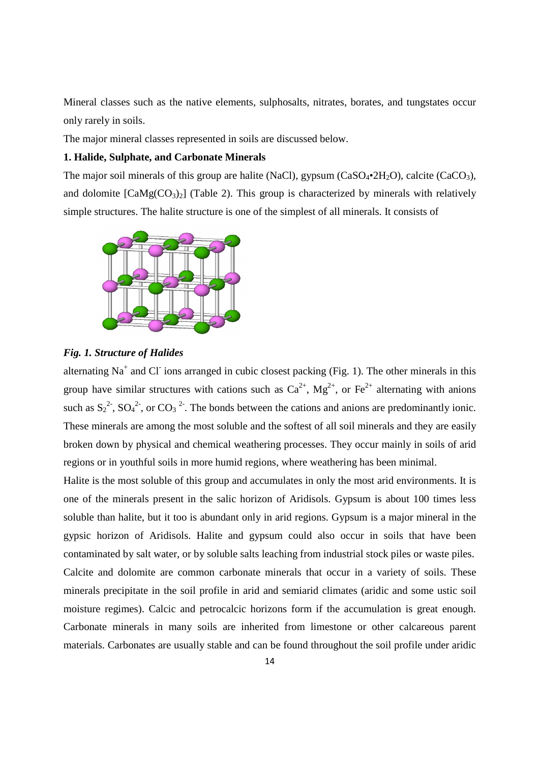Mineral classes such as the native elements, sulphosalts, nitrates, borates, and tungstates occur only rarely in soils.

The major mineral classes represented in soils are discussed below.

**1. Halide, Sulphate, and Carbonate Minerals**

The major soil minerals of this group are halite (NaCl), gypsum ($CaSO_4$•$2H_2O$), calcite ($CaCO_3$), and dolomite [$CaMg(CO_3)_2$] (Table 2). This group is characterized by minerals with relatively simple structures. The halite structure is one of the simplest of all minerals. It consists of

***Fig. 1. Structure of Halides***

alternating $Na^+$ and $Cl^-$ ions arranged in cubic closest packing (Fig. 1). The other minerals in this group have similar structures with cations such as $Ca^{2+}$, $Mg^{2+}$, or $Fe^{2+}$ alternating with anions such as $S_2^{2-}$, $SO_4^{2-}$, or $CO_3^{2-}$. The bonds between the cations and anions are predominantly ionic. These minerals are among the most soluble and the softest of all soil minerals and they are easily broken down by physical and chemical weathering processes. They occur mainly in soils of arid regions or in youthful soils in more humid regions, where weathering has been minimal.

Halite is the most soluble of this group and accumulates in only the most arid environments. It is one of the minerals present in the salic horizon of Aridisols. Gypsum is about 100 times less soluble than halite, but it too is abundant only in arid regions. Gypsum is a major mineral in the gypsic horizon of Aridisols. Halite and gypsum could also occur in soils that have been contaminated by salt water, or by soluble salts leaching from industrial stock piles or waste piles.

Calcite and dolomite are common carbonate minerals that occur in a variety of soils. These minerals precipitate in the soil profile in arid and semiarid climates (aridic and some ustic soil moisture regimes). Calcic and petrocalcic horizons form if the accumulation is great enough. Carbonate minerals in many soils are inherited from limestone or other calcareous parent materials. Carbonates are usually stable and can be found throughout the soil profile under aridic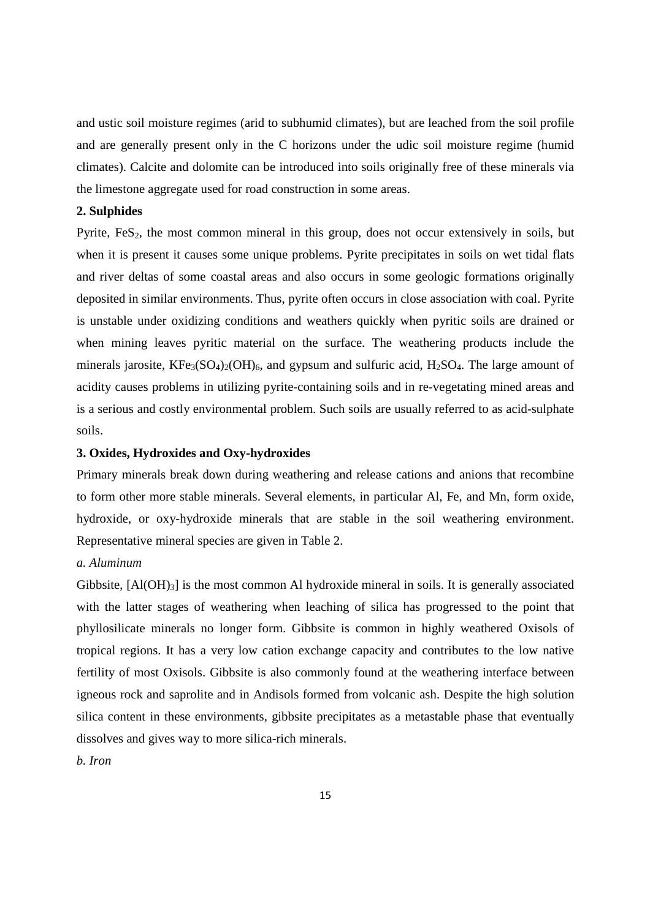and ustic soil moisture regimes (arid to subhumid climates), but are leached from the soil profile and are generally present only in the C horizons under the udic soil moisture regime (humid climates). Calcite and dolomite can be introduced into soils originally free of these minerals via the limestone aggregate used for road construction in some areas.

**2. Sulphides**

Pyrite, $FeS_2$, the most common mineral in this group, does not occur extensively in soils, but when it is present it causes some unique problems. Pyrite precipitates in soils on wet tidal flats and river deltas of some coastal areas and also occurs in some geologic formations originally deposited in similar environments. Thus, pyrite often occurs in close association with coal. Pyrite is unstable under oxidizing conditions and weathers quickly when pyritic soils are drained or when mining leaves pyritic material on the surface. The weathering products include the minerals jarosite, $KFe_3(SO_4)_2(OH)_6$, and gypsum and sulfuric acid, $H_2SO_4$. The large amount of acidity causes problems in utilizing pyrite-containing soils and in re-vegetating mined areas and is a serious and costly environmental problem. Such soils are usually referred to as acid-sulphate soils.

**3. Oxides, Hydroxides and Oxy-hydroxides**

Primary minerals break down during weathering and release cations and anions that recombine to form other more stable minerals. Several elements, in particular Al, Fe, and Mn, form oxide, hydroxide, or oxy-hydroxide minerals that are stable in the soil weathering environment. Representative mineral species are given in Table 2.

*a. Aluminum*

Gibbsite, $[Al(OH)_3]$ is the most common Al hydroxide mineral in soils. It is generally associated with the latter stages of weathering when leaching of silica has progressed to the point that phyllosilicate minerals no longer form. Gibbsite is common in highly weathered Oxisols of tropical regions. It has a very low cation exchange capacity and contributes to the low native fertility of most Oxisols. Gibbsite is also commonly found at the weathering interface between igneous rock and saprolite and in Andisols formed from volcanic ash. Despite the high solution silica content in these environments, gibbsite precipitates as a metastable phase that eventually dissolves and gives way to more silica-rich minerals.

*b. Iron*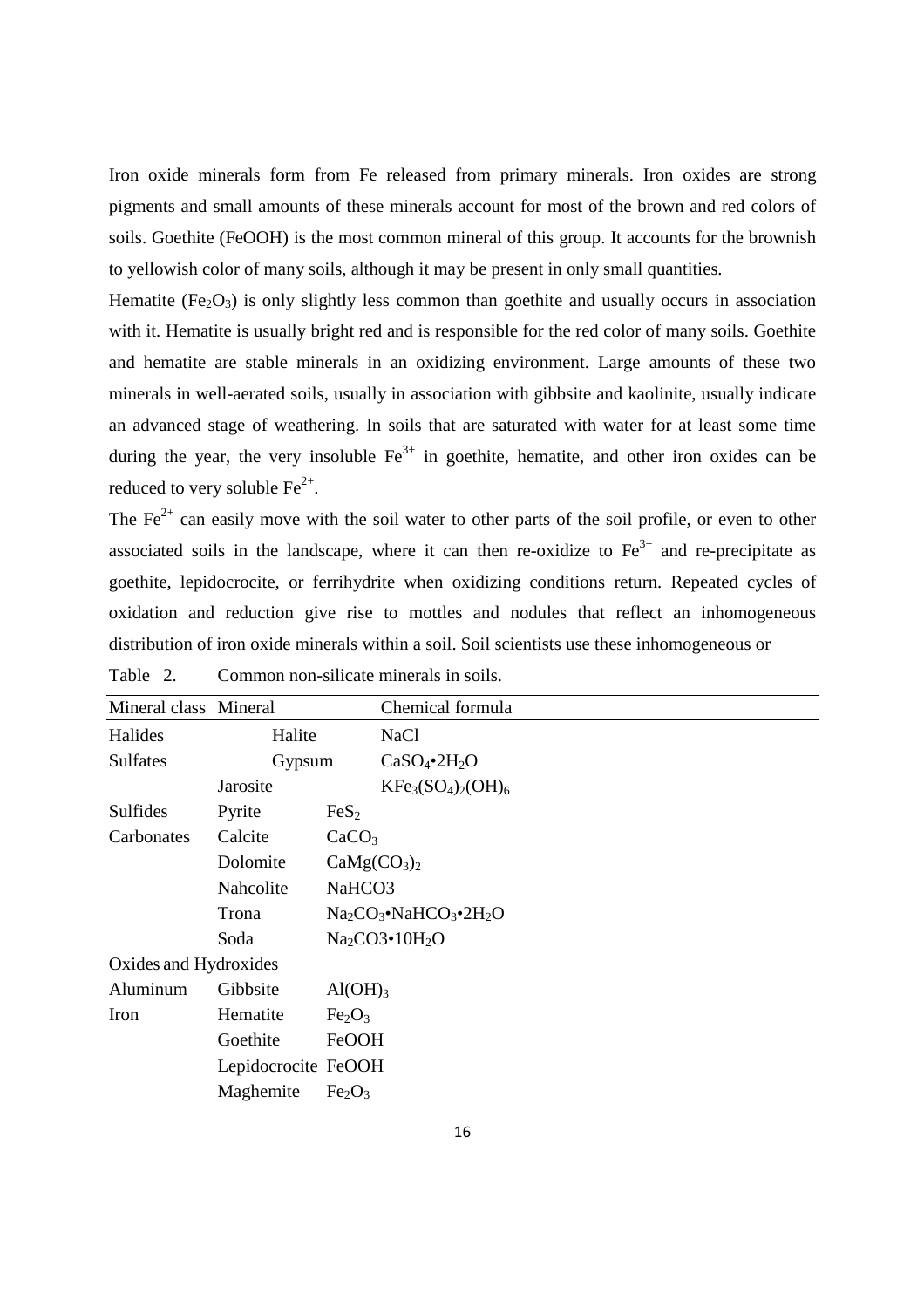Iron oxide minerals form from Fe released from primary minerals. Iron oxides are strong pigments and small amounts of these minerals account for most of the brown and red colors of soils. Goethite (FeOOH) is the most common mineral of this group. It accounts for the brownish to yellowish color of many soils, although it may be present in only small quantities.

Hematite ($Fe_2O_3$) is only slightly less common than goethite and usually occurs in association with it. Hematite is usually bright red and is responsible for the red color of many soils. Goethite and hematite are stable minerals in an oxidizing environment. Large amounts of these two minerals in well-aerated soils, usually in association with gibbsite and kaolinite, usually indicate an advanced stage of weathering. In soils that are saturated with water for at least some time during the year, the very insoluble $Fe^{3+}$ in goethite, hematite, and other iron oxides can be reduced to very soluble $Fe^{2+}$.

The $Fe^{2+}$ can easily move with the soil water to other parts of the soil profile, or even to other associated soils in the landscape, where it can then re-oxidize to $Fe^{3+}$ and re-precipitate as goethite, lepidocrocite, or ferrihydrite when oxidizing conditions return. Repeated cycles of oxidation and reduction give rise to mottles and nodules that reflect an inhomogeneous distribution of iron oxide minerals within a soil. Soil scientists use these inhomogeneous or

Table 2. Common non-silicate minerals in soils.

| Mineral class | Mineral | Chemical formula |
|---|---|---|
| Halides | Halite | NaCl |
| Sulfates | Gypsum | $CaSO_4 \cdot 2H_2O$ |
| | Jarosite | $KFe_3(SO_4)_2(OH)_6$ |
| Sulfides | Pyrite | $FeS_2$ |
| Carbonates | Calcite | $CaCO_3$ |
| | Dolomite | $CaMg(CO_3)_2$ |
| | Nahcolite | NaHCO3 |
| | Trona | $Na_2CO_3 \cdot NaHCO_3 \cdot 2H_2O$ |
| | Soda | $Na_2CO3 \cdot 10H_2O$ |
| Oxides and Hydroxides | | |
| Aluminum | Gibbsite | $Al(OH)_3$ |
| Iron | Hematite | $Fe_2O_3$ |
| | Goethite | FeOOH |
| | Lepidocrocite | FeOOH |
| | Maghemite | $Fe_2O_3$ |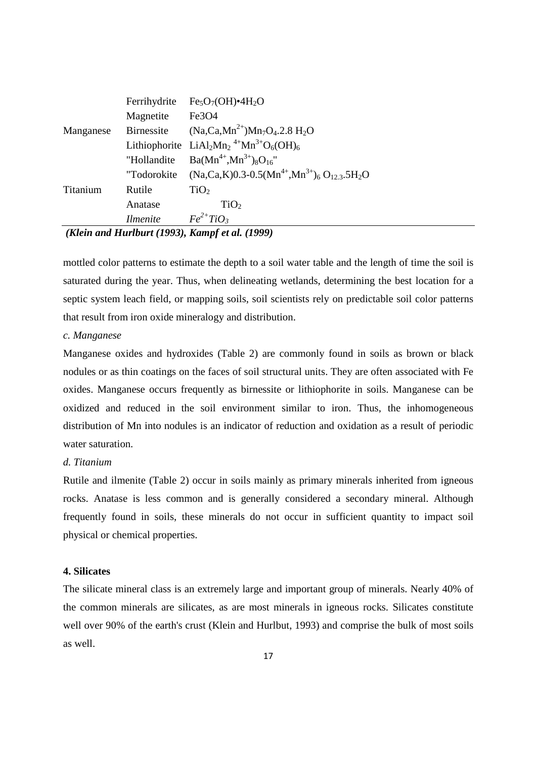| | | |
|---|---|---|
| | Ferrihydrite | $Fe_5O_7(OH){\bullet}4H_2O$ |
| | Magnetite | Fe3O4 |
| Manganese | Birnessite | $(Na,Ca,Mn^{2+})Mn_7O_4.2.8\ H_2O$ |
| | Lithiophorite | $LiAl_2Mn_2{}^{4+}Mn^{3+}O_6(OH)_6$ |
| | "Hollandite | $Ba(Mn^{4+},Mn^{3+})_8O_{16}$" |
| | "Todorokite | $(Na,Ca,K)0.3\text{-}0.5(Mn^{4+},Mn^{3+})_6\ O_{12.3}.5H_2O$ |
| Titanium | Rutile | $TiO_2$ |
| | Anatase | $TiO_2$ |
| | *Ilmenite* | $Fe^{2+}TiO_3$ |

***(Klein and Hurlburt (1993), Kampf et al. (1999)***

mottled color patterns to estimate the depth to a soil water table and the length of time the soil is saturated during the year. Thus, when delineating wetlands, determining the best location for a septic system leach field, or mapping soils, soil scientists rely on predictable soil color patterns that result from iron oxide mineralogy and distribution.

*c. Manganese*

Manganese oxides and hydroxides (Table 2) are commonly found in soils as brown or black nodules or as thin coatings on the faces of soil structural units. They are often associated with Fe oxides. Manganese occurs frequently as birnessite or lithiophorite in soils. Manganese can be oxidized and reduced in the soil environment similar to iron. Thus, the inhomogeneous distribution of Mn into nodules is an indicator of reduction and oxidation as a result of periodic water saturation.

*d. Titanium*

Rutile and ilmenite (Table 2) occur in soils mainly as primary minerals inherited from igneous rocks. Anatase is less common and is generally considered a secondary mineral. Although frequently found in soils, these minerals do not occur in sufficient quantity to impact soil physical or chemical properties.

**4. Silicates**

The silicate mineral class is an extremely large and important group of minerals. Nearly 40% of the common minerals are silicates, as are most minerals in igneous rocks. Silicates constitute well over 90% of the earth's crust (Klein and Hurlbut, 1993) and comprise the bulk of most soils as well.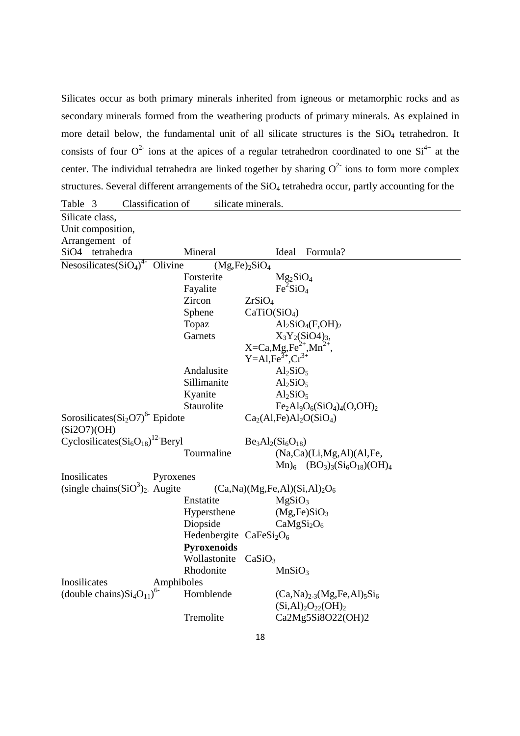Silicates occur as both primary minerals inherited from igneous or metamorphic rocks and as secondary minerals formed from the weathering products of primary minerals. As explained in more detail below, the fundamental unit of all silicate structures is the $SiO_4$ tetrahedron. It consists of four $O^{2-}$ ions at the apices of a regular tetrahedron coordinated to one $Si^{4+}$ at the center. The individual tetrahedra are linked together by sharing $O^{2-}$ ions to form more complex structures. Several different arrangements of the $SiO_4$ tetrahedra occur, partly accounting for the

Table 3 Classification of silicate minerals.

| Silicate class, Unit composition, Arrangement of SiO4 tetrahedra | Mineral | Ideal Formula? |
|---|---|---|
| Nesosilicates$(SiO_4)^{4-}$ | Olivine | $(Mg,Fe)_2SiO_4$ |
| | Forsterite | $Mg_2SiO_4$ |
| | Fayalite | $Fe^2SiO_4$ |
| | Zircon | $ZrSiO_4$ |
| | Sphene | $CaTiO(SiO_4)$ |
| | Topaz | $Al_2SiO_4(F,OH)_2$ |
| | Garnets | $X_3Y_2(SiO4)_3$, $X=Ca,Mg,Fe^{2+},Mn^{2+}$, $Y=Al,Fe^{3+},Cr^{3+}$ |
| | Andalusite | $Al_2SiO_5$ |
| | Sillimanite | $Al_2SiO_5$ |
| | Kyanite | $Al_2SiO_5$ |
| | Staurolite | $Fe_2Al_9O_6(SiO_4)_4(O,OH)_2$ |
| Sorosilicates$(Si_2O7)^{6-}$ | Epidote | $Ca_2(Al,Fe)Al_2O(SiO_4)$ (Si2O7)(OH) |
| Cyclosilicates$(Si_6O_{18})^{12-}$ | Beryl | $Be_3Al_2(Si_6O_{18})$ |
| | Tourmaline | $(Na,Ca)(Li,Mg,Al)(Al,Fe,Mn)_6\ (BO_3)_3(Si_6O_{18})(OH)_4$ |
| Inosilicates (single chains$(SiO^3)_{2-}$ | Pyroxenes | |
| | Augite | $(Ca,Na)(Mg,Fe,Al)(Si,Al)_2O_6$ |
| | Enstatite | $MgSiO_3$ |
| | Hypersthene | $(Mg,Fe)SiO_3$ |
| | Diopside | $CaMgSi_2O_6$ |
| | Hedenbergite | $CaFeSi_2O_6$ |
| | **Pyroxenoids** | |
| | Wollastonite | $CaSiO_3$ |
| | Rhodonite | $MnSiO_3$ |
| Inosilicates (double chains)$Si_4O_{11})^{6-}$ | Amphiboles | |
| | Hornblende | $(Ca,Na)_{2-3}(Mg,Fe,Al)_5Si_6(Si,Al)_2O_{22}(OH)_2$ |
| | Tremolite | Ca2Mg5Si8O22(OH)2 |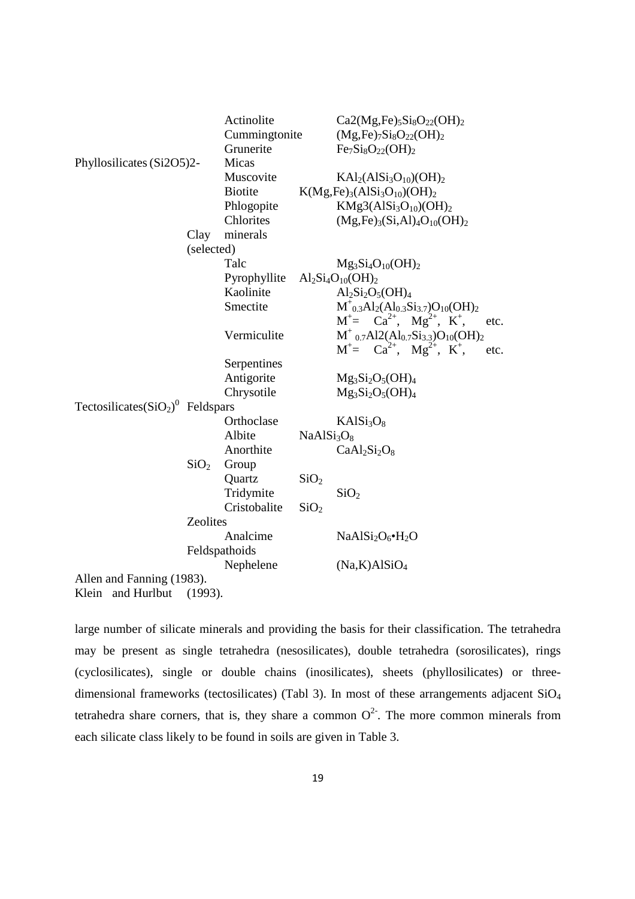| Class | Group | Mineral | Formula |
| --- | --- | --- | --- |
| | | Actinolite | $Ca2(Mg,Fe)_5Si_8O_{22}(OH)_2$ |
| | | Cummingtonite | $(Mg,Fe)_7Si_8O_{22}(OH)_2$ |
| | | Grunerite | $Fe_7Si_8O_{22}(OH)_2$ |
| Phyllosilicates (Si2O5)2- | | Micas | |
| | | Muscovite | $KAl_2(AlSi_3O_{10})(OH)_2$ |
| | | Biotite | $K(Mg,Fe)_3(AlSi_3O_{10})(OH)_2$ |
| | | Phlogopite | $KMg3(AlSi_3O_{10})(OH)_2$ |
| | | Chlorites | $(Mg,Fe)_3(Si,Al)_4O_{10}(OH)_2$ |
| | Clay minerals (selected) | | |
| | | Talc | $Mg_3Si_4O_{10}(OH)_2$ |
| | | Pyrophyllite | $Al_2Si_4O_{10}(OH)_2$ |
| | | Kaolinite | $Al_2Si_2O_5(OH)_4$ |
| | | Smectite | $M^{+}_{0.3}Al_2(Al_{0.3}Si_{3.7})O_{10}(OH)_2$ $M^{+}= Ca^{2+}, Mg^{2+}, K^{+},$ etc. |
| | | Vermiculite | $M^{+}_{0.7}Al2(Al_{0.7}Si_{3.3})O_{10}(OH)_2$ $M^{+}= Ca^{2+}, Mg^{2+}, K^{+},$ etc. |
| | | Serpentines | |
| | | Antigorite | $Mg_3Si_2O_5(OH)_4$ |
| | | Chrysotile | $Mg_3Si_2O_5(OH)_4$ |
| Tectosilicates$(SiO_2)^0$ | Feldspars | | |
| | | Orthoclase | $KAlSi_3O_8$ |
| | | Albite | $NaAlSi_3O_8$ |
| | | Anorthite | $CaAl_2Si_2O_8$ |
| | $SiO_2$ Group | | |
| | | Quartz | $SiO_2$ |
| | | Tridymite | $SiO_2$ |
| | | Cristobalite | $SiO_2$ |
| | Zeolites | | |
| | | Analcime | $NaAlSi_2O_6 \bullet H_2O$ |
| | Feldspathoids | | |
| | | Nephelene | $(Na,K)AlSiO_4$ |

Allen and Fanning (1983).
Klein and Hurlbut (1993).

large number of silicate minerals and providing the basis for their classification. The tetrahedra may be present as single tetrahedra (nesosilicates), double tetrahedra (sorosilicates), rings (cyclosilicates), single or double chains (inosilicates), sheets (phyllosilicates) or three-dimensional frameworks (tectosilicates) (Tabl 3). In most of these arrangements adjacent $SiO_4$ tetrahedra share corners, that is, they share a common $O^{2-}$. The more common minerals from each silicate class likely to be found in soils are given in Table 3.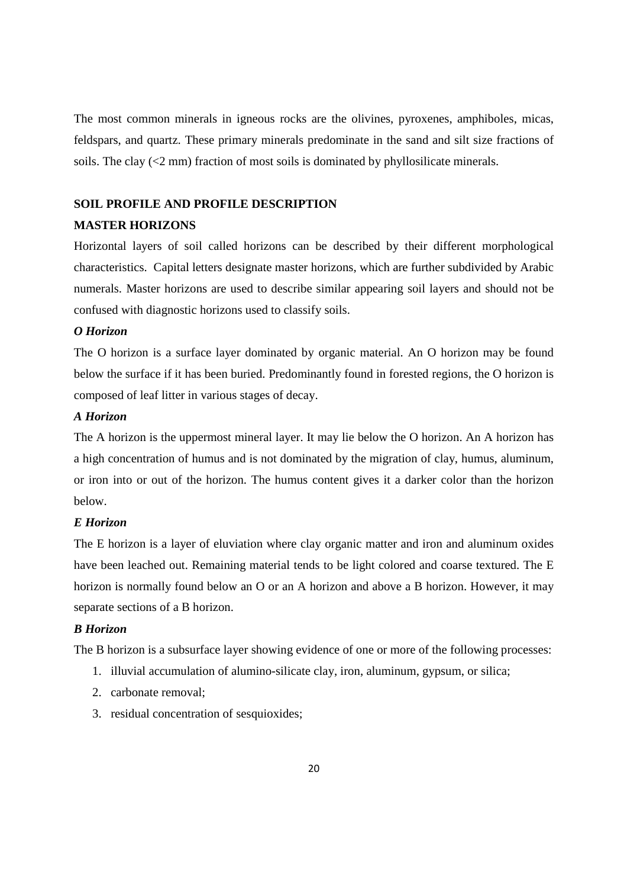The most common minerals in igneous rocks are the olivines, pyroxenes, amphiboles, micas, feldspars, and quartz. These primary minerals predominate in the sand and silt size fractions of soils. The clay (<2 mm) fraction of most soils is dominated by phyllosilicate minerals.

## SOIL PROFILE AND PROFILE DESCRIPTION

## MASTER HORIZONS

Horizontal layers of soil called horizons can be described by their different morphological characteristics. Capital letters designate master horizons, which are further subdivided by Arabic numerals. Master horizons are used to describe similar appearing soil layers and should not be confused with diagnostic horizons used to classify soils.

### *O Horizon*

The O horizon is a surface layer dominated by organic material. An O horizon may be found below the surface if it has been buried. Predominantly found in forested regions, the O horizon is composed of leaf litter in various stages of decay.

### *A Horizon*

The A horizon is the uppermost mineral layer. It may lie below the O horizon. An A horizon has a high concentration of humus and is not dominated by the migration of clay, humus, aluminum, or iron into or out of the horizon. The humus content gives it a darker color than the horizon below.

### *E Horizon*

The E horizon is a layer of eluviation where clay organic matter and iron and aluminum oxides have been leached out. Remaining material tends to be light colored and coarse textured. The E horizon is normally found below an O or an A horizon and above a B horizon. However, it may separate sections of a B horizon.

### *B Horizon*

The B horizon is a subsurface layer showing evidence of one or more of the following processes:

1. illuvial accumulation of alumino-silicate clay, iron, aluminum, gypsum, or silica;
2. carbonate removal;
3. residual concentration of sesquioxides;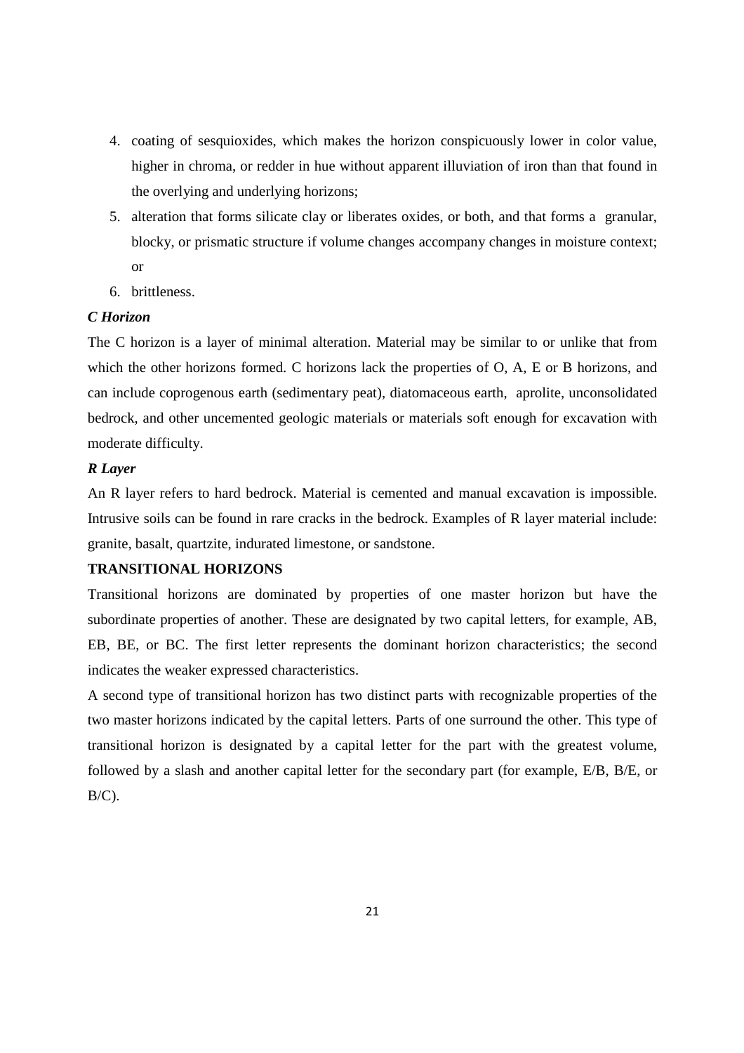4. coating of sesquioxides, which makes the horizon conspicuously lower in color value, higher in chroma, or redder in hue without apparent illuviation of iron than that found in the overlying and underlying horizons;
5. alteration that forms silicate clay or liberates oxides, or both, and that forms a granular, blocky, or prismatic structure if volume changes accompany changes in moisture context; or
6. brittleness.

***C Horizon***

The C horizon is a layer of minimal alteration. Material may be similar to or unlike that from which the other horizons formed. C horizons lack the properties of O, A, E or B horizons, and can include coprogenous earth (sedimentary peat), diatomaceous earth, aprolite, unconsolidated bedrock, and other uncemented geologic materials or materials soft enough for excavation with moderate difficulty.

***R Layer***

An R layer refers to hard bedrock. Material is cemented and manual excavation is impossible. Intrusive soils can be found in rare cracks in the bedrock. Examples of R layer material include: granite, basalt, quartzite, indurated limestone, or sandstone.

**TRANSITIONAL HORIZONS**

Transitional horizons are dominated by properties of one master horizon but have the subordinate properties of another. These are designated by two capital letters, for example, AB, EB, BE, or BC. The first letter represents the dominant horizon characteristics; the second indicates the weaker expressed characteristics.

A second type of transitional horizon has two distinct parts with recognizable properties of the two master horizons indicated by the capital letters. Parts of one surround the other. This type of transitional horizon is designated by a capital letter for the part with the greatest volume, followed by a slash and another capital letter for the secondary part (for example, E/B, B/E, or B/C).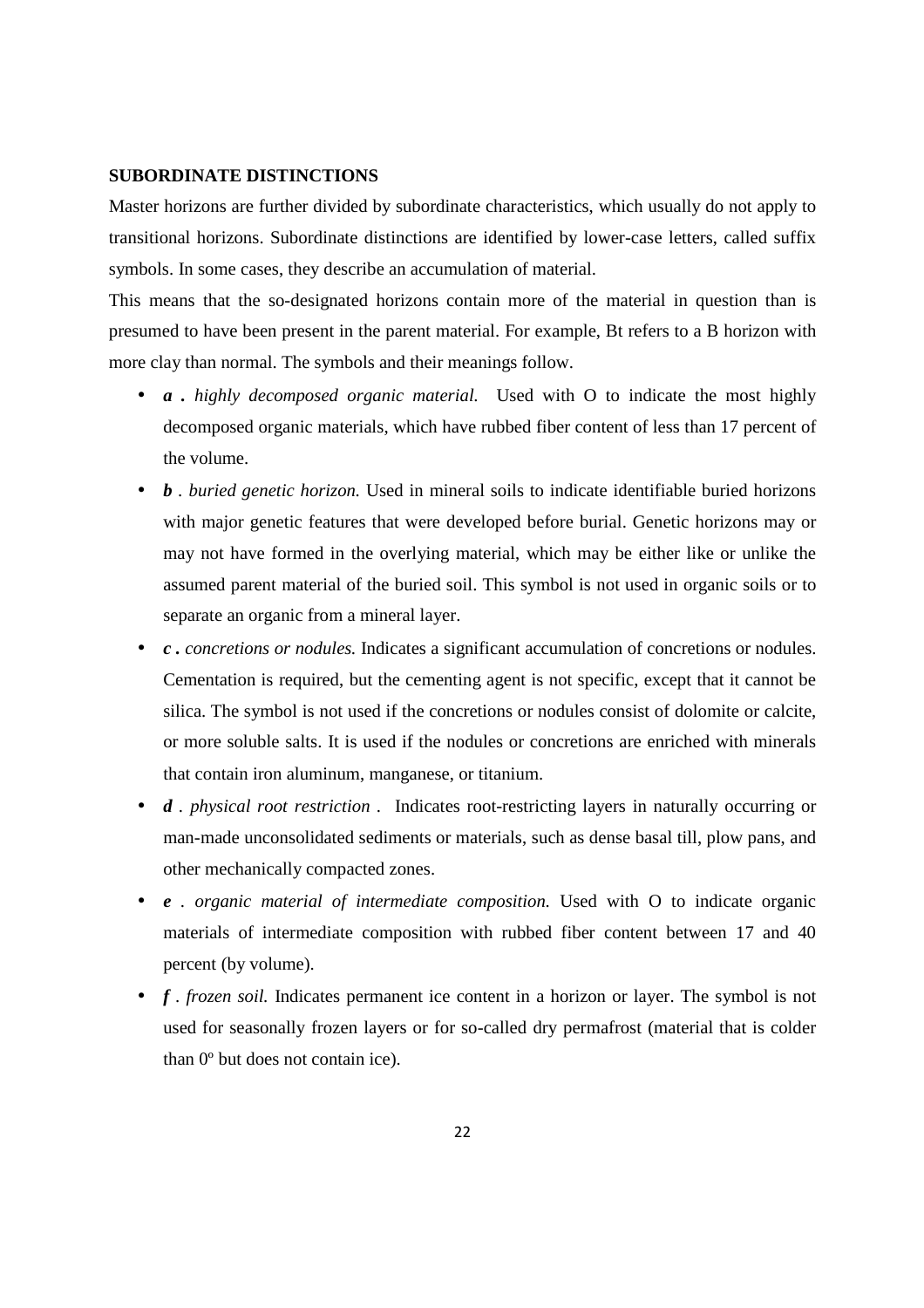**SUBORDINATE DISTINCTIONS**

Master horizons are further divided by subordinate characteristics, which usually do not apply to transitional horizons. Subordinate distinctions are identified by lower-case letters, called suffix symbols. In some cases, they describe an accumulation of material.

This means that the so-designated horizons contain more of the material in question than is presumed to have been present in the parent material. For example, Bt refers to a B horizon with more clay than normal. The symbols and their meanings follow.

- ***a .*** *highly decomposed organic material.* Used with O to indicate the most highly decomposed organic materials, which have rubbed fiber content of less than 17 percent of the volume.
- ***b*** . *buried genetic horizon.* Used in mineral soils to indicate identifiable buried horizons with major genetic features that were developed before burial. Genetic horizons may or may not have formed in the overlying material, which may be either like or unlike the assumed parent material of the buried soil. This symbol is not used in organic soils or to separate an organic from a mineral layer.
- ***c .*** *concretions or nodules.* Indicates a significant accumulation of concretions or nodules. Cementation is required, but the cementing agent is not specific, except that it cannot be silica. The symbol is not used if the concretions or nodules consist of dolomite or calcite, or more soluble salts. It is used if the nodules or concretions are enriched with minerals that contain iron aluminum, manganese, or titanium.
- ***d*** . *physical root restriction .* Indicates root-restricting layers in naturally occurring or man-made unconsolidated sediments or materials, such as dense basal till, plow pans, and other mechanically compacted zones.
- ***e*** . *organic material of intermediate composition.* Used with O to indicate organic materials of intermediate composition with rubbed fiber content between 17 and 40 percent (by volume).
- ***f*** . *frozen soil.* Indicates permanent ice content in a horizon or layer. The symbol is not used for seasonally frozen layers or for so-called dry permafrost (material that is colder than 0º but does not contain ice).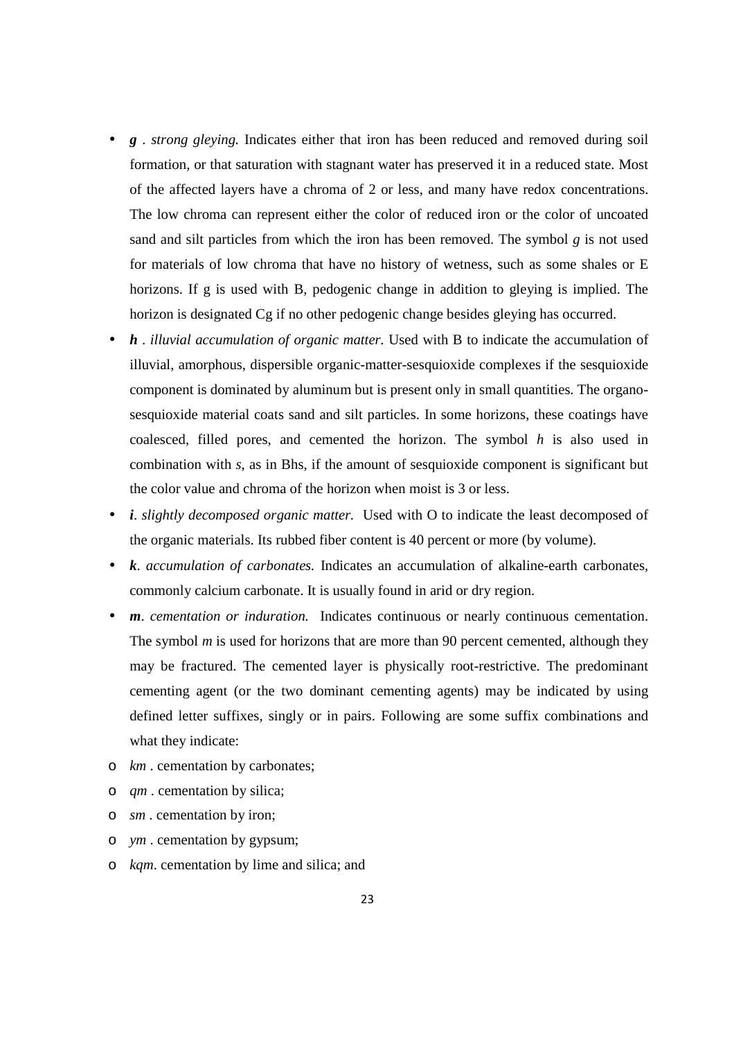- ***g*** . *strong gleying.* Indicates either that iron has been reduced and removed during soil formation, or that saturation with stagnant water has preserved it in a reduced state. Most of the affected layers have a chroma of 2 or less, and many have redox concentrations. The low chroma can represent either the color of reduced iron or the color of uncoated sand and silt particles from which the iron has been removed. The symbol *g* is not used for materials of low chroma that have no history of wetness, such as some shales or E horizons. If g is used with B, pedogenic change in addition to gleying is implied. The horizon is designated Cg if no other pedogenic change besides gleying has occurred.
- ***h*** . *illuvial accumulation of organic matter.* Used with B to indicate the accumulation of illuvial, amorphous, dispersible organic-matter-sesquioxide complexes if the sesquioxide component is dominated by aluminum but is present only in small quantities. The organo-sesquioxide material coats sand and silt particles. In some horizons, these coatings have coalesced, filled pores, and cemented the horizon. The symbol *h* is also used in combination with *s*, as in Bhs, if the amount of sesquioxide component is significant but the color value and chroma of the horizon when moist is 3 or less.
- ***i***. *slightly decomposed organic matter.* Used with O to indicate the least decomposed of the organic materials. Its rubbed fiber content is 40 percent or more (by volume).
- ***k***. *accumulation of carbonates.* Indicates an accumulation of alkaline-earth carbonates, commonly calcium carbonate. It is usually found in arid or dry region.
- ***m***. *cementation or induration.* Indicates continuous or nearly continuous cementation. The symbol *m* is used for horizons that are more than 90 percent cemented, although they may be fractured. The cemented layer is physically root-restrictive. The predominant cementing agent (or the two dominant cementing agents) may be indicated by using defined letter suffixes, singly or in pairs. Following are some suffix combinations and what they indicate:
  - *km* . cementation by carbonates;
  - *qm* . cementation by silica;
  - *sm* . cementation by iron;
  - *ym* . cementation by gypsum;
  - *kqm*. cementation by lime and silica; and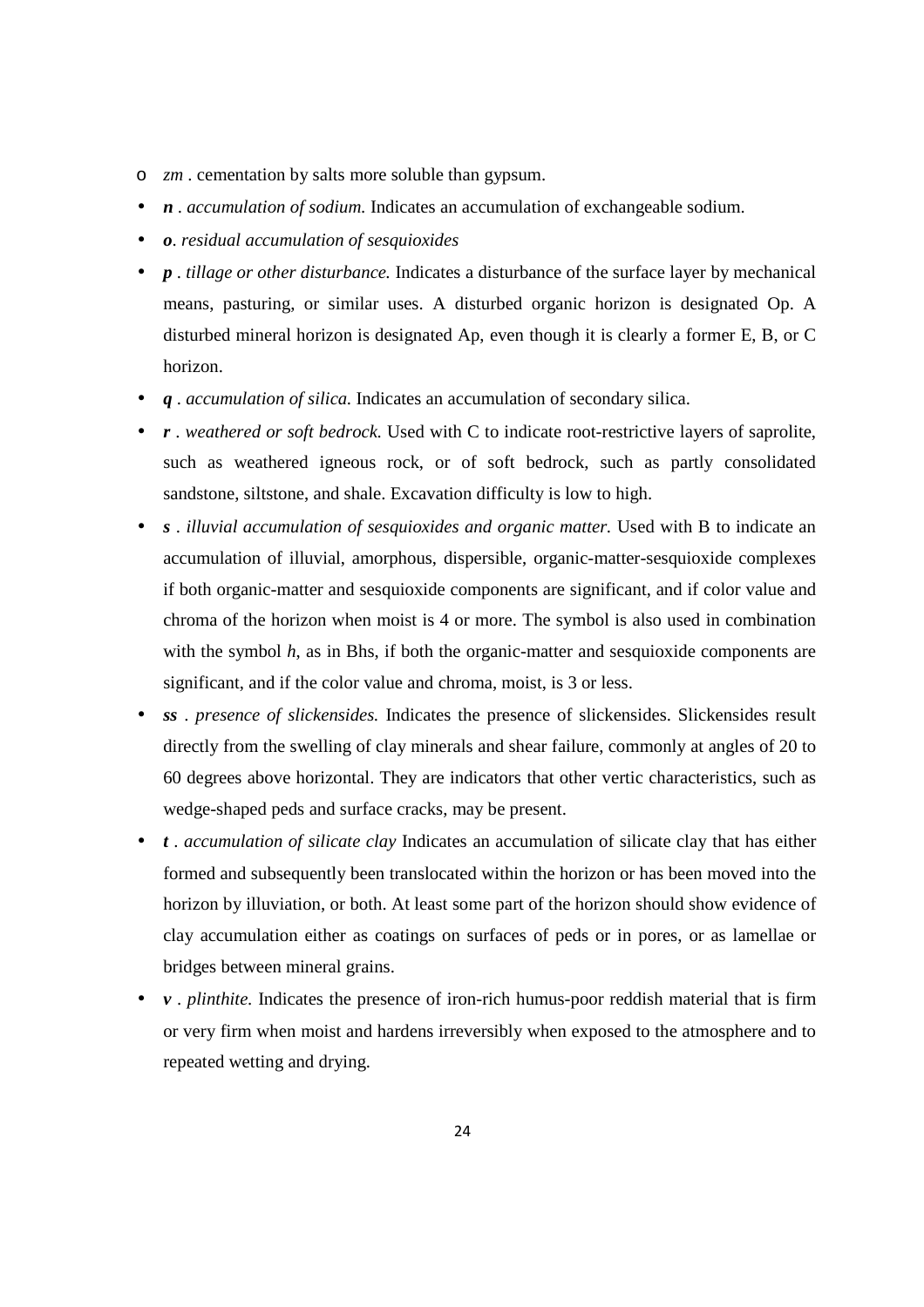- *zm* . cementation by salts more soluble than gypsum.

- ***n*** . *accumulation of sodium.* Indicates an accumulation of exchangeable sodium.
- ***o***. *residual accumulation of sesquioxides*
- ***p*** . *tillage or other disturbance.* Indicates a disturbance of the surface layer by mechanical means, pasturing, or similar uses. A disturbed organic horizon is designated Op. A disturbed mineral horizon is designated Ap, even though it is clearly a former E, B, or C horizon.
- ***q*** . *accumulation of silica.* Indicates an accumulation of secondary silica.
- ***r*** . *weathered or soft bedrock.* Used with C to indicate root-restrictive layers of saprolite, such as weathered igneous rock, or of soft bedrock, such as partly consolidated sandstone, siltstone, and shale. Excavation difficulty is low to high.
- ***s*** . *illuvial accumulation of sesquioxides and organic matter.* Used with B to indicate an accumulation of illuvial, amorphous, dispersible, organic-matter-sesquioxide complexes if both organic-matter and sesquioxide components are significant, and if color value and chroma of the horizon when moist is 4 or more. The symbol is also used in combination with the symbol *h*, as in Bhs, if both the organic-matter and sesquioxide components are significant, and if the color value and chroma, moist, is 3 or less.
- ***ss*** . *presence of slickensides.* Indicates the presence of slickensides. Slickensides result directly from the swelling of clay minerals and shear failure, commonly at angles of 20 to 60 degrees above horizontal. They are indicators that other vertic characteristics, such as wedge-shaped peds and surface cracks, may be present.
- ***t*** . *accumulation of silicate clay* Indicates an accumulation of silicate clay that has either formed and subsequently been translocated within the horizon or has been moved into the horizon by illuviation, or both. At least some part of the horizon should show evidence of clay accumulation either as coatings on surfaces of peds or in pores, or as lamellae or bridges between mineral grains.
- ***v*** . *plinthite.* Indicates the presence of iron-rich humus-poor reddish material that is firm or very firm when moist and hardens irreversibly when exposed to the atmosphere and to repeated wetting and drying.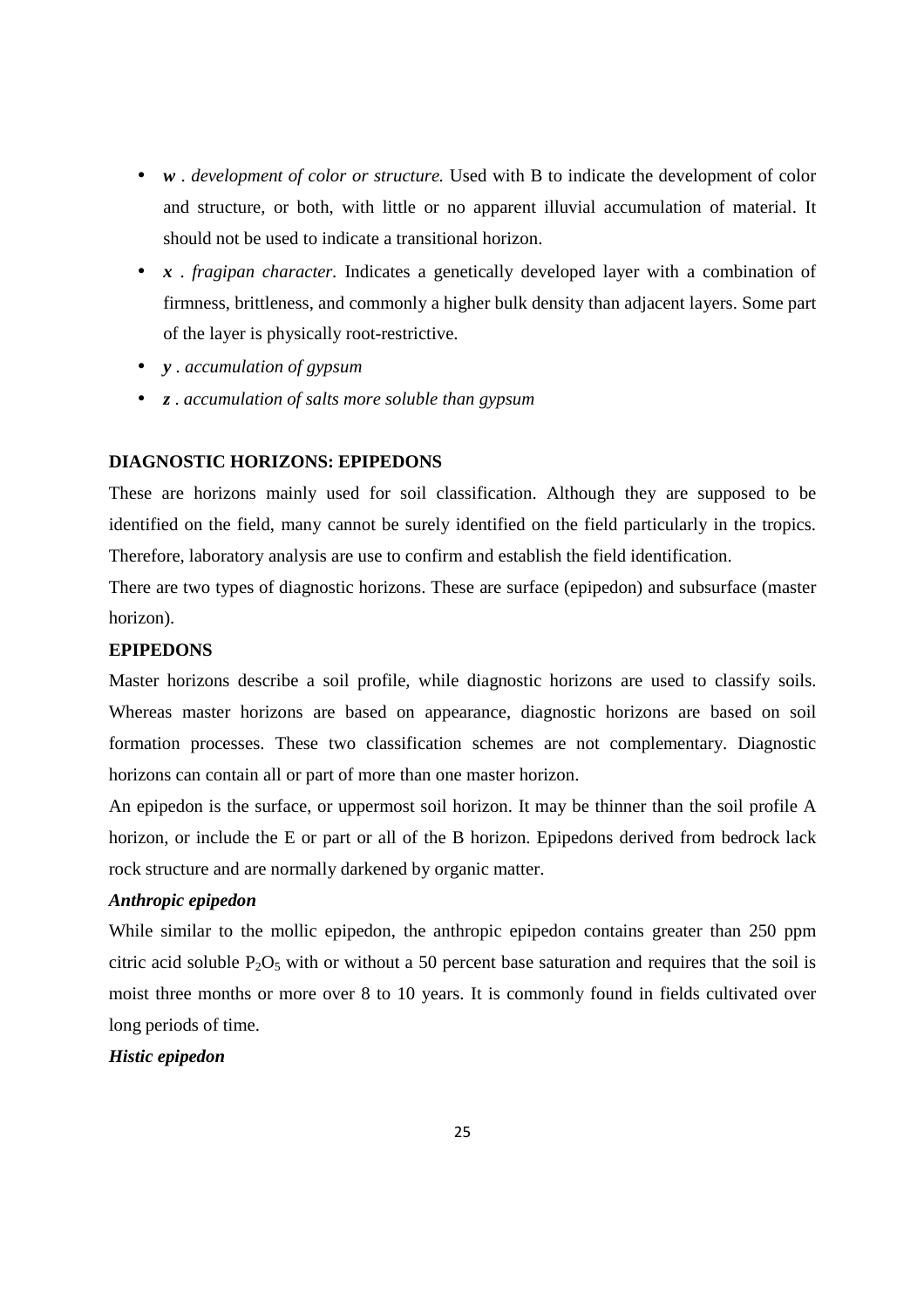- ***w** . development of color or structure.* Used with B to indicate the development of color and structure, or both, with little or no apparent illuvial accumulation of material. It should not be used to indicate a transitional horizon.
- ***x** . fragipan character.* Indicates a genetically developed layer with a combination of firmness, brittleness, and commonly a higher bulk density than adjacent layers. Some part of the layer is physically root-restrictive.
- ***y** . accumulation of gypsum*
- ***z** . accumulation of salts more soluble than gypsum*

**DIAGNOSTIC HORIZONS: EPIPEDONS**

These are horizons mainly used for soil classification. Although they are supposed to be identified on the field, many cannot be surely identified on the field particularly in the tropics. Therefore, laboratory analysis are use to confirm and establish the field identification.

There are two types of diagnostic horizons. These are surface (epipedon) and subsurface (master horizon).

**EPIPEDONS**

Master horizons describe a soil profile, while diagnostic horizons are used to classify soils. Whereas master horizons are based on appearance, diagnostic horizons are based on soil formation processes. These two classification schemes are not complementary. Diagnostic horizons can contain all or part of more than one master horizon.

An epipedon is the surface, or uppermost soil horizon. It may be thinner than the soil profile A horizon, or include the E or part or all of the B horizon. Epipedons derived from bedrock lack rock structure and are normally darkened by organic matter.

***Anthropic epipedon***

While similar to the mollic epipedon, the anthropic epipedon contains greater than 250 ppm citric acid soluble $P_2O_5$ with or without a 50 percent base saturation and requires that the soil is moist three months or more over 8 to 10 years. It is commonly found in fields cultivated over long periods of time.

***Histic epipedon***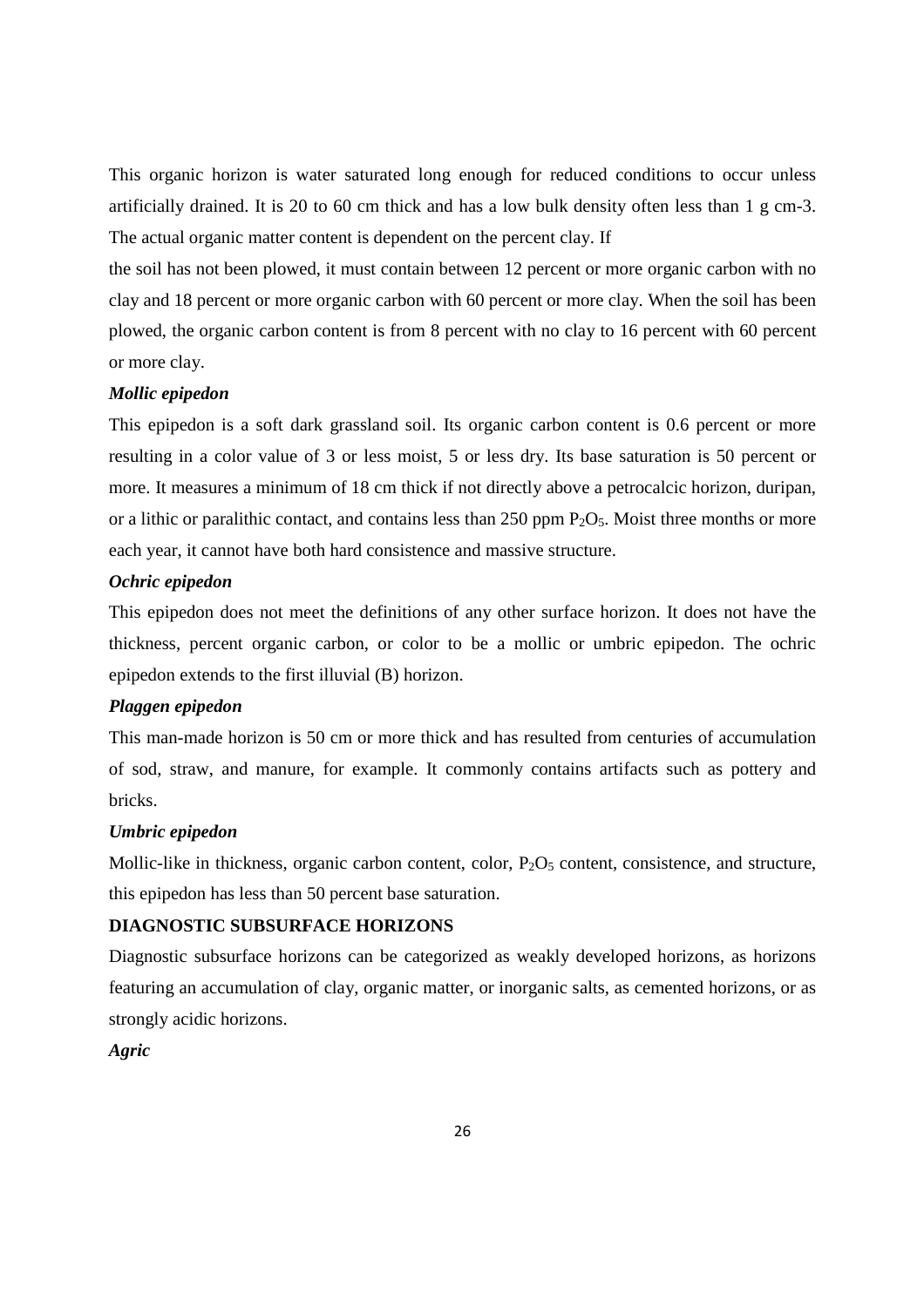This organic horizon is water saturated long enough for reduced conditions to occur unless artificially drained. It is 20 to 60 cm thick and has a low bulk density often less than 1 g cm-3. The actual organic matter content is dependent on the percent clay. If

the soil has not been plowed, it must contain between 12 percent or more organic carbon with no clay and 18 percent or more organic carbon with 60 percent or more clay. When the soil has been plowed, the organic carbon content is from 8 percent with no clay to 16 percent with 60 percent or more clay.

***Mollic epipedon***

This epipedon is a soft dark grassland soil. Its organic carbon content is 0.6 percent or more resulting in a color value of 3 or less moist, 5 or less dry. Its base saturation is 50 percent or more. It measures a minimum of 18 cm thick if not directly above a petrocalcic horizon, duripan, or a lithic or paralithic contact, and contains less than 250 ppm $P_2O_5$. Moist three months or more each year, it cannot have both hard consistence and massive structure.

***Ochric epipedon***

This epipedon does not meet the definitions of any other surface horizon. It does not have the thickness, percent organic carbon, or color to be a mollic or umbric epipedon. The ochric epipedon extends to the first illuvial (B) horizon.

***Plaggen epipedon***

This man-made horizon is 50 cm or more thick and has resulted from centuries of accumulation of sod, straw, and manure, for example. It commonly contains artifacts such as pottery and bricks.

***Umbric epipedon***

Mollic-like in thickness, organic carbon content, color, $P_2O_5$ content, consistence, and structure, this epipedon has less than 50 percent base saturation.

**DIAGNOSTIC SUBSURFACE HORIZONS**

Diagnostic subsurface horizons can be categorized as weakly developed horizons, as horizons featuring an accumulation of clay, organic matter, or inorganic salts, as cemented horizons, or as strongly acidic horizons.

***Agric***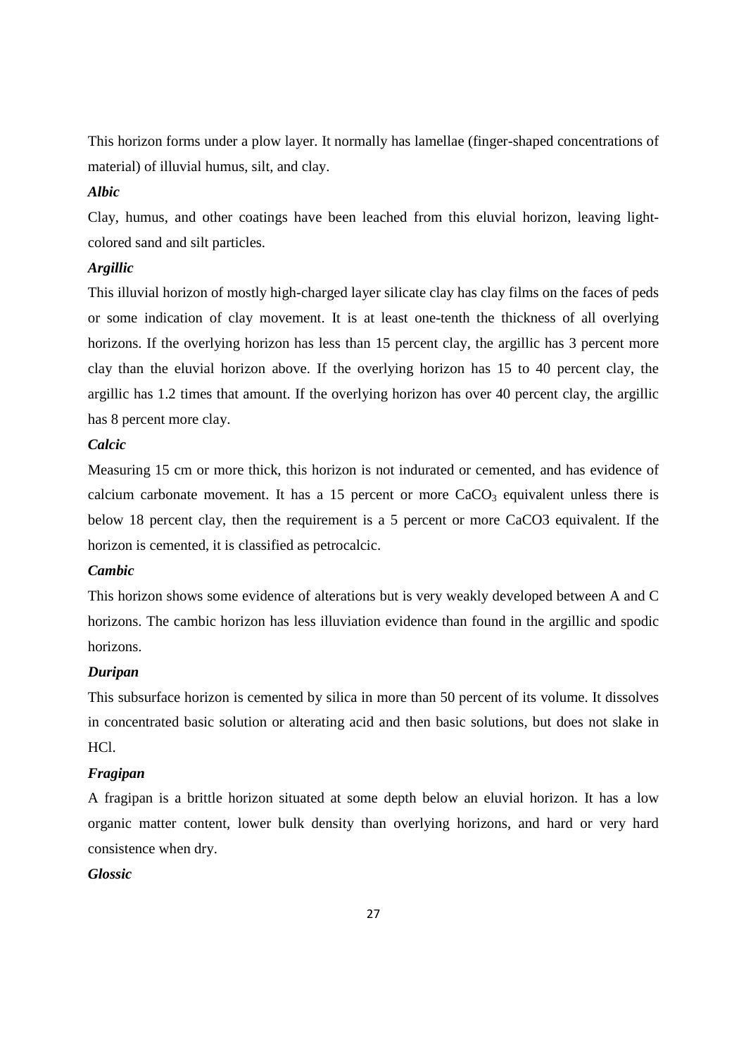This horizon forms under a plow layer. It normally has lamellae (finger-shaped concentrations of material) of illuvial humus, silt, and clay.

***Albic***

Clay, humus, and other coatings have been leached from this eluvial horizon, leaving light-colored sand and silt particles.

***Argillic***

This illuvial horizon of mostly high-charged layer silicate clay has clay films on the faces of peds or some indication of clay movement. It is at least one-tenth the thickness of all overlying horizons. If the overlying horizon has less than 15 percent clay, the argillic has 3 percent more clay than the eluvial horizon above. If the overlying horizon has 15 to 40 percent clay, the argillic has 1.2 times that amount. If the overlying horizon has over 40 percent clay, the argillic has 8 percent more clay.

***Calcic***

Measuring 15 cm or more thick, this horizon is not indurated or cemented, and has evidence of calcium carbonate movement. It has a 15 percent or more $CaCO_3$ equivalent unless there is below 18 percent clay, then the requirement is a 5 percent or more CaCO3 equivalent. If the horizon is cemented, it is classified as petrocalcic.

***Cambic***

This horizon shows some evidence of alterations but is very weakly developed between A and C horizons. The cambic horizon has less illuviation evidence than found in the argillic and spodic horizons.

***Duripan***

This subsurface horizon is cemented by silica in more than 50 percent of its volume. It dissolves in concentrated basic solution or alterating acid and then basic solutions, but does not slake in HCl.

***Fragipan***

A fragipan is a brittle horizon situated at some depth below an eluvial horizon. It has a low organic matter content, lower bulk density than overlying horizons, and hard or very hard consistence when dry.

***Glossic***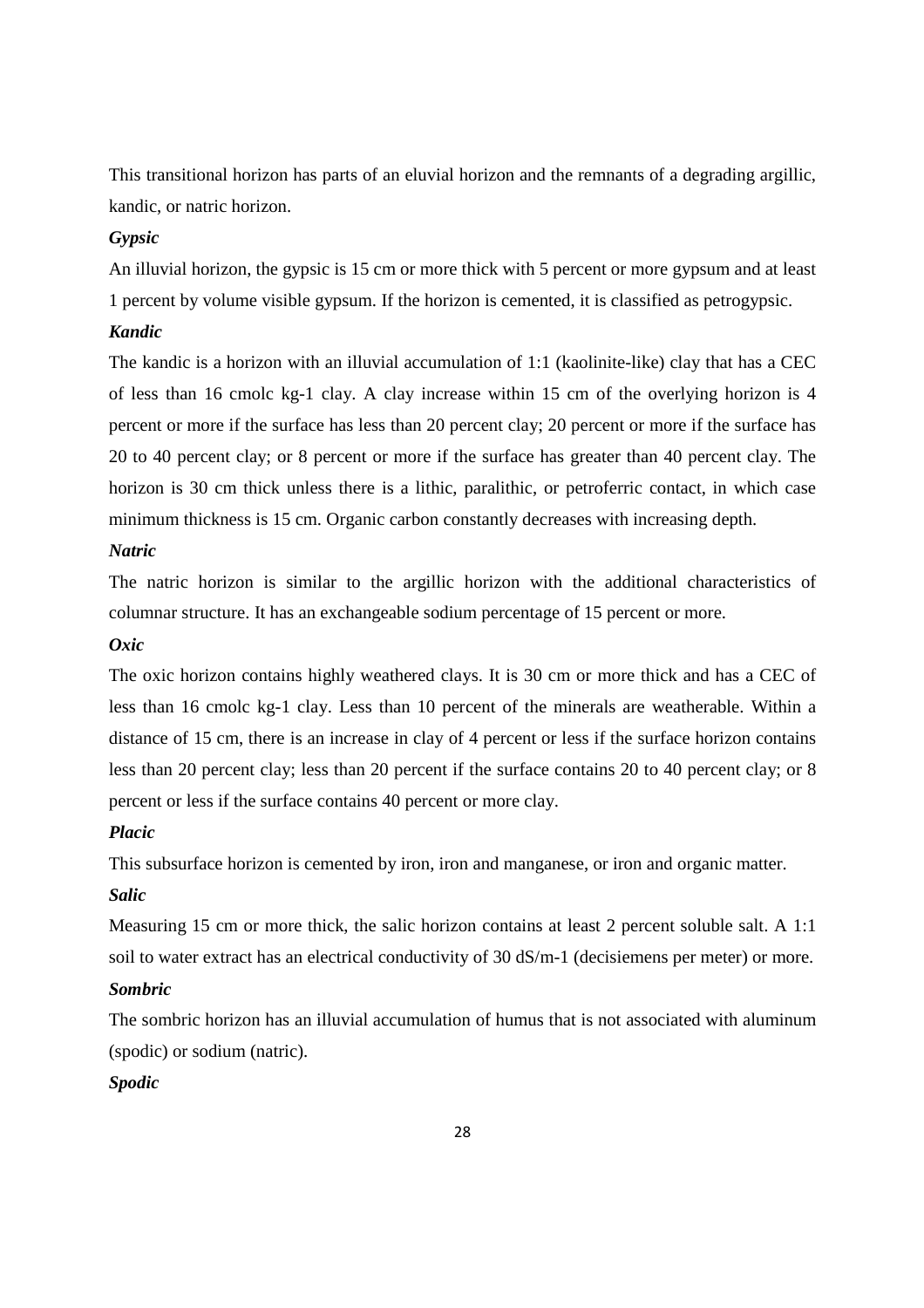This transitional horizon has parts of an eluvial horizon and the remnants of a degrading argillic, kandic, or natric horizon.

***Gypsic***

An illuvial horizon, the gypsic is 15 cm or more thick with 5 percent or more gypsum and at least 1 percent by volume visible gypsum. If the horizon is cemented, it is classified as petrogypsic.

***Kandic***

The kandic is a horizon with an illuvial accumulation of 1:1 (kaolinite-like) clay that has a CEC of less than 16 cmolc kg-1 clay. A clay increase within 15 cm of the overlying horizon is 4 percent or more if the surface has less than 20 percent clay; 20 percent or more if the surface has 20 to 40 percent clay; or 8 percent or more if the surface has greater than 40 percent clay. The horizon is 30 cm thick unless there is a lithic, paralithic, or petroferric contact, in which case minimum thickness is 15 cm. Organic carbon constantly decreases with increasing depth.

***Natric***

The natric horizon is similar to the argillic horizon with the additional characteristics of columnar structure. It has an exchangeable sodium percentage of 15 percent or more.

***Oxic***

The oxic horizon contains highly weathered clays. It is 30 cm or more thick and has a CEC of less than 16 cmolc kg-1 clay. Less than 10 percent of the minerals are weatherable. Within a distance of 15 cm, there is an increase in clay of 4 percent or less if the surface horizon contains less than 20 percent clay; less than 20 percent if the surface contains 20 to 40 percent clay; or 8 percent or less if the surface contains 40 percent or more clay.

***Placic***

This subsurface horizon is cemented by iron, iron and manganese, or iron and organic matter.

***Salic***

Measuring 15 cm or more thick, the salic horizon contains at least 2 percent soluble salt. A 1:1 soil to water extract has an electrical conductivity of 30 dS/m-1 (decisiemens per meter) or more.

***Sombric***

The sombric horizon has an illuvial accumulation of humus that is not associated with aluminum (spodic) or sodium (natric).

***Spodic***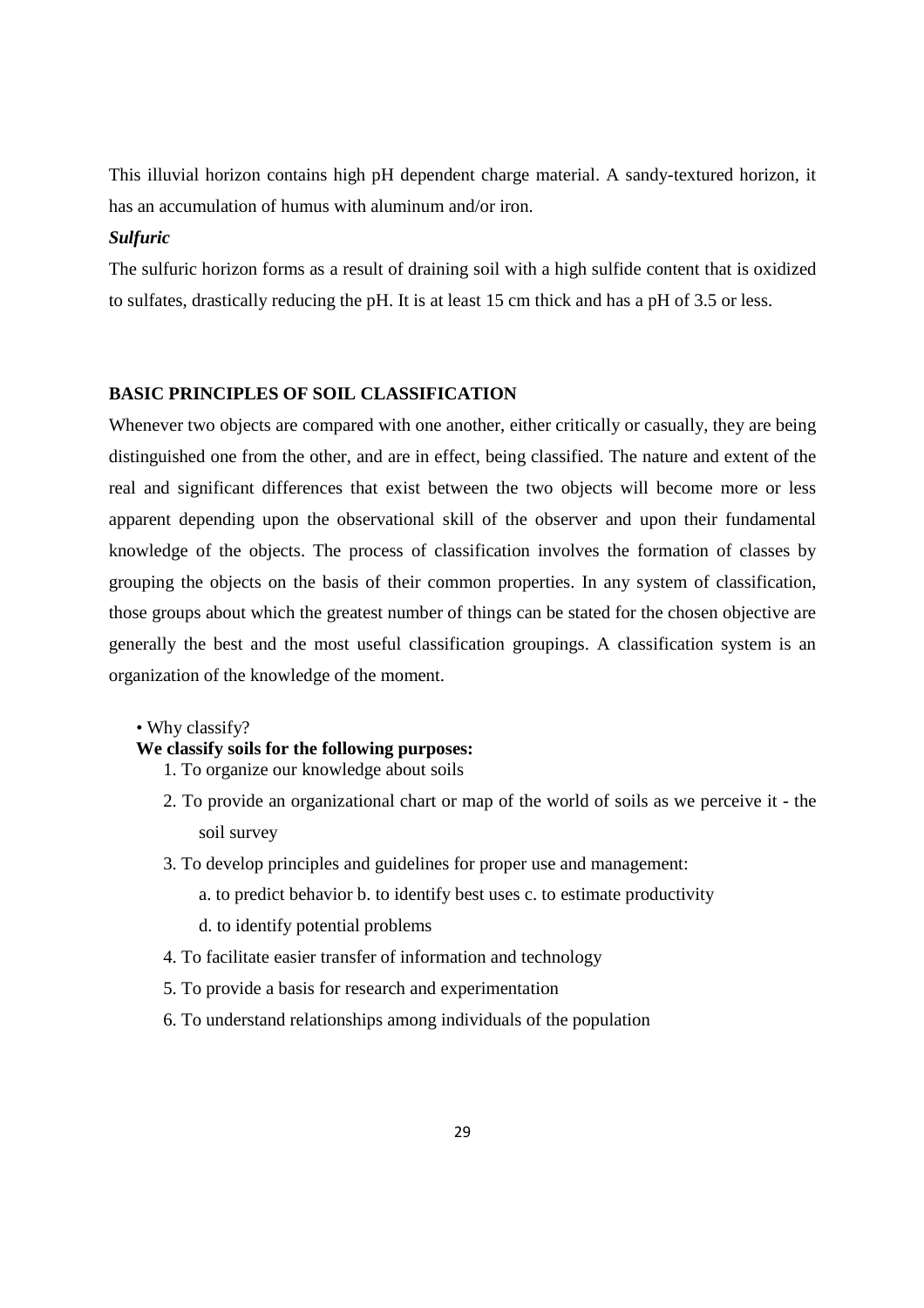This illuvial horizon contains high pH dependent charge material. A sandy-textured horizon, it has an accumulation of humus with aluminum and/or iron.

***Sulfuric***

The sulfuric horizon forms as a result of draining soil with a high sulfide content that is oxidized to sulfates, drastically reducing the pH. It is at least 15 cm thick and has a pH of 3.5 or less.

## BASIC PRINCIPLES OF SOIL CLASSIFICATION

Whenever two objects are compared with one another, either critically or casually, they are being distinguished one from the other, and are in effect, being classified. The nature and extent of the real and significant differences that exist between the two objects will become more or less apparent depending upon the observational skill of the observer and upon their fundamental knowledge of the objects. The process of classification involves the formation of classes by grouping the objects on the basis of their common properties. In any system of classification, those groups about which the greatest number of things can be stated for the chosen objective are generally the best and the most useful classification groupings. A classification system is an organization of the knowledge of the moment.

• Why classify?

**We classify soils for the following purposes:**

1. To organize our knowledge about soils
2. To provide an organizational chart or map of the world of soils as we perceive it - the soil survey
3. To develop principles and guidelines for proper use and management:
   a. to predict behavior b. to identify best uses c. to estimate productivity
   d. to identify potential problems
4. To facilitate easier transfer of information and technology
5. To provide a basis for research and experimentation
6. To understand relationships among individuals of the population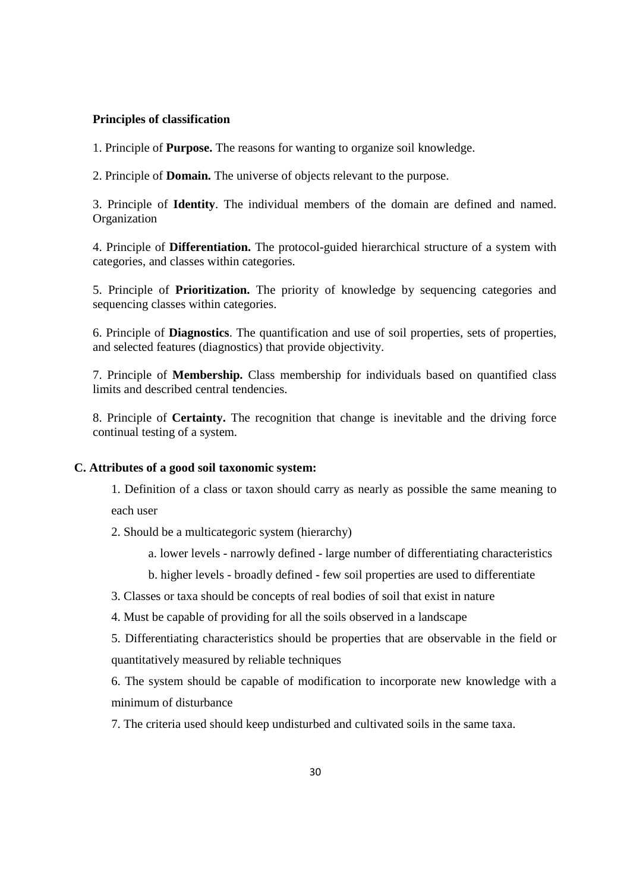**Principles of classification**

1. Principle of **Purpose.** The reasons for wanting to organize soil knowledge.

2. Principle of **Domain.** The universe of objects relevant to the purpose.

3. Principle of **Identity**. The individual members of the domain are defined and named. Organization

4. Principle of **Differentiation.** The protocol-guided hierarchical structure of a system with categories, and classes within categories.

5. Principle of **Prioritization.** The priority of knowledge by sequencing categories and sequencing classes within categories.

6. Principle of **Diagnostics**. The quantification and use of soil properties, sets of properties, and selected features (diagnostics) that provide objectivity.

7. Principle of **Membership.** Class membership for individuals based on quantified class limits and described central tendencies.

8. Principle of **Certainty.** The recognition that change is inevitable and the driving force continual testing of a system.

**C. Attributes of a good soil taxonomic system:**

1. Definition of a class or taxon should carry as nearly as possible the same meaning to each user
2. Should be a multicategoric system (hierarchy)
    a. lower levels - narrowly defined - large number of differentiating characteristics
    b. higher levels - broadly defined - few soil properties are used to differentiate
3. Classes or taxa should be concepts of real bodies of soil that exist in nature
4. Must be capable of providing for all the soils observed in a landscape
5. Differentiating characteristics should be properties that are observable in the field or quantitatively measured by reliable techniques
6. The system should be capable of modification to incorporate new knowledge with a minimum of disturbance
7. The criteria used should keep undisturbed and cultivated soils in the same taxa.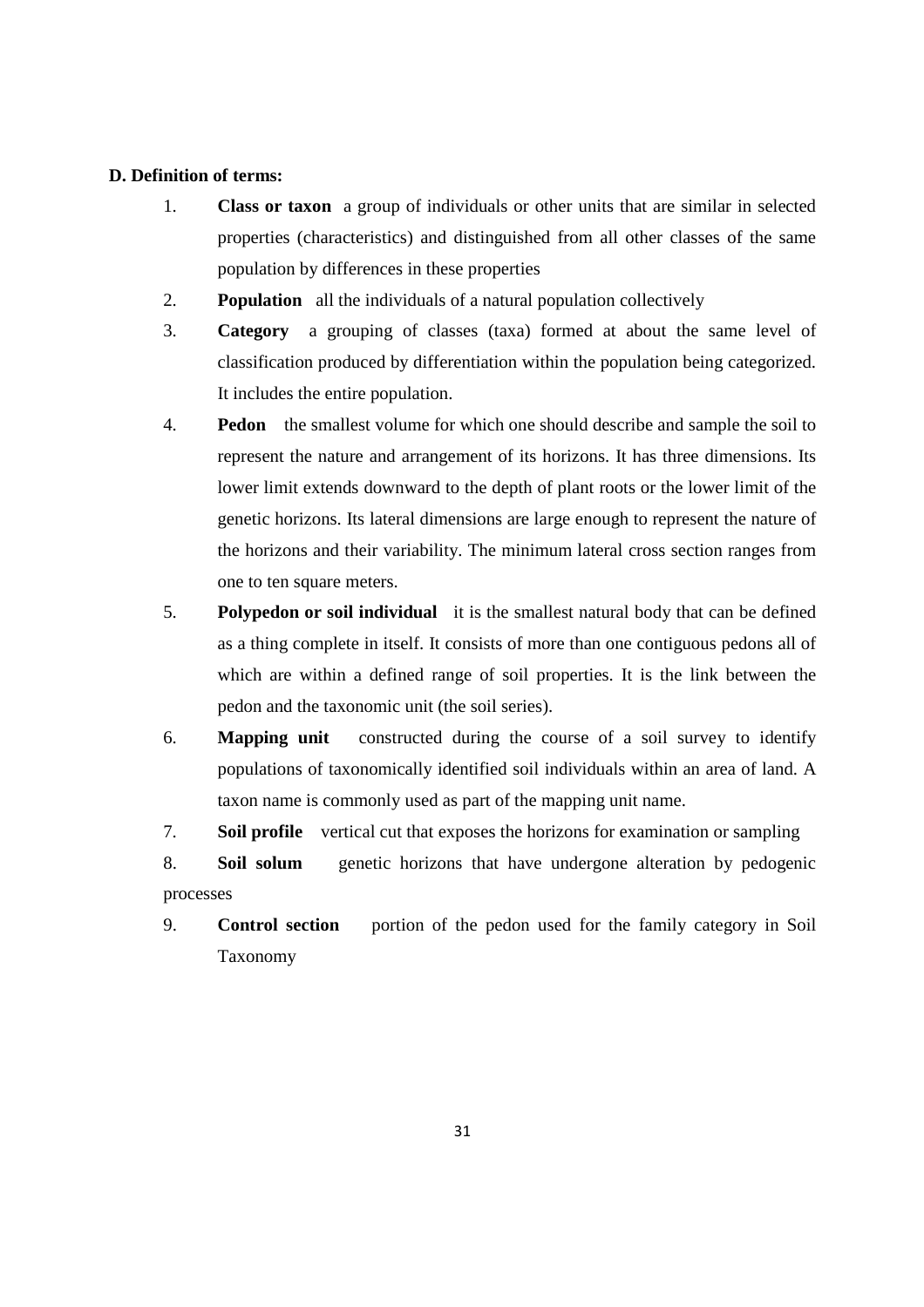**D. Definition of terms:**

1. **Class or taxon** a group of individuals or other units that are similar in selected properties (characteristics) and distinguished from all other classes of the same population by differences in these properties
2. **Population** all the individuals of a natural population collectively
3. **Category** a grouping of classes (taxa) formed at about the same level of classification produced by differentiation within the population being categorized. It includes the entire population.
4. **Pedon** the smallest volume for which one should describe and sample the soil to represent the nature and arrangement of its horizons. It has three dimensions. Its lower limit extends downward to the depth of plant roots or the lower limit of the genetic horizons. Its lateral dimensions are large enough to represent the nature of the horizons and their variability. The minimum lateral cross section ranges from one to ten square meters.
5. **Polypedon or soil individual** it is the smallest natural body that can be defined as a thing complete in itself. It consists of more than one contiguous pedons all of which are within a defined range of soil properties. It is the link between the pedon and the taxonomic unit (the soil series).
6. **Mapping unit** constructed during the course of a soil survey to identify populations of taxonomically identified soil individuals within an area of land. A taxon name is commonly used as part of the mapping unit name.
7. **Soil profile** vertical cut that exposes the horizons for examination or sampling
8. **Soil solum** genetic horizons that have undergone alteration by pedogenic processes
9. **Control section** portion of the pedon used for the family category in Soil Taxonomy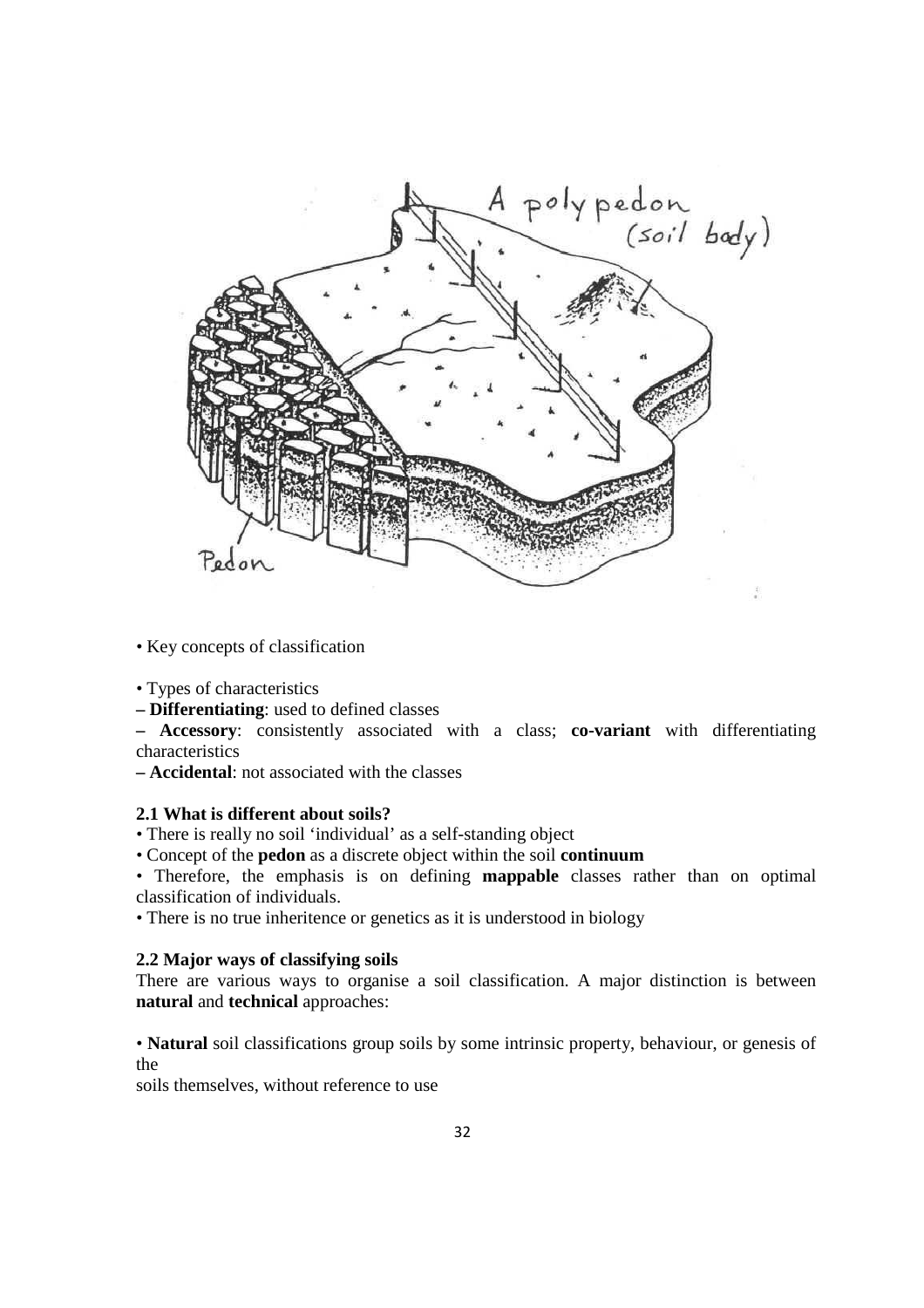• Key concepts of classification

• Types of characteristics

– **Differentiating**: used to defined classes

– **Accessory**: consistently associated with a class; **co-variant** with differentiating characteristics

– **Accidental**: not associated with the classes

### 2.1 What is different about soils?

• There is really no soil 'individual' as a self-standing object

• Concept of the **pedon** as a discrete object within the soil **continuum**

• Therefore, the emphasis is on defining **mappable** classes rather than on optimal classification of individuals.

• There is no true inheritence or genetics as it is understood in biology

### 2.2 Major ways of classifying soils

There are various ways to organise a soil classification. A major distinction is between **natural** and **technical** approaches:

• **Natural** soil classifications group soils by some intrinsic property, behaviour, or genesis of the soils themselves, without reference to use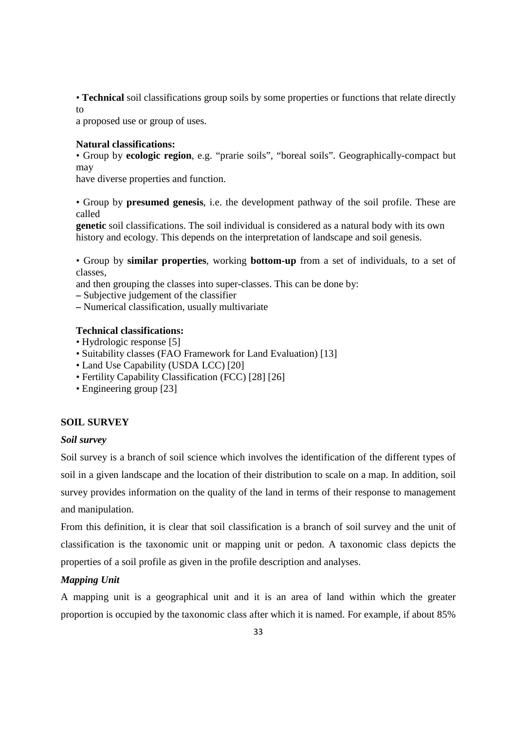• **Technical** soil classifications group soils by some properties or functions that relate directly to a proposed use or group of uses.

**Natural classifications:**

• Group by **ecologic region**, e.g. “prarie soils”, “boreal soils”. Geographically-compact but may have diverse properties and function.

• Group by **presumed genesis**, i.e. the development pathway of the soil profile. These are called **genetic** soil classifications. The soil individual is considered as a natural body with its own history and ecology. This depends on the interpretation of landscape and soil genesis.

• Group by **similar properties**, working **bottom-up** from a set of individuals, to a set of classes, and then grouping the classes into super-classes. This can be done by:

– Subjective judgement of the classifier

– Numerical classification, usually multivariate

**Technical classifications:**

• Hydrologic response [5]

• Suitability classes (FAO Framework for Land Evaluation) [13]

• Land Use Capability (USDA LCC) [20]

• Fertility Capability Classification (FCC) [28] [26]

• Engineering group [23]

## SOIL SURVEY

### *Soil survey*

Soil survey is a branch of soil science which involves the identification of the different types of soil in a given landscape and the location of their distribution to scale on a map. In addition, soil survey provides information on the quality of the land in terms of their response to management and manipulation.

From this definition, it is clear that soil classification is a branch of soil survey and the unit of classification is the taxonomic unit or mapping unit or pedon. A taxonomic class depicts the properties of a soil profile as given in the profile description and analyses.

### *Mapping Unit*

A mapping unit is a geographical unit and it is an area of land within which the greater proportion is occupied by the taxonomic class after which it is named. For example, if about 85%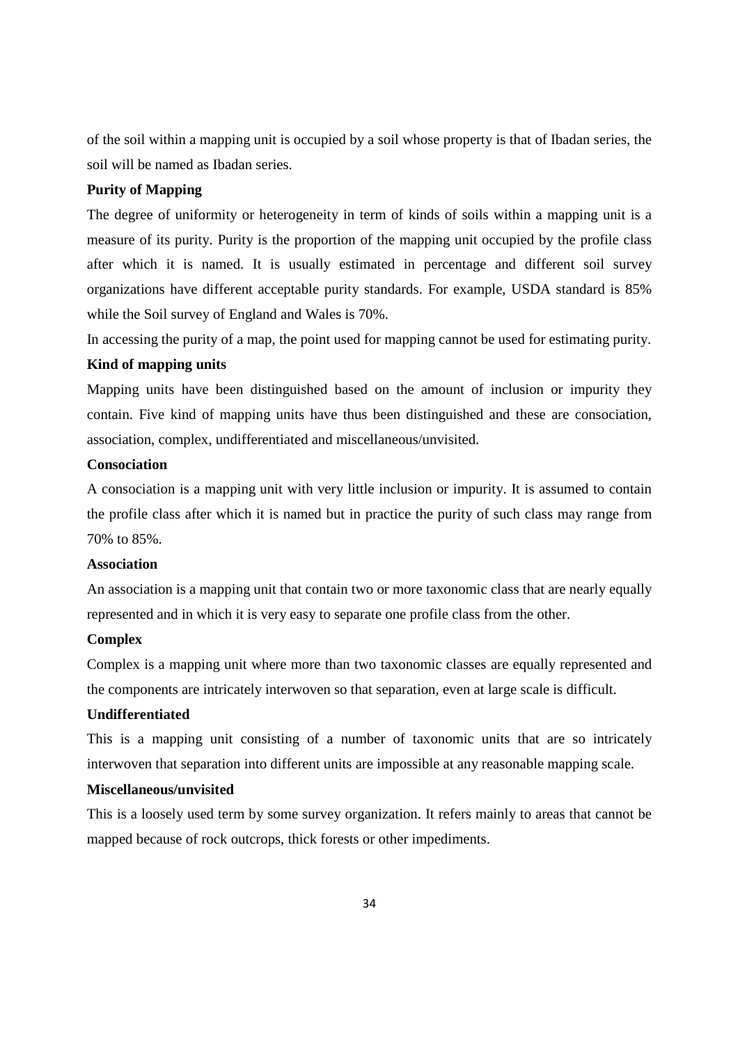of the soil within a mapping unit is occupied by a soil whose property is that of Ibadan series, the soil will be named as Ibadan series.

**Purity of Mapping**

The degree of uniformity or heterogeneity in term of kinds of soils within a mapping unit is a measure of its purity. Purity is the proportion of the mapping unit occupied by the profile class after which it is named. It is usually estimated in percentage and different soil survey organizations have different acceptable purity standards. For example, USDA standard is 85% while the Soil survey of England and Wales is 70%.

In accessing the purity of a map, the point used for mapping cannot be used for estimating purity.

**Kind of mapping units**

Mapping units have been distinguished based on the amount of inclusion or impurity they contain. Five kind of mapping units have thus been distinguished and these are consociation, association, complex, undifferentiated and miscellaneous/unvisited.

**Consociation**

A consociation is a mapping unit with very little inclusion or impurity. It is assumed to contain the profile class after which it is named but in practice the purity of such class may range from 70% to 85%.

**Association**

An association is a mapping unit that contain two or more taxonomic class that are nearly equally represented and in which it is very easy to separate one profile class from the other.

**Complex**

Complex is a mapping unit where more than two taxonomic classes are equally represented and the components are intricately interwoven so that separation, even at large scale is difficult.

**Undifferentiated**

This is a mapping unit consisting of a number of taxonomic units that are so intricately interwoven that separation into different units are impossible at any reasonable mapping scale.

**Miscellaneous/unvisited**

This is a loosely used term by some survey organization. It refers mainly to areas that cannot be mapped because of rock outcrops, thick forests or other impediments.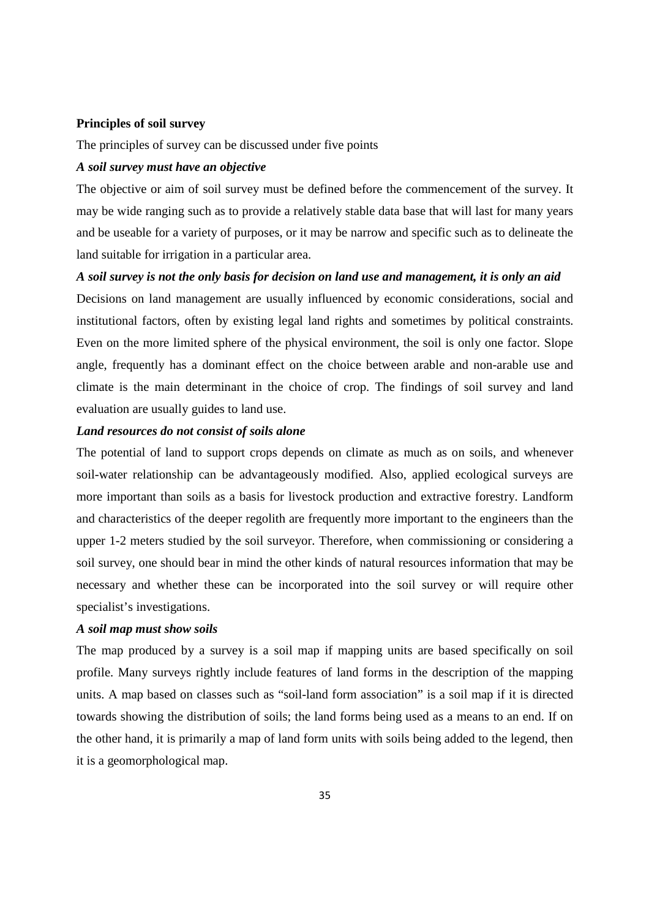**Principles of soil survey**

The principles of survey can be discussed under five points

***A soil survey must have an objective***

The objective or aim of soil survey must be defined before the commencement of the survey. It may be wide ranging such as to provide a relatively stable data base that will last for many years and be useable for a variety of purposes, or it may be narrow and specific such as to delineate the land suitable for irrigation in a particular area.

***A soil survey is not the only basis for decision on land use and management, it is only an aid***

Decisions on land management are usually influenced by economic considerations, social and institutional factors, often by existing legal land rights and sometimes by political constraints. Even on the more limited sphere of the physical environment, the soil is only one factor. Slope angle, frequently has a dominant effect on the choice between arable and non-arable use and climate is the main determinant in the choice of crop. The findings of soil survey and land evaluation are usually guides to land use.

***Land resources do not consist of soils alone***

The potential of land to support crops depends on climate as much as on soils, and whenever soil-water relationship can be advantageously modified. Also, applied ecological surveys are more important than soils as a basis for livestock production and extractive forestry. Landform and characteristics of the deeper regolith are frequently more important to the engineers than the upper 1-2 meters studied by the soil surveyor. Therefore, when commissioning or considering a soil survey, one should bear in mind the other kinds of natural resources information that may be necessary and whether these can be incorporated into the soil survey or will require other specialist's investigations.

***A soil map must show soils***

The map produced by a survey is a soil map if mapping units are based specifically on soil profile. Many surveys rightly include features of land forms in the description of the mapping units. A map based on classes such as "soil-land form association" is a soil map if it is directed towards showing the distribution of soils; the land forms being used as a means to an end. If on the other hand, it is primarily a map of land form units with soils being added to the legend, then it is a geomorphological map.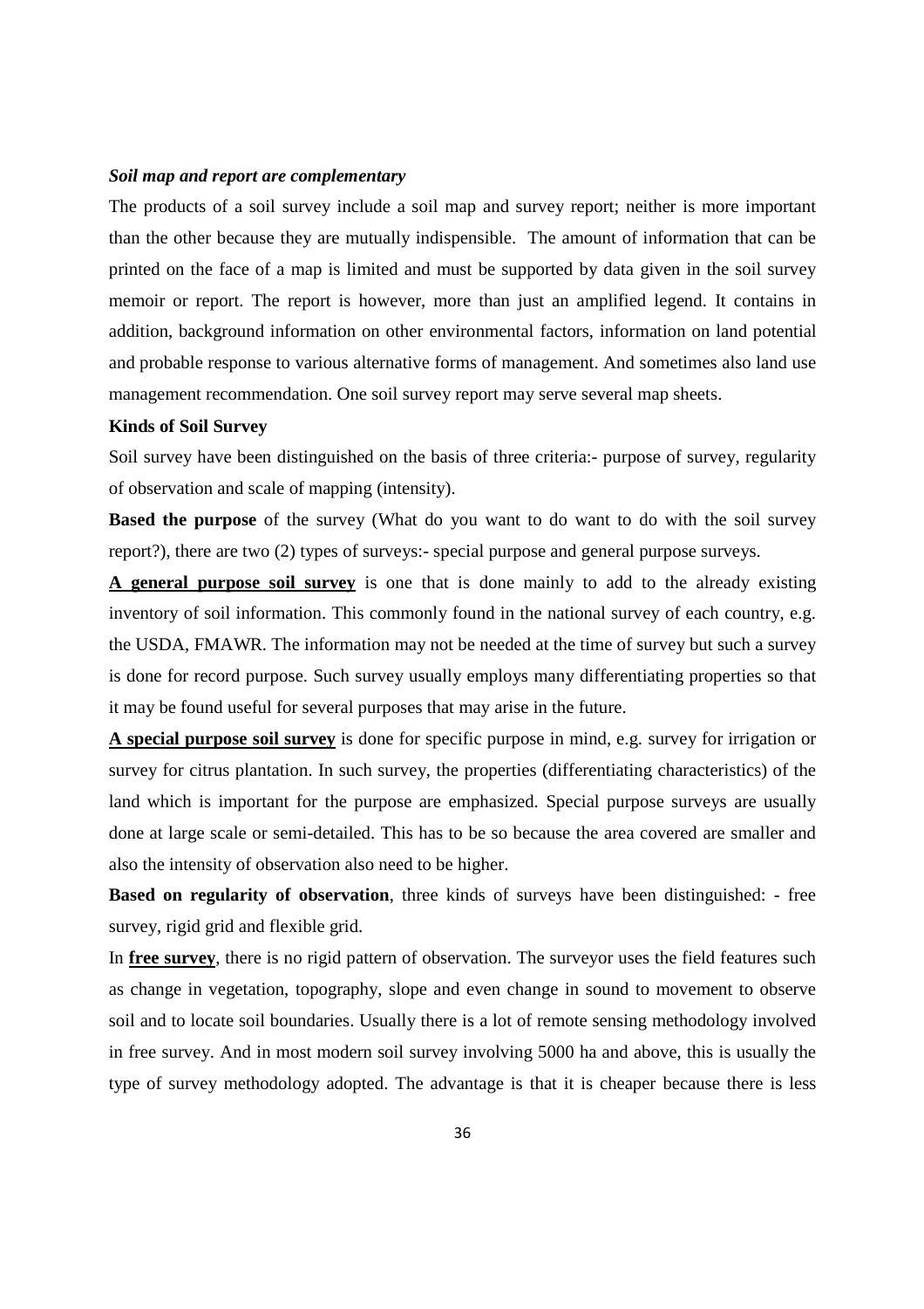***Soil map and report are complementary***

The products of a soil survey include a soil map and survey report; neither is more important than the other because they are mutually indispensible. The amount of information that can be printed on the face of a map is limited and must be supported by data given in the soil survey memoir or report. The report is however, more than just an amplified legend. It contains in addition, background information on other environmental factors, information on land potential and probable response to various alternative forms of management. And sometimes also land use management recommendation. One soil survey report may serve several map sheets.

**Kinds of Soil Survey**

Soil survey have been distinguished on the basis of three criteria:- purpose of survey, regularity of observation and scale of mapping (intensity).

**Based the purpose** of the survey (What do you want to do want to do with the soil survey report?), there are two (2) types of surveys:- special purpose and general purpose surveys.

**A general purpose soil survey** is one that is done mainly to add to the already existing inventory of soil information. This commonly found in the national survey of each country, e.g. the USDA, FMAWR. The information may not be needed at the time of survey but such a survey is done for record purpose. Such survey usually employs many differentiating properties so that it may be found useful for several purposes that may arise in the future.

**A special purpose soil survey** is done for specific purpose in mind, e.g. survey for irrigation or survey for citrus plantation. In such survey, the properties (differentiating characteristics) of the land which is important for the purpose are emphasized. Special purpose surveys are usually done at large scale or semi-detailed. This has to be so because the area covered are smaller and also the intensity of observation also need to be higher.

**Based on regularity of observation**, three kinds of surveys have been distinguished: - free survey, rigid grid and flexible grid.

In **free survey**, there is no rigid pattern of observation. The surveyor uses the field features such as change in vegetation, topography, slope and even change in sound to movement to observe soil and to locate soil boundaries. Usually there is a lot of remote sensing methodology involved in free survey. And in most modern soil survey involving 5000 ha and above, this is usually the type of survey methodology adopted. The advantage is that it is cheaper because there is less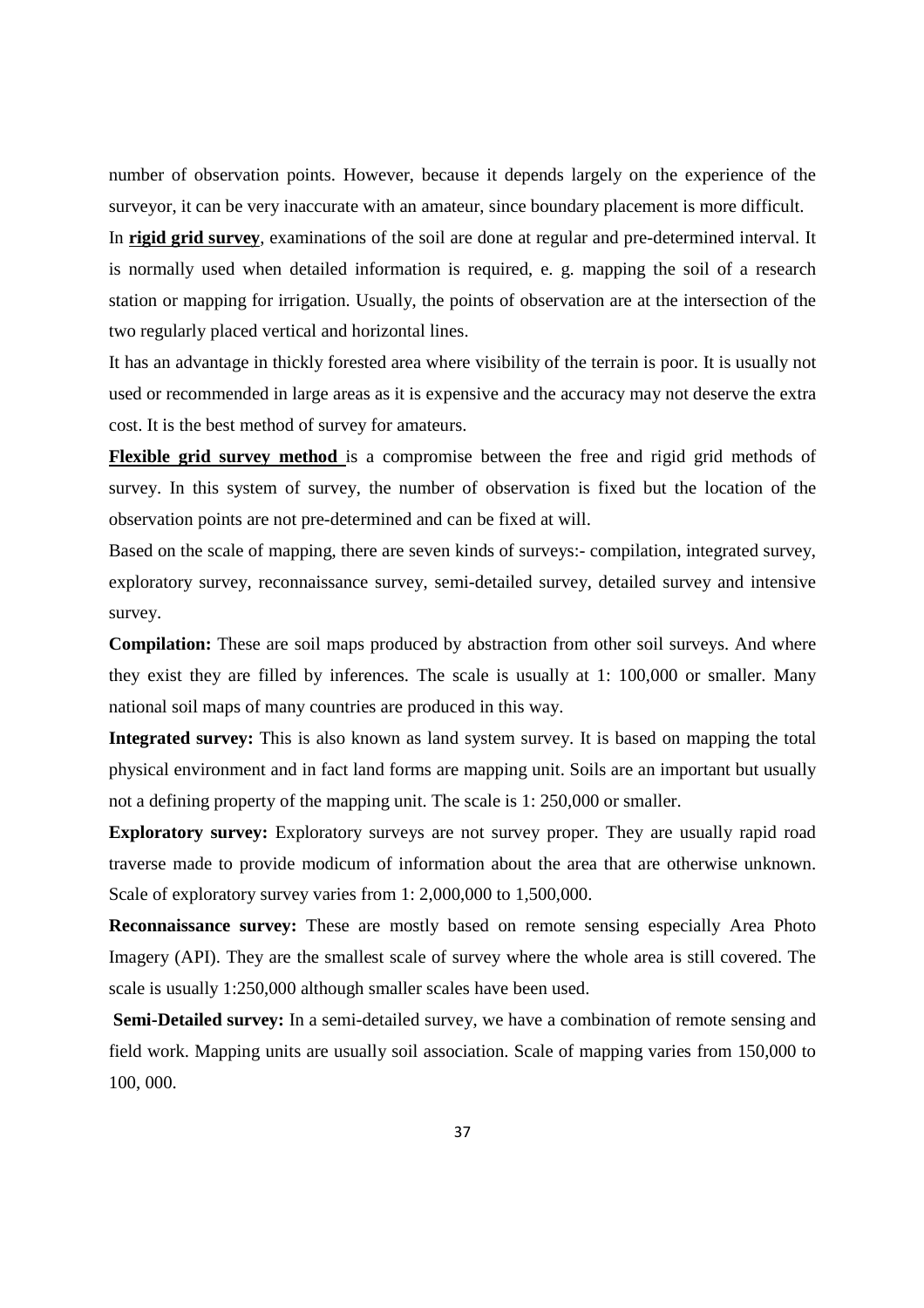number of observation points. However, because it depends largely on the experience of the surveyor, it can be very inaccurate with an amateur, since boundary placement is more difficult.

In **rigid grid survey**, examinations of the soil are done at regular and pre-determined interval. It is normally used when detailed information is required, e. g. mapping the soil of a research station or mapping for irrigation. Usually, the points of observation are at the intersection of the two regularly placed vertical and horizontal lines.

It has an advantage in thickly forested area where visibility of the terrain is poor. It is usually not used or recommended in large areas as it is expensive and the accuracy may not deserve the extra cost. It is the best method of survey for amateurs.

**Flexible grid survey method** is a compromise between the free and rigid grid methods of survey. In this system of survey, the number of observation is fixed but the location of the observation points are not pre-determined and can be fixed at will.

Based on the scale of mapping, there are seven kinds of surveys:- compilation, integrated survey, exploratory survey, reconnaissance survey, semi-detailed, detailed survey and intensive survey.

**Compilation:** These are soil maps produced by abstraction from other soil surveys. And where they exist they are filled by inferences. The scale is usually at 1: 100,000 or smaller. Many national soil maps of many countries are produced in this way.

**Integrated survey:** This is also known as land system survey. It is based on mapping the total physical environment and in fact land forms are mapping unit. Soils are an important but usually not a defining property of the mapping unit. The scale is 1: 250,000 or smaller.

**Exploratory survey:** Exploratory surveys are not survey proper. They are usually rapid road traverse made to provide modicum of information about the area that are otherwise unknown. Scale of exploratory survey varies from 1: 2,000,000 to 1,500,000.

**Reconnaissance survey:** These are mostly based on remote sensing especially Area Photo Imagery (API). They are the smallest scale of survey where the whole area is still covered. The scale is usually 1:250,000 although smaller scales have been used.

**Semi-Detailed survey:** In a semi-detailed survey, we have a combination of remote sensing and field work. Mapping units are usually soil association. Scale of mapping varies from 150,000 to 100, 000.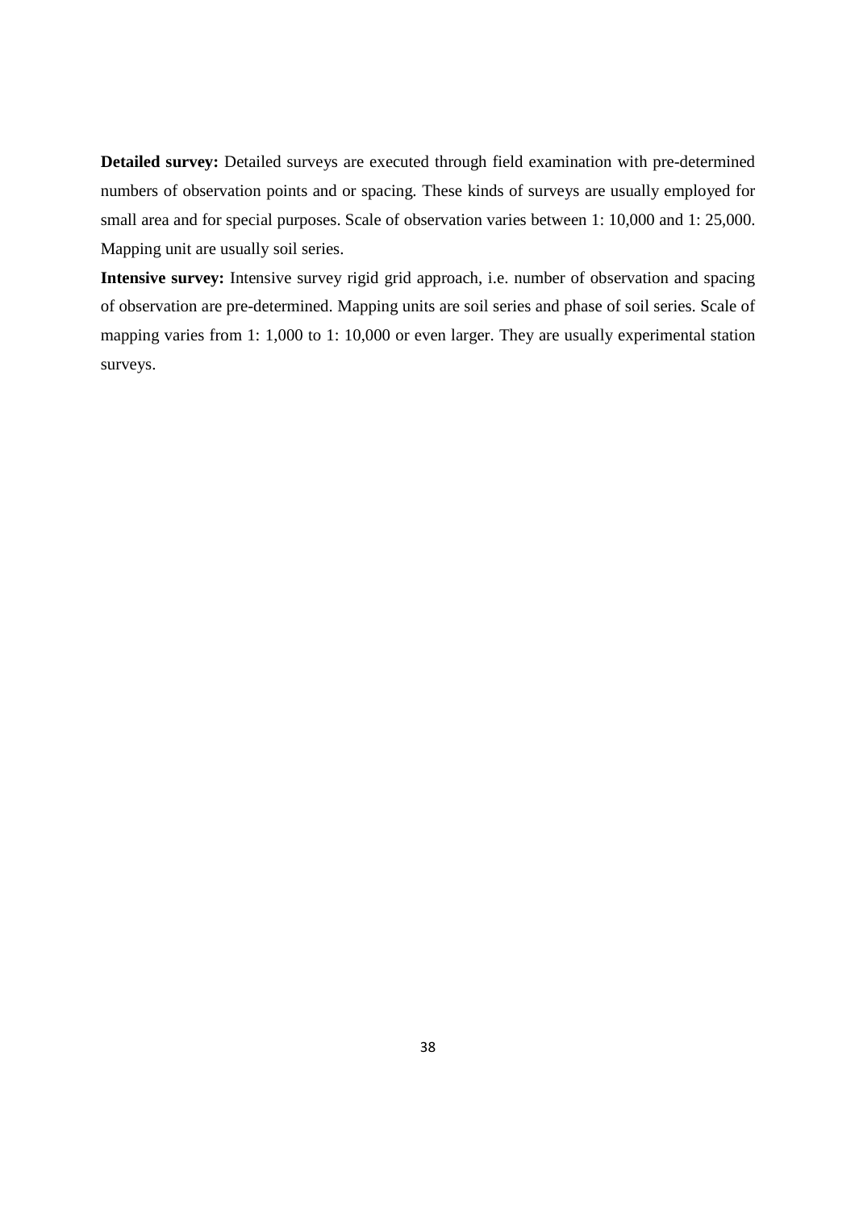**Detailed survey:** Detailed surveys are executed through field examination with pre-determined numbers of observation points and or spacing. These kinds of surveys are usually employed for small area and for special purposes. Scale of observation varies between 1: 10,000 and 1: 25,000. Mapping unit are usually soil series.

**Intensive survey:** Intensive survey rigid grid approach, i.e. number of observation and spacing of observation are pre-determined. Mapping units are soil series and phase of soil series. Scale of mapping varies from 1: 1,000 to 1: 10,000 or even larger. They are usually experimental station surveys.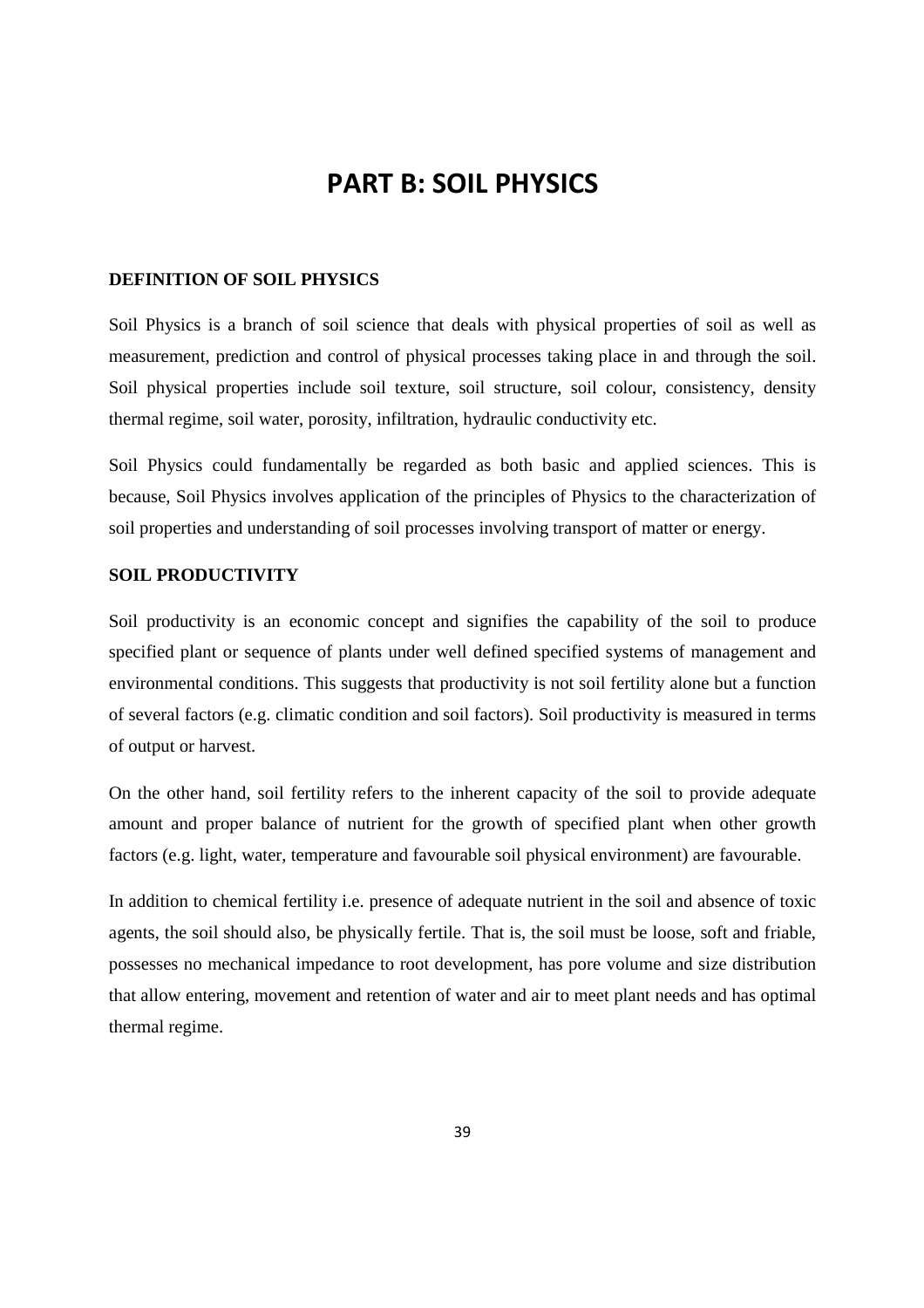# PART B: SOIL PHYSICS

## DEFINITION OF SOIL PHYSICS

Soil Physics is a branch of soil science that deals with physical properties of soil as well as measurement, prediction and control of physical processes taking place in and through the soil. Soil physical properties include soil texture, soil structure, soil colour, consistency, density thermal regime, soil water, porosity, infiltration, hydraulic conductivity etc.

Soil Physics could fundamentally be regarded as both basic and applied sciences. This is because, Soil Physics involves application of the principles of Physics to the characterization of soil properties and understanding of soil processes involving transport of matter or energy.

## SOIL PRODUCTIVITY

Soil productivity is an economic concept and signifies the capability of the soil to produce specified plant or sequence of plants under well defined specified systems of management and environmental conditions. This suggests that productivity is not soil fertility alone but a function of several factors (e.g. climatic condition and soil factors). Soil productivity is measured in terms of output or harvest.

On the other hand, soil fertility refers to the inherent capacity of the soil to provide adequate amount and proper balance of nutrient for the growth of specified plant when other growth factors (e.g. light, water, temperature and favourable soil physical environment) are favourable.

In addition to chemical fertility i.e. presence of adequate nutrient in the soil and absence of toxic agents, the soil should also, be physically fertile. That is, the soil must be loose, soft and friable, possesses no mechanical impedance to root development, has pore volume and size distribution that allow entering, movement and retention of water and air to meet plant needs and has optimal thermal regime.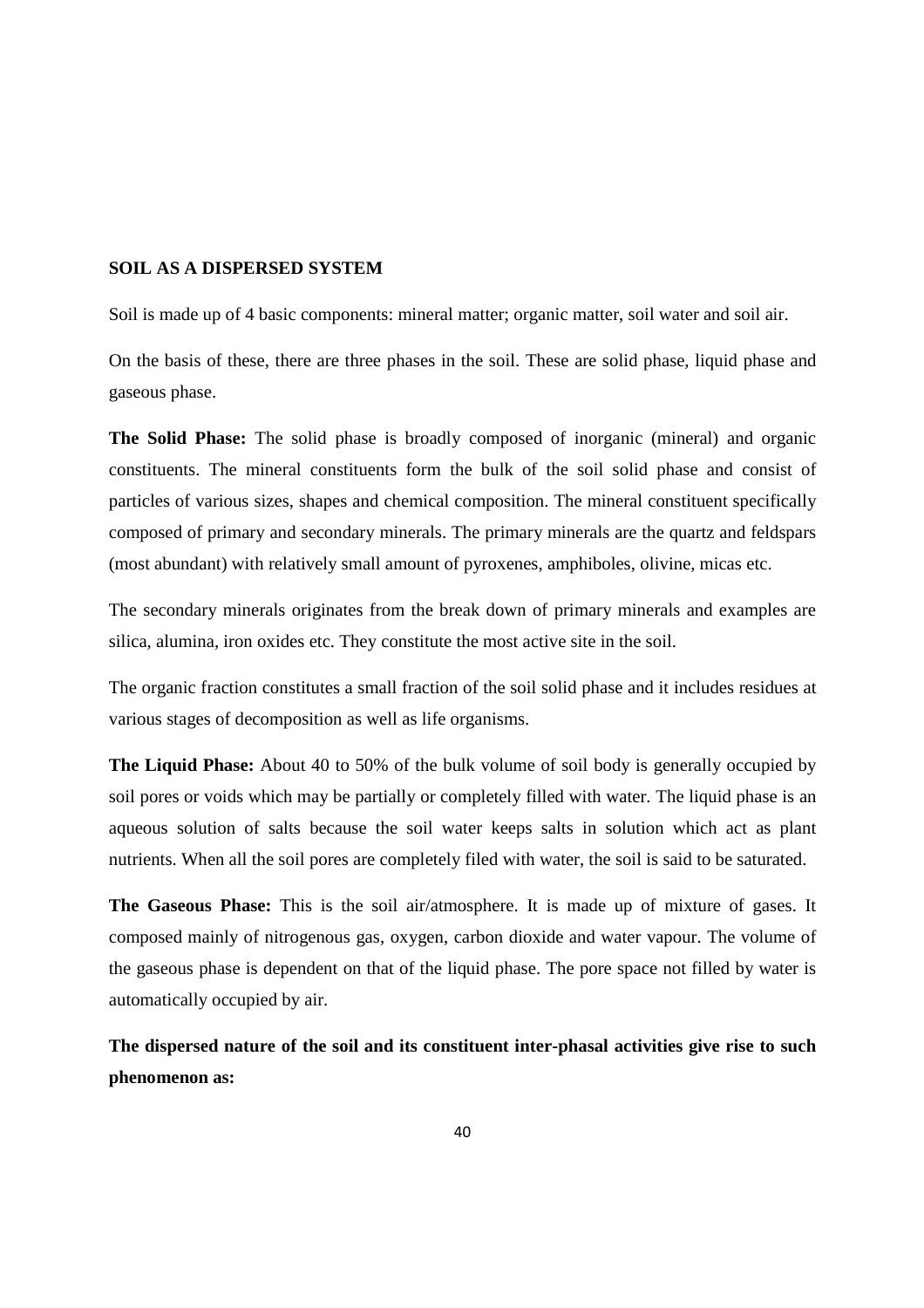**SOIL AS A DISPERSED SYSTEM**

Soil is made up of 4 basic components: mineral matter; organic matter, soil water and soil air.

On the basis of these, there are three phases in the soil. These are solid phase, liquid phase and gaseous phase.

**The Solid Phase:** The solid phase is broadly composed of inorganic (mineral) and organic constituents. The mineral constituents form the bulk of the soil solid phase and consist of particles of various sizes, shapes and chemical composition. The mineral constituent specifically composed of primary and secondary minerals. The primary minerals are the quartz and feldspars (most abundant) with relatively small amount of pyroxenes, amphiboles, olivine, micas etc.

The secondary minerals originates from the break down of primary minerals and examples are silica, alumina, iron oxides etc. They constitute the most active site in the soil.

The organic fraction constitutes a small fraction of the soil solid phase and it includes residues at various stages of decomposition as well as life organisms.

**The Liquid Phase:** About 40 to 50% of the bulk volume of soil body is generally occupied by soil pores or voids which may be partially or completely filled with water. The liquid phase is an aqueous solution of salts because the soil water keeps salts in solution which act as plant nutrients. When all the soil pores are completely filed with water, the soil is said to be saturated.

**The Gaseous Phase:** This is the soil air/atmosphere. It is made up of mixture of gases. It composed mainly of nitrogenous gas, oxygen, carbon dioxide and water vapour. The volume of the gaseous phase is dependent on that of the liquid phase. The pore space not filled by water is automatically occupied by air.

**The dispersed nature of the soil and its constituent inter-phasal activities give rise to such phenomenon as:**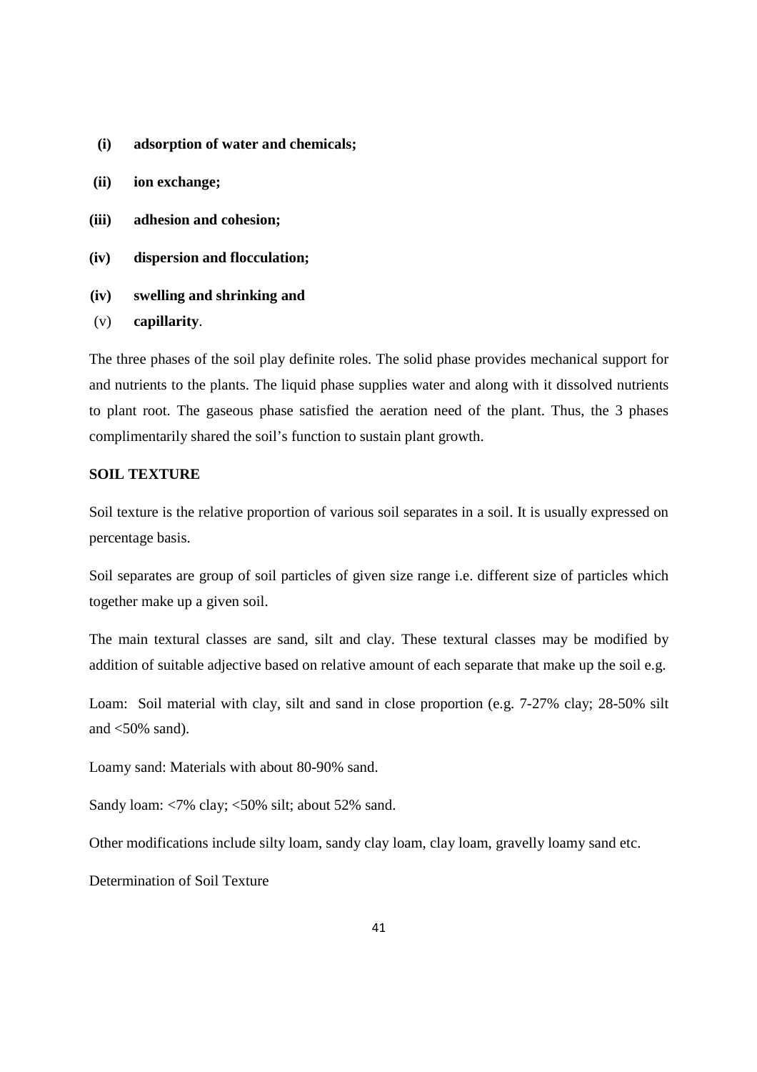- **(i)** **adsorption of water and chemicals;**
- **(ii)** **ion exchange;**
- **(iii)** **adhesion and cohesion;**
- **(iv)** **dispersion and flocculation;**
- **(iv)** **swelling and shrinking and**
- (v) **capillarity**.

The three phases of the soil play definite roles. The solid phase provides mechanical support for and nutrients to the plants. The liquid phase supplies water and along with it dissolved nutrients to plant root. The gaseous phase satisfied the aeration need of the plant. Thus, the 3 phases complimentarily shared the soil's function to sustain plant growth.

**SOIL TEXTURE**

Soil texture is the relative proportion of various soil separates in a soil. It is usually expressed on percentage basis.

Soil separates are group of soil particles of given size range i.e. different size of particles which together make up a given soil.

The main textural classes are sand, silt and clay. These textural classes may be modified by addition of suitable adjective based on relative amount of each separate that make up the soil e.g.

Loam: Soil material with clay, silt and sand in close proportion (e.g. 7-27% clay; 28-50% silt and <50% sand).

Loamy sand: Materials with about 80-90% sand.

Sandy loam: <7% clay; <50% silt; about 52% sand.

Other modifications include silty loam, sandy clay loam, clay loam, gravelly loamy sand etc.

Determination of Soil Texture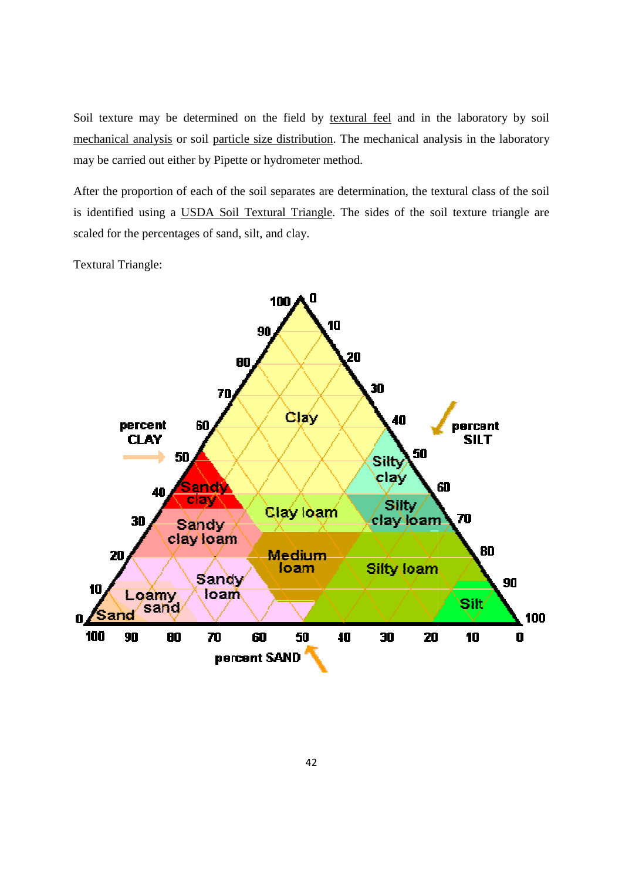Soil texture may be determined on the field by textural feel and in the laboratory by soil mechanical analysis or soil particle size distribution. The mechanical analysis in the laboratory may be carried out either by Pipette or hydrometer method.

After the proportion of each of the soil separates are determination, the textural class of the soil is identified using a USDA Soil Textural Triangle. The sides of the soil texture triangle are scaled for the percentages of sand, silt, and clay.

Textural Triangle: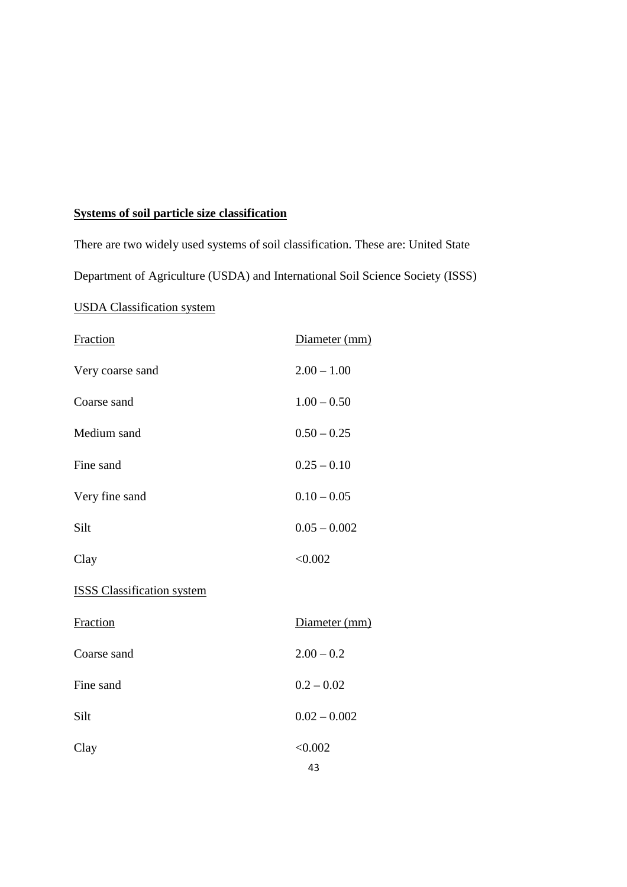**Systems of soil particle size classification**

There are two widely used systems of soil classification. These are: United State Department of Agriculture (USDA) and International Soil Science Society (ISSS)

USDA Classification system

| Fraction | Diameter (mm) |
|---|---|
| Very coarse sand | 2.00 – 1.00 |
| Coarse sand | 1.00 – 0.50 |
| Medium sand | 0.50 – 0.25 |
| Fine sand | 0.25 – 0.10 |
| Very fine sand | 0.10 – 0.05 |
| Silt | 0.05 – 0.002 |
| Clay | <0.002 |

ISSS Classification system

| Fraction | Diameter (mm) |
|---|---|
| Coarse sand | 2.00 – 0.2 |
| Fine sand | 0.2 – 0.02 |
| Silt | 0.02 – 0.002 |
| Clay | <0.002 |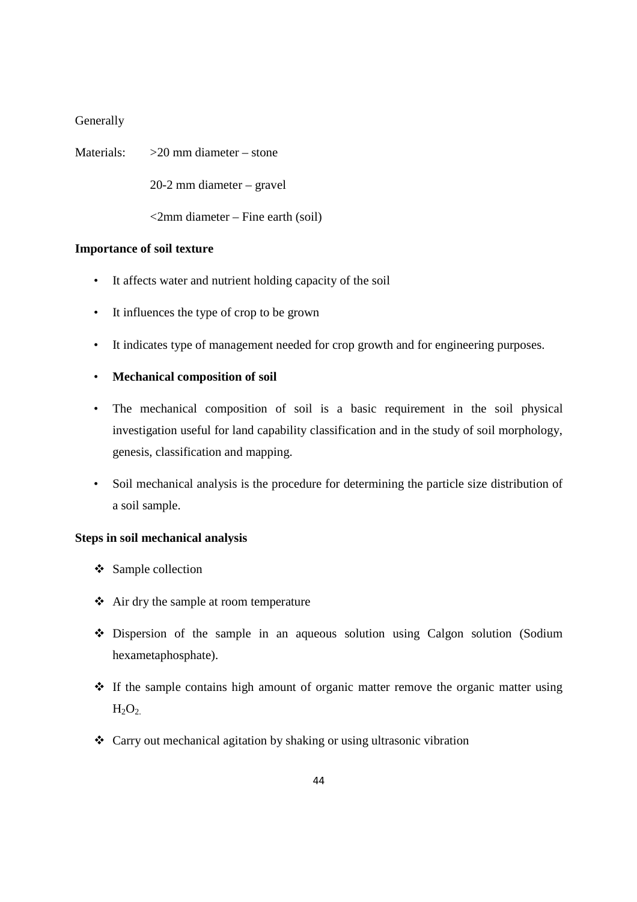Generally

Materials: >20 mm diameter – stone

20-2 mm diameter – gravel

<2mm diameter – Fine earth (soil)

**Importance of soil texture**

- It affects water and nutrient holding capacity of the soil
- It influences the type of crop to be grown
- It indicates type of management needed for crop growth and for engineering purposes.
- **Mechanical composition of soil**
- The mechanical composition of soil is a basic requirement in the soil physical investigation useful for land capability classification and in the study of soil morphology, genesis, classification and mapping.
- Soil mechanical analysis is the procedure for determining the particle size distribution of a soil sample.

**Steps in soil mechanical analysis**

- Sample collection
- Air dry the sample at room temperature
- Dispersion of the sample in an aqueous solution using Calgon solution (Sodium hexametaphosphate).
- If the sample contains high amount of organic matter remove the organic matter using $H_2O_2$.
- Carry out mechanical agitation by shaking or using ultrasonic vibration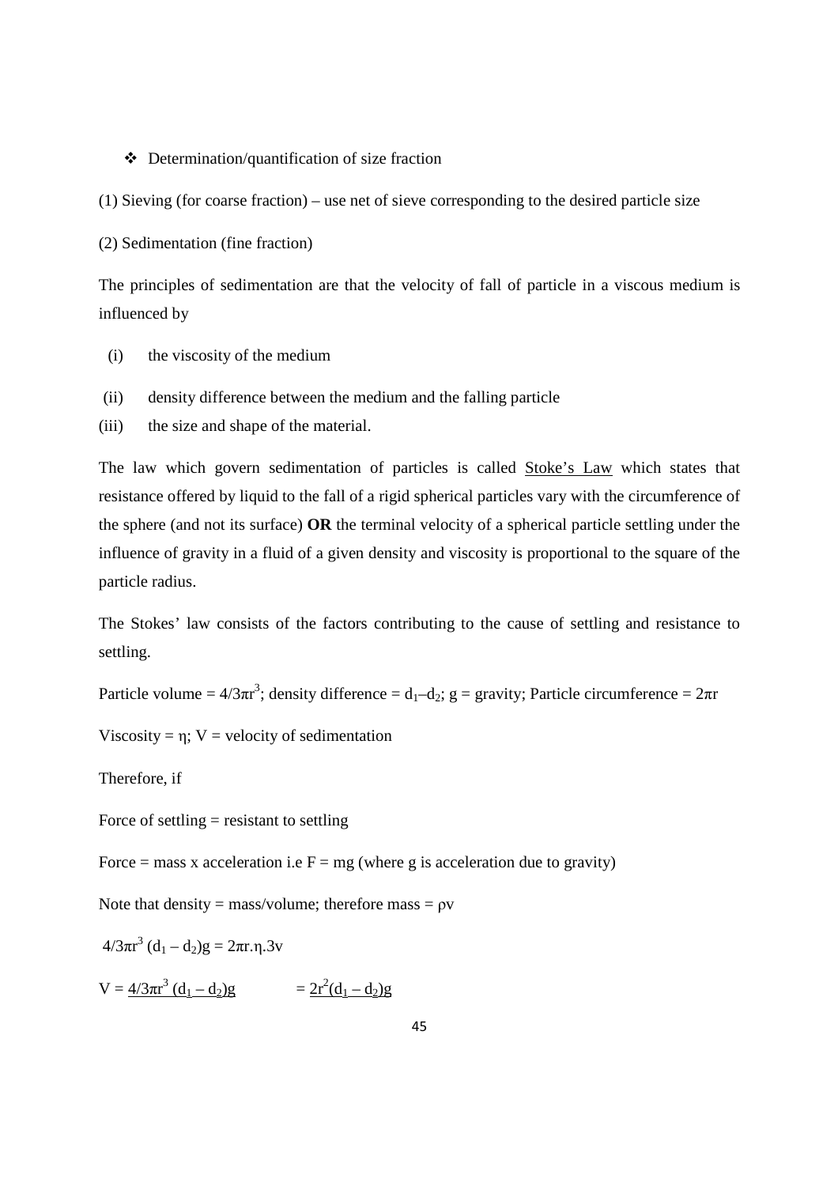- Determination/quantification of size fraction

(1) Sieving (for coarse fraction) – use net of sieve corresponding to the desired particle size

(2) Sedimentation (fine fraction)

The principles of sedimentation are that the velocity of fall of particle in a viscous medium is influenced by

(i) the viscosity of the medium

(ii) density difference between the medium and the falling particle

(iii) the size and shape of the material.

The law which govern sedimentation of particles is called <u>Stoke's Law</u> which states that resistance offered by liquid to the fall of a rigid spherical particles vary with the circumference of the sphere (and not its surface) **OR** the terminal velocity of a spherical particle settling under the influence of gravity in a fluid of a given density and viscosity is proportional to the square of the particle radius.

The Stokes' law consists of the factors contributing to the cause of settling and resistance to settling.

Particle volume = $4/3\pi r^3$; density difference = $d_1 – d_2$; g = gravity; Particle circumference = $2\pi r$

Viscosity = $\eta$; V = velocity of sedimentation

Therefore, if

Force of settling = resistant to settling

Force = mass x acceleration i.e F = mg (where g is acceleration due to gravity)

Note that density = mass/volume; therefore mass = $\rho v$

$4/3\pi r^3 (d_1 - d_2)g = 2\pi r.\eta.3v$

$V = \underline{4/3\pi r^3 (d_1 - d_2)g} \qquad = \underline{2r^2(d_1 - d_2)g}$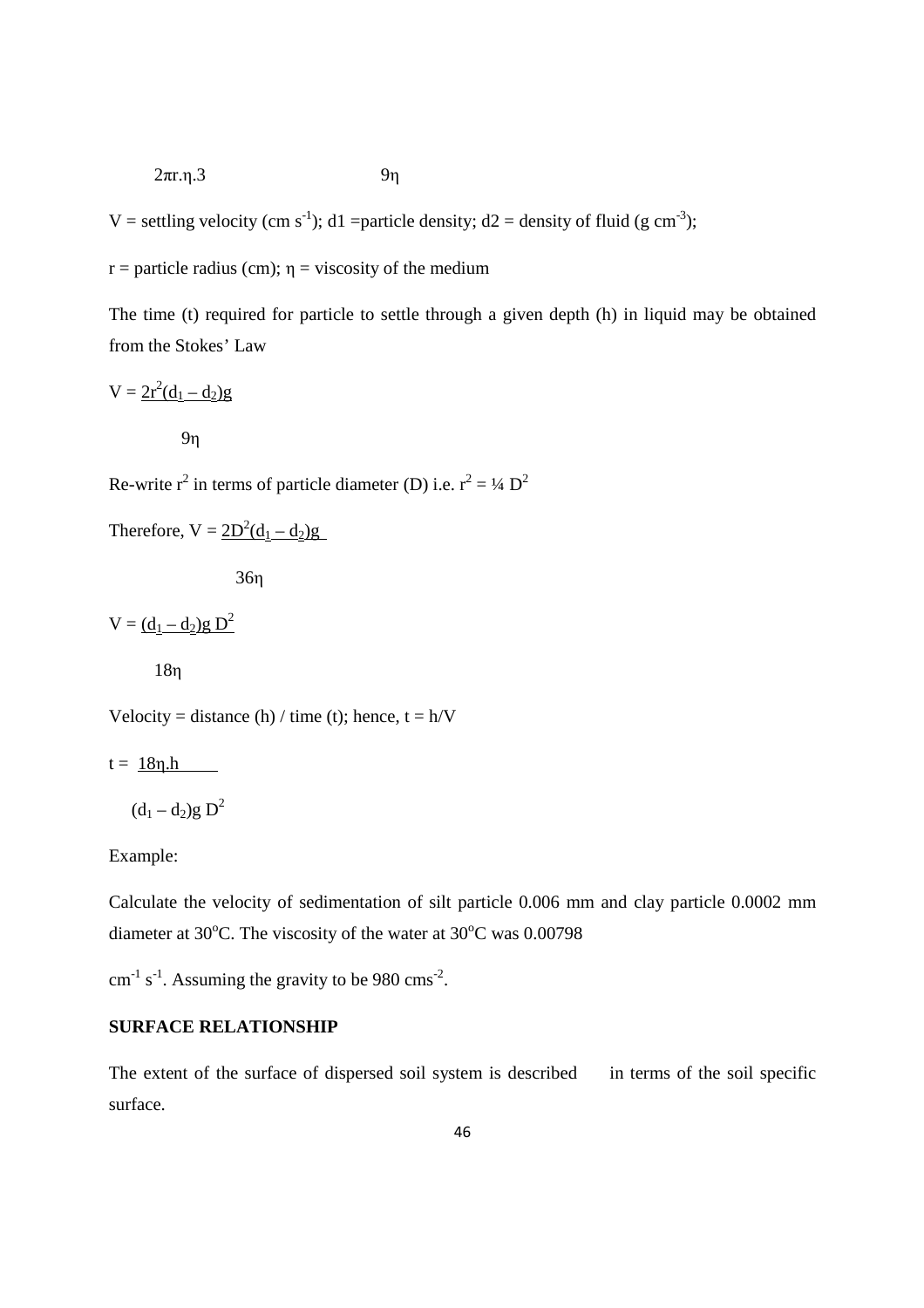$2\pi r.\eta.3$ $\qquad\qquad$ $9\eta$

V = settling velocity (cm $s^{-1}$); d1 =particle density; d2 = density of fluid (g $cm^{-3}$);

r = particle radius (cm); $\eta$ = viscosity of the medium

The time (t) required for particle to settle through a given depth (h) in liquid may be obtained from the Stokes' Law

$$V = \frac{2r^2(d_1 - d_2)g}{9\eta}$$

Re-write $r^2$ in terms of particle diameter (D) i.e. $r^2 = ¼ D^2$

$$\text{Therefore, } V = \frac{2D^2(d_1 - d_2)g}{36\eta}$$

$$V = \frac{(d_1 - d_2)g D^2}{18\eta}$$

Velocity = distance (h) / time (t); hence, t = h/V

$$t = \frac{18\eta.h}{(d_1 - d_2)g D^2}$$

Example:

Calculate the velocity of sedimentation of silt particle 0.006 mm and clay particle 0.0002 mm diameter at 30°C. The viscosity of the water at 30°C was 0.00798

$cm^{-1}$ $s^{-1}$. Assuming the gravity to be 980 $cms^{-2}$.

**SURFACE RELATIONSHIP**

The extent of the surface of dispersed soil system is described in terms of the soil specific surface.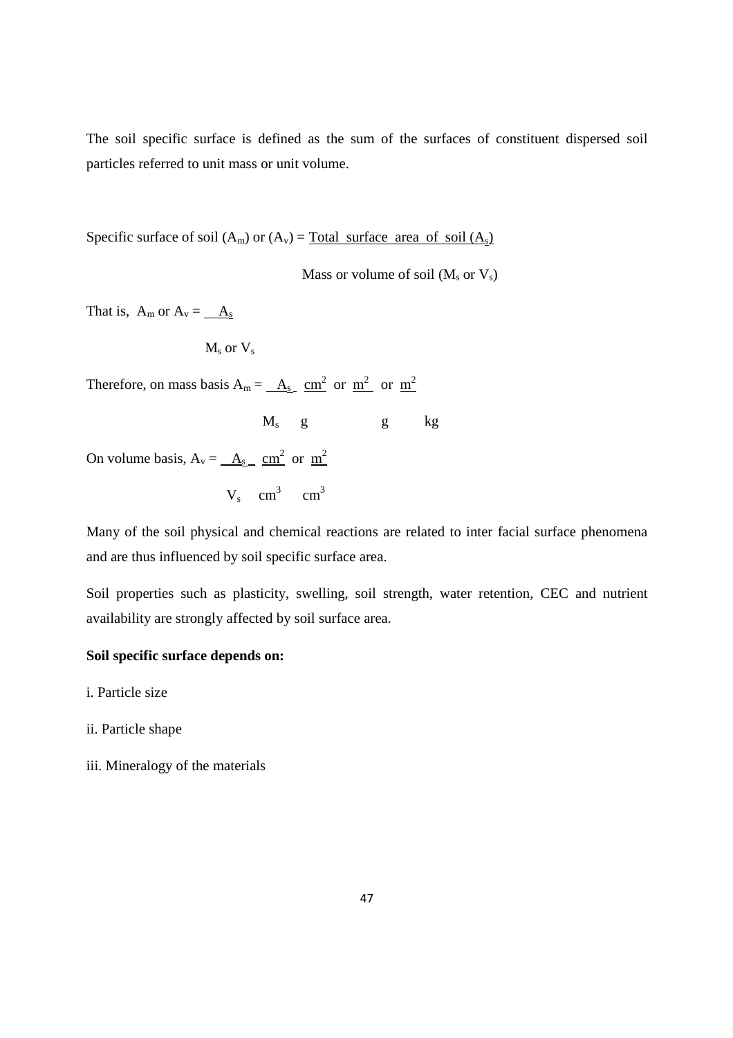The soil specific surface is defined as the sum of the surfaces of constituent dispersed soil particles referred to unit mass or unit volume.

$$\text{Specific surface of soil } (A_m) \text{ or } (A_v) = \frac{\text{Total surface area of soil } (A_s)}{\text{Mass or volume of soil } (M_s \text{ or } V_s)}$$

That is,

$$A_m \text{ or } A_v = \frac{A_s}{M_s \text{ or } V_s}$$

Therefore, on mass basis

$$A_m = \frac{A_s}{M_s} \quad \frac{cm^2}{g} \text{ or } \frac{m^2}{g} \text{ or } \frac{m^2}{kg}$$

On volume basis,

$$A_v = \frac{A_s}{V_s} \quad \frac{cm^2}{cm^3} \text{ or } \frac{m^2}{cm^3}$$

Many of the soil physical and chemical reactions are related to inter facial surface phenomena and are thus influenced by soil specific surface area.

Soil properties such as plasticity, swelling, soil strength, water retention, CEC and nutrient availability are strongly affected by soil surface area.

**Soil specific surface depends on:**

i. Particle size

ii. Particle shape

iii. Mineralogy of the materials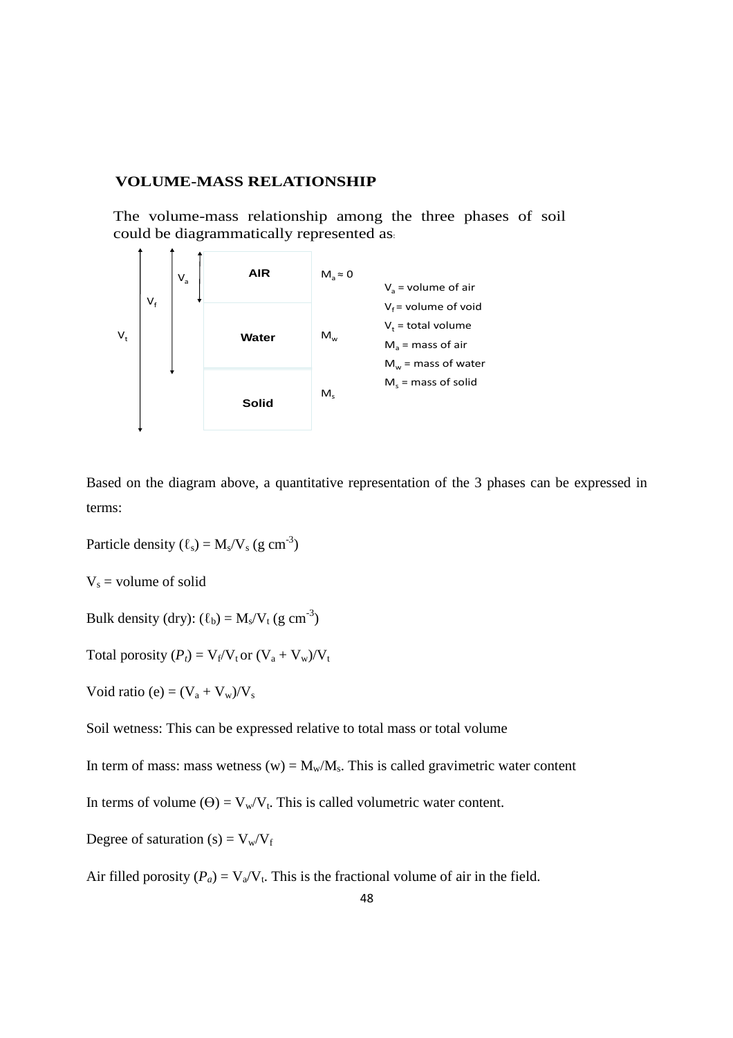## VOLUME-MASS RELATIONSHIP

The volume-mass relationship among the three phases of soil could be diagrammatically represented as:

| | Phase | Mass |
|---|---|---|
| $V_a$ | AIR | $M_a \approx 0$ |
| | Water | $M_w$ |
| | Solid | $M_s$ |

($V_f$ spans Air and Water; $V_t$ spans all three phases.)

$V_a$ = volume of air
$V_f$ = volume of void
$V_t$ = total volume
$M_a$ = mass of air
$M_w$ = mass of water
$M_s$ = mass of solid

Based on the diagram above, a quantitative representation of the 3 phases can be expressed in terms:

Particle density ($\ell_s$) = $M_s/V_s$ (g $cm^{-3}$)

$V_s$ = volume of solid

Bulk density (dry): ($\ell_b$) = $M_s/V_t$ (g $cm^{-3}$)

Total porosity ($P_t$) = $V_f/V_t$ or $(V_a + V_w)/V_t$

Void ratio (e) = $(V_a + V_w)/V_s$

Soil wetness: This can be expressed relative to total mass or total volume

In term of mass: mass wetness (w) = $M_w/M_s$. This is called gravimetric water content

In terms of volume ($\Theta$) = $V_w/V_t$. This is called volumetric water content.

Degree of saturation (s) = $V_w/V_f$

Air filled porosity ($P_a$) = $V_a/V_t$. This is the fractional volume of air in the field.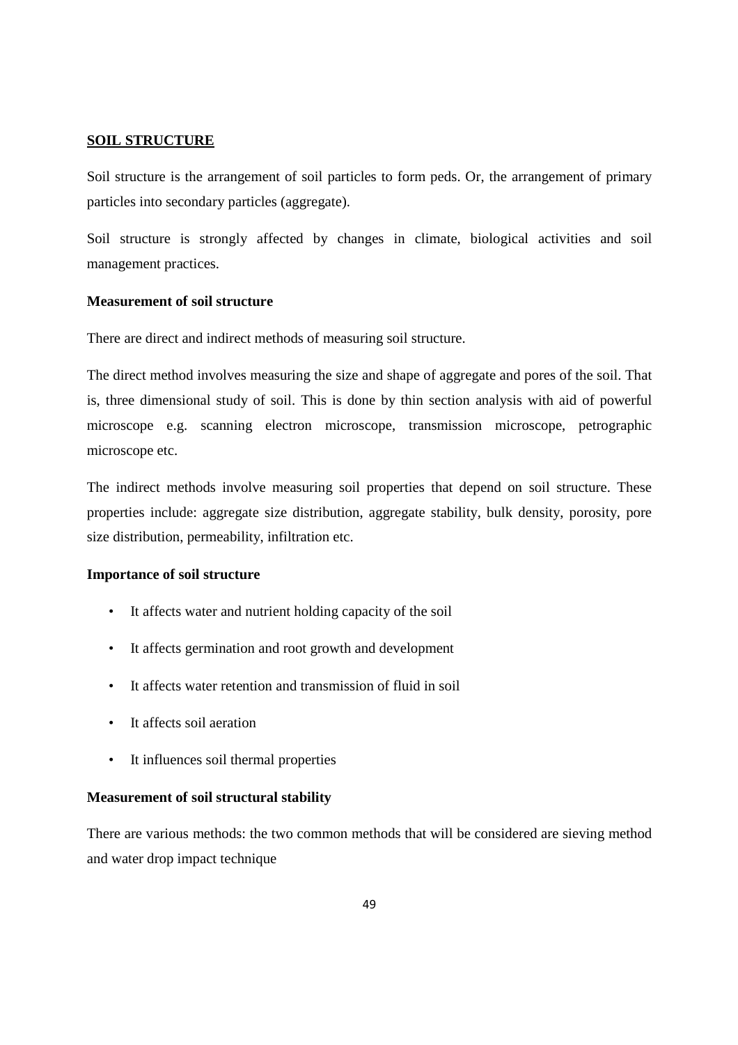## SOIL STRUCTURE

Soil structure is the arrangement of soil particles to form peds. Or, the arrangement of primary particles into secondary particles (aggregate).

Soil structure is strongly affected by changes in climate, biological activities and soil management practices.

### Measurement of soil structure

There are direct and indirect methods of measuring soil structure.

The direct method involves measuring the size and shape of aggregate and pores of the soil. That is, three dimensional study of soil. This is done by thin section analysis with aid of powerful microscope e.g. scanning electron microscope, transmission microscope, petrographic microscope etc.

The indirect methods involve measuring soil properties that depend on soil structure. These properties include: aggregate size distribution, aggregate stability, bulk density, porosity, pore size distribution, permeability, infiltration etc.

### Importance of soil structure

- It affects water and nutrient holding capacity of the soil
- It affects germination and root growth and development
- It affects water retention and transmission of fluid in soil
- It affects soil aeration
- It influences soil thermal properties

### Measurement of soil structural stability

There are various methods: the two common methods that will be considered are sieving method and water drop impact technique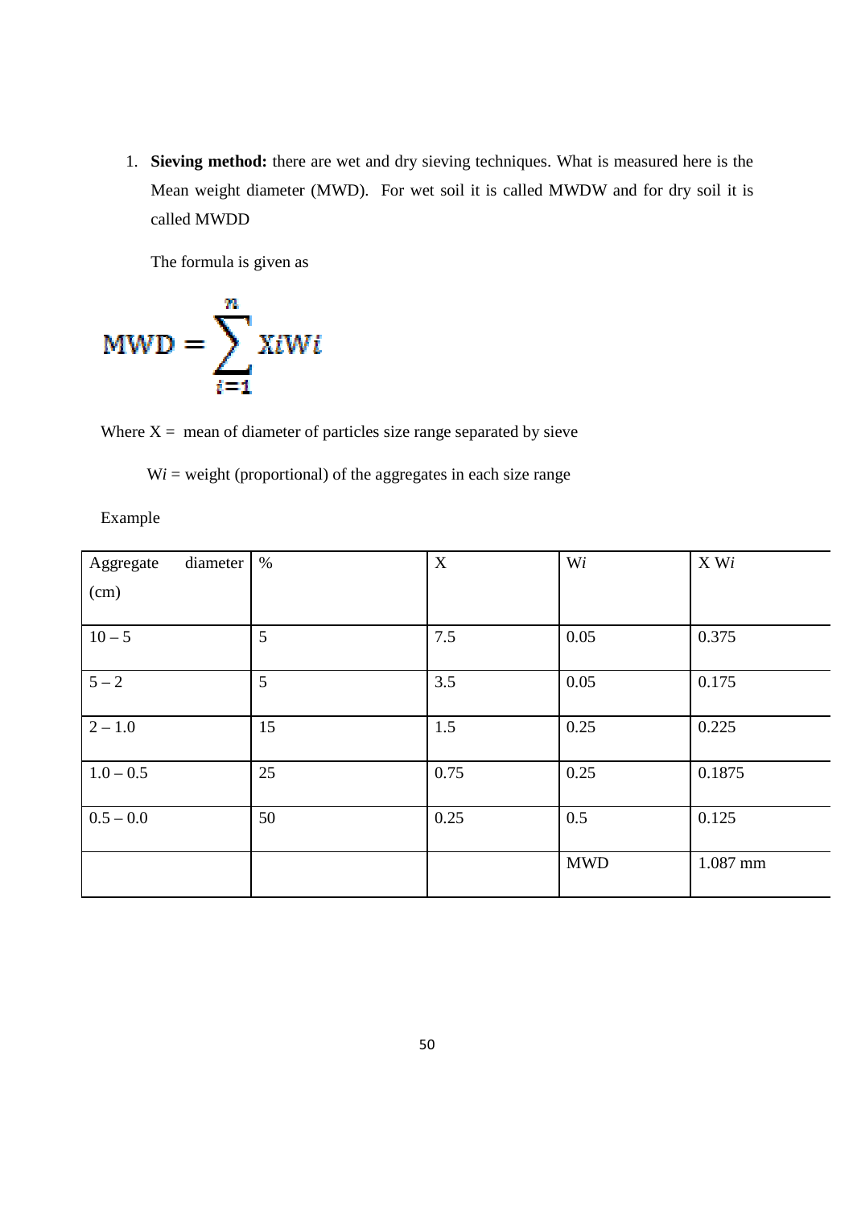1. **Sieving method:** there are wet and dry sieving techniques. What is measured here is the Mean weight diameter (MWD). For wet soil it is called MWDW and for dry soil it is called MWDD

   The formula is given as

$$\text{MWD} = \sum_{i=1}^{n} XiWi$$

Where X = mean of diameter of particles size range separated by sieve

W*i* = weight (proportional) of the aggregates in each size range

Example

| Aggregate diameter (cm) | % | X | W*i* | X W*i* |
|---|---|---|---|---|
| 10 – 5 | 5 | 7.5 | 0.05 | 0.375 |
| 5 – 2 | 5 | 3.5 | 0.05 | 0.175 |
| 2 – 1.0 | 15 | 1.5 | 0.25 | 0.225 |
| 1.0 – 0.5 | 25 | 0.75 | 0.25 | 0.1875 |
| 0.5 – 0.0 | 50 | 0.25 | 0.5 | 0.125 |
| | | | MWD | 1.087 mm |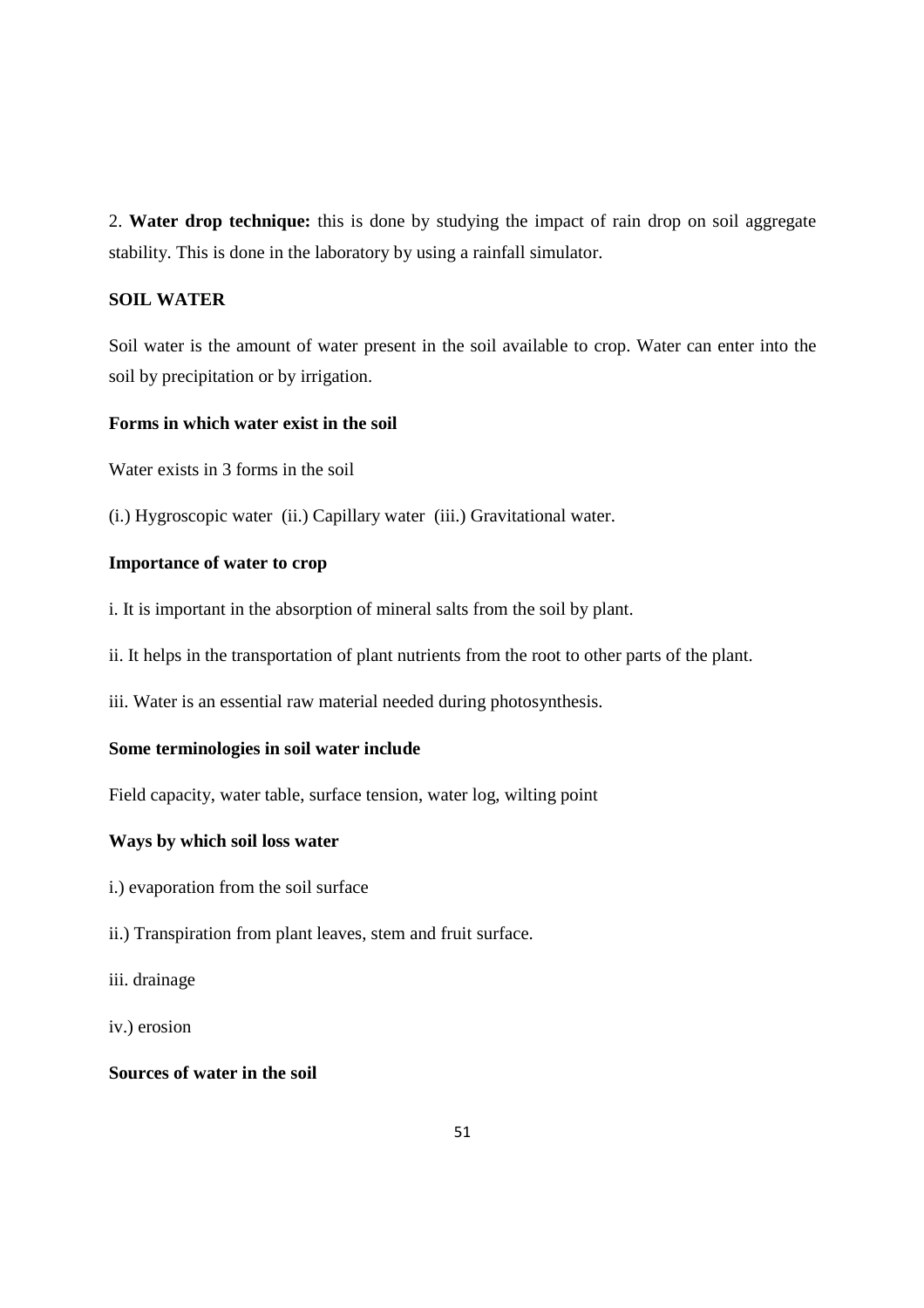2. **Water drop technique:** this is done by studying the impact of rain drop on soil aggregate stability. This is done in the laboratory by using a rainfall simulator.

**SOIL WATER**

Soil water is the amount of water present in the soil available to crop. Water can enter into the soil by precipitation or by irrigation.

**Forms in which water exist in the soil**

Water exists in 3 forms in the soil

(i.) Hygroscopic water (ii.) Capillary water (iii.) Gravitational water.

**Importance of water to crop**

i. It is important in the absorption of mineral salts from the soil by plant.

ii. It helps in the transportation of plant nutrients from the root to other parts of the plant.

iii. Water is an essential raw material needed during photosynthesis.

**Some terminologies in soil water include**

Field capacity, water table, surface tension, water log, wilting point

**Ways by which soil loss water**

i.) evaporation from the soil surface

ii.) Transpiration from plant leaves, stem and fruit surface.

iii. drainage

iv.) erosion

**Sources of water in the soil**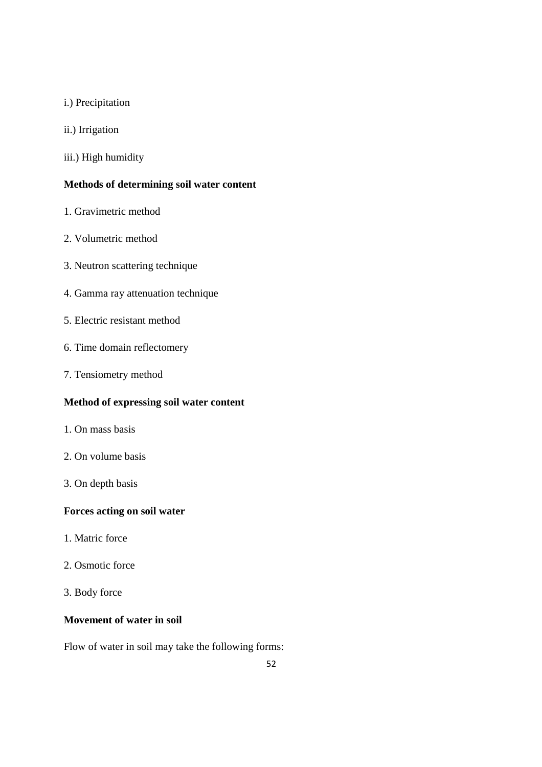i.) Precipitation

ii.) Irrigation

iii.) High humidity

**Methods of determining soil water content**

1. Gravimetric method

2. Volumetric method

3. Neutron scattering technique

4. Gamma ray attenuation technique

5. Electric resistant method

6. Time domain reflectomery

7. Tensiometry method

**Method of expressing soil water content**

1. On mass basis

2. On volume basis

3. On depth basis

**Forces acting on soil water**

1. Matric force

2. Osmotic force

3. Body force

**Movement of water in soil**

Flow of water in soil may take the following forms: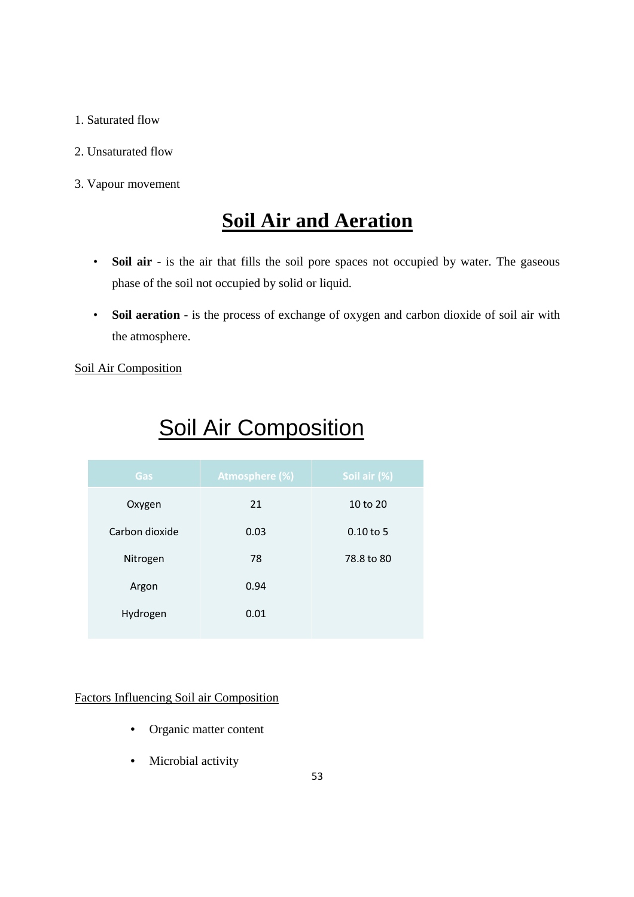1. Saturated flow

2. Unsaturated flow

3. Vapour movement

# Soil Air and Aeration

- **Soil air** - is the air that fills the soil pore spaces not occupied by water. The gaseous phase of the soil not occupied by solid or liquid.

- **Soil aeration** - is the process of exchange of oxygen and carbon dioxide of soil air with the atmosphere.

Soil Air Composition

## Soil Air Composition

| Gas | Atmosphere (%) | Soil air (%) |
|---|---|---|
| Oxygen | 21 | 10 to 20 |
| Carbon dioxide | 0.03 | 0.10 to 5 |
| Nitrogen | 78 | 78.8 to 80 |
| Argon | 0.94 | |
| Hydrogen | 0.01 | |

Factors Influencing Soil air Composition

- Organic matter content
- Microbial activity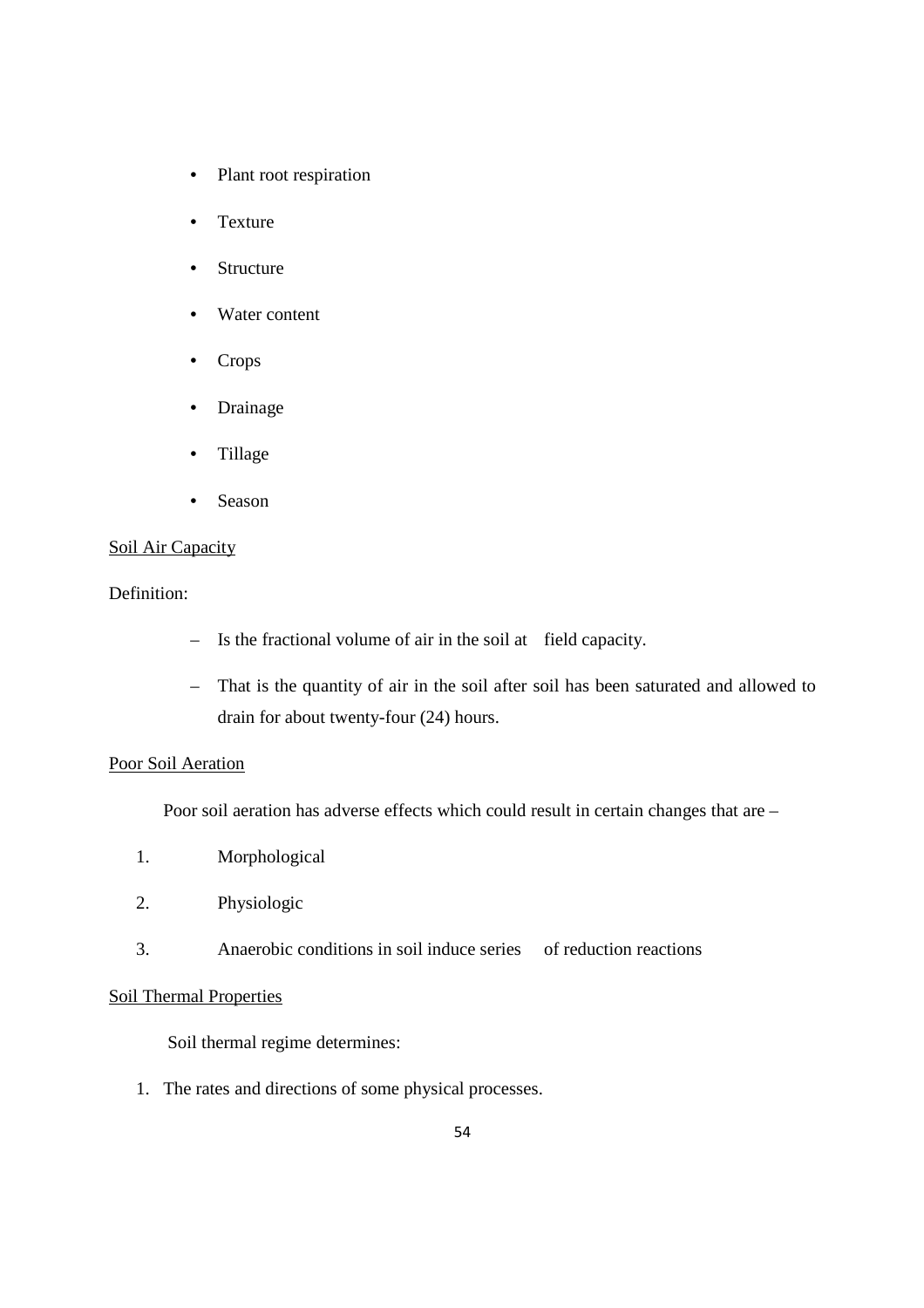- Plant root respiration
- Texture
- Structure
- Water content
- Crops
- Drainage
- Tillage
- Season

<u>Soil Air Capacity</u>

Definition:

- Is the fractional volume of air in the soil at field capacity.
- That is the quantity of air in the soil after soil has been saturated and allowed to drain for about twenty-four (24) hours.

<u>Poor Soil Aeration</u>

Poor soil aeration has adverse effects which could result in certain changes that are –

1. Morphological
2. Physiologic
3. Anaerobic conditions in soil induce series of reduction reactions

<u>Soil Thermal Properties</u>

Soil thermal regime determines:

1. The rates and directions of some physical processes.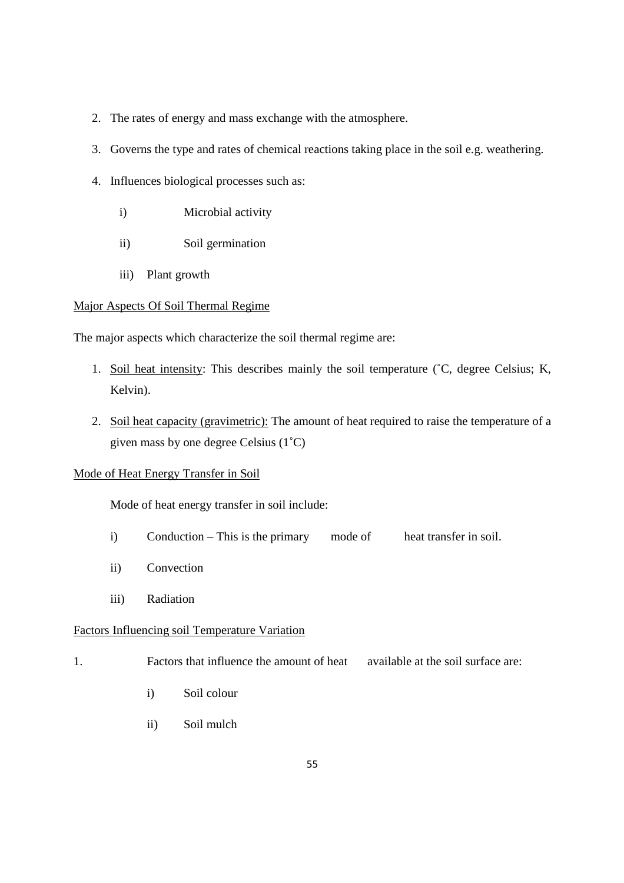2. The rates of energy and mass exchange with the atmosphere.
3. Governs the type and rates of chemical reactions taking place in the soil e.g. weathering.
4. Influences biological processes such as:
    i) Microbial activity
    ii) Soil germination
    iii) Plant growth

<u>Major Aspects Of Soil Thermal Regime</u>

The major aspects which characterize the soil thermal regime are:

1. <u>Soil heat intensity</u>: This describes mainly the soil temperature (˚C, degree Celsius; K, Kelvin).
2. <u>Soil heat capacity (gravimetric):</u> The amount of heat required to raise the temperature of a given mass by one degree Celsius (1˚C)

<u>Mode of Heat Energy Transfer in Soil</u>

Mode of heat energy transfer in soil include:

i) Conduction – This is the primary mode of heat transfer in soil.
ii) Convection
iii) Radiation

<u>Factors Influencing soil Temperature Variation</u>

1. Factors that influence the amount of heat available at the soil surface are:
    i) Soil colour
    ii) Soil mulch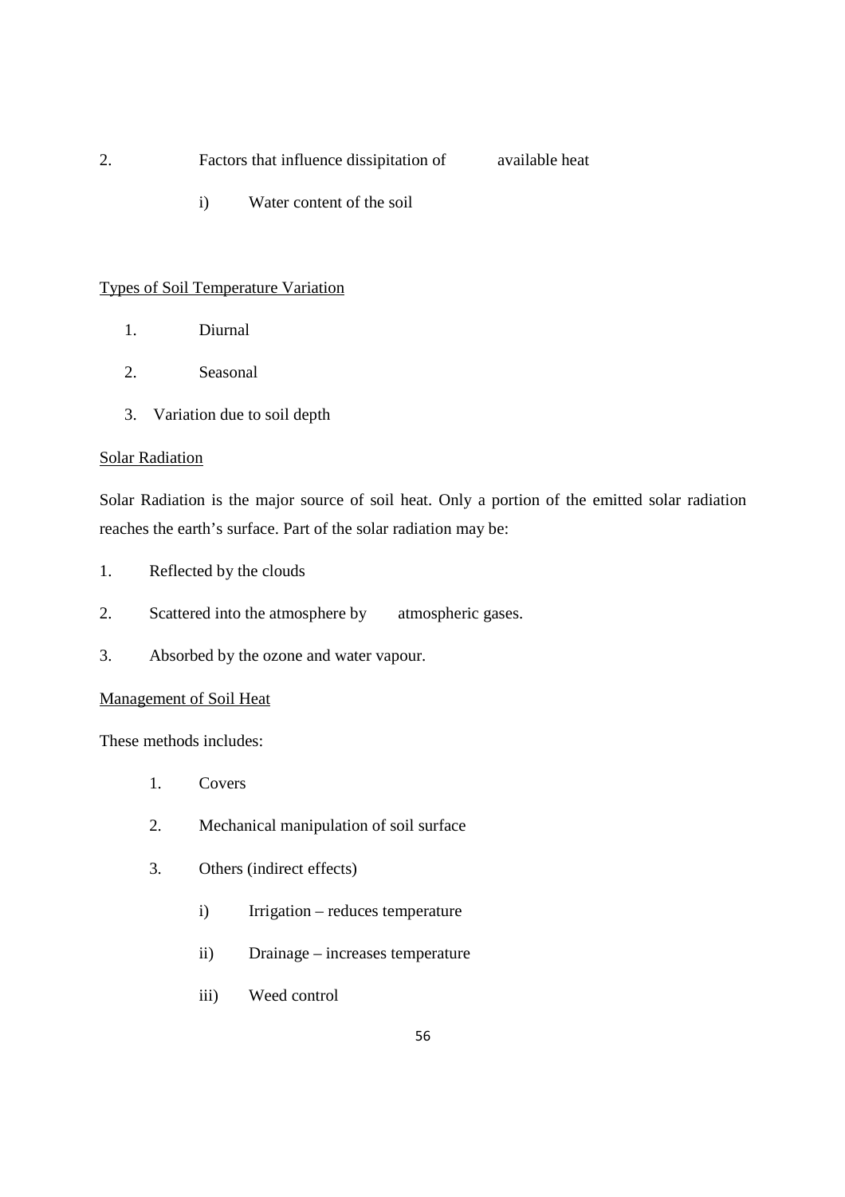2. Factors that influence dissipitation of available heat

   i) Water content of the soil

<u>Types of Soil Temperature Variation</u>

1. Diurnal
2. Seasonal
3. Variation due to soil depth

<u>Solar Radiation</u>

Solar Radiation is the major source of soil heat. Only a portion of the emitted solar radiation reaches the earth's surface. Part of the solar radiation may be:

1. Reflected by the clouds
2. Scattered into the atmosphere by atmospheric gases.
3. Absorbed by the ozone and water vapour.

<u>Management of Soil Heat</u>

These methods includes:

1. Covers
2. Mechanical manipulation of soil surface
3. Others (indirect effects)

   i) Irrigation – reduces temperature

   ii) Drainage – increases temperature

   iii) Weed control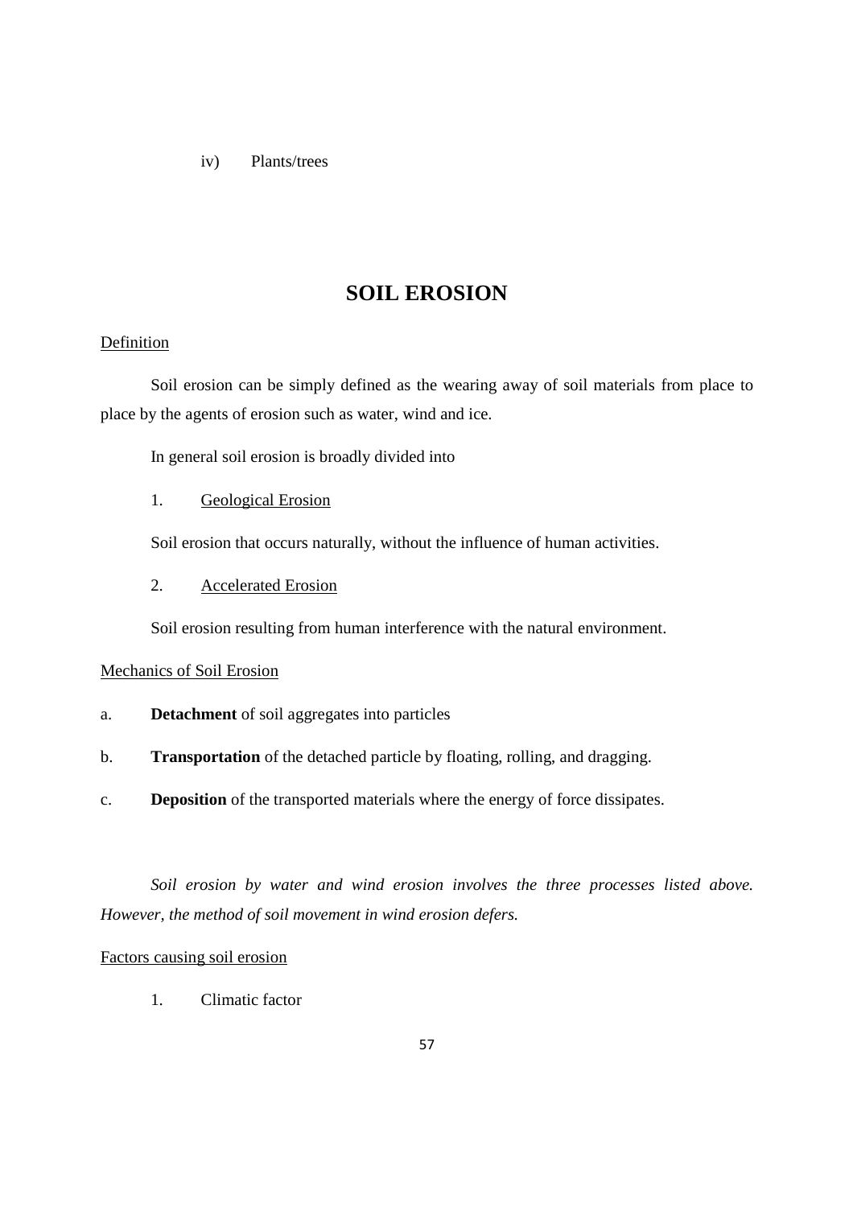iv) Plants/trees

# SOIL EROSION

Definition

Soil erosion can be simply defined as the wearing away of soil materials from place to place by the agents of erosion such as water, wind and ice.

In general soil erosion is broadly divided into

1. Geological Erosion

Soil erosion that occurs naturally, without the influence of human activities.

2. Accelerated Erosion

Soil erosion resulting from human interference with the natural environment.

Mechanics of Soil Erosion

a. **Detachment** of soil aggregates into particles

b. **Transportation** of the detached particle by floating, rolling, and dragging.

c. **Deposition** of the transported materials where the energy of force dissipates.

*Soil erosion by water and wind erosion involves the three processes listed above. However, the method of soil movement in wind erosion defers.*

Factors causing soil erosion

1. Climatic factor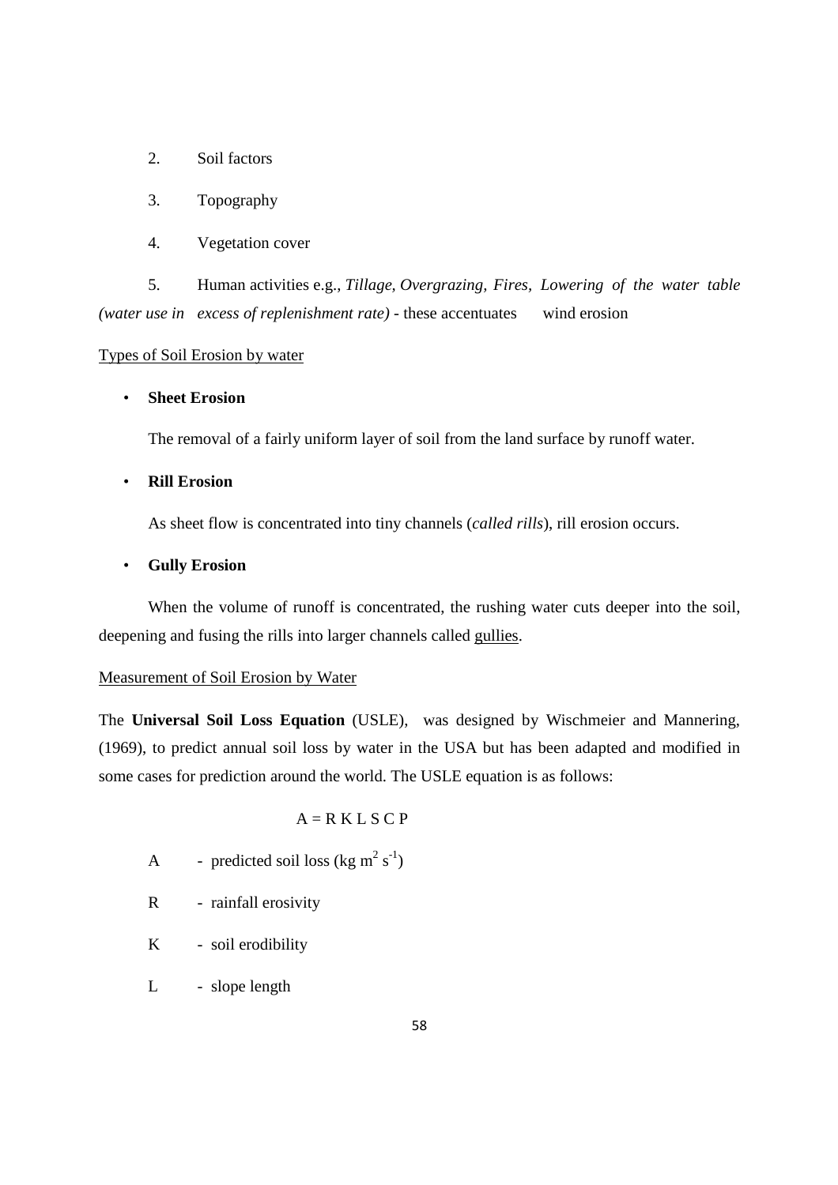2. Soil factors

3. Topography

4. Vegetation cover

5. Human activities e.g., *Tillage, Overgrazing, Fires, Lowering of the water table (water use in excess of replenishment rate)* - these accentuates wind erosion

<u>Types of Soil Erosion by water</u>

- **Sheet Erosion**

  The removal of a fairly uniform layer of soil from the land surface by runoff water.

- **Rill Erosion**

  As sheet flow is concentrated into tiny channels (*called rills*), rill erosion occurs.

- **Gully Erosion**

  When the volume of runoff is concentrated, the rushing water cuts deeper into the soil, deepening and fusing the rills into larger channels called <u>gullies</u>.

<u>Measurement of Soil Erosion by Water</u>

The **Universal Soil Loss Equation** (USLE), was designed by Wischmeier and Mannering, (1969), to predict annual soil loss by water in the USA but has been adapted and modified in some cases for prediction around the world. The USLE equation is as follows:

$$A = R\ K\ L\ S\ C\ P$$

A - predicted soil loss ($kg\ m^2\ s^{-1}$)

R - rainfall erosivity

K - soil erodibility

L - slope length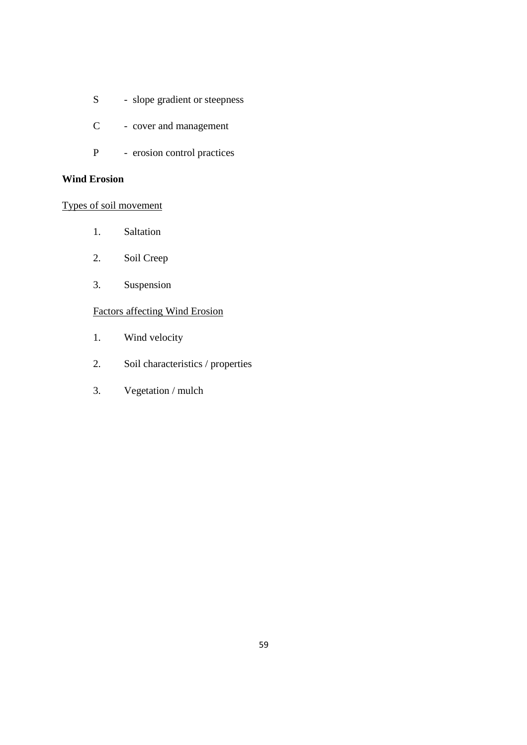S - slope gradient or steepness

C - cover and management

P - erosion control practices

**Wind Erosion**

Types of soil movement

1. Saltation
2. Soil Creep
3. Suspension

Factors affecting Wind Erosion

1. Wind velocity
2. Soil characteristics / properties
3. Vegetation / mulch